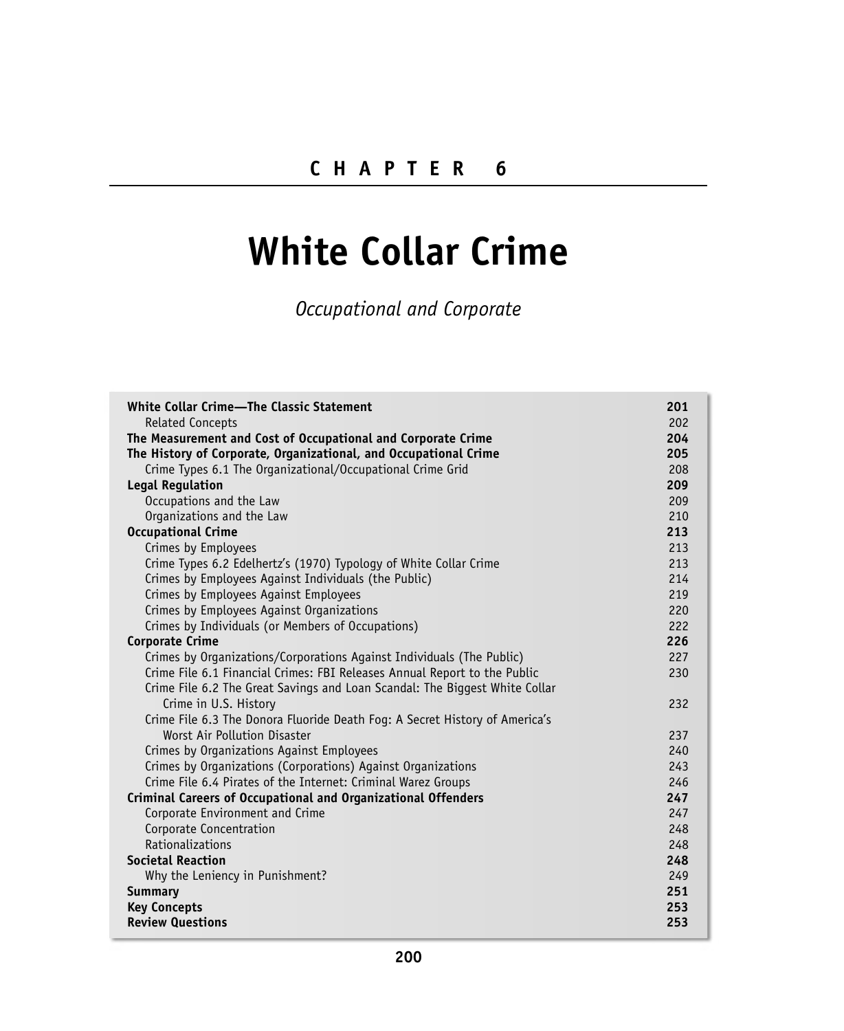# CHAPTER 6

# White Collar Crime

*Occupational and Corporate*

| | |
|---|---|
| **White Collar Crime—The Classic Statement** | **201** |
| Related Concepts | 202 |
| **The Measurement and Cost of Occupational and Corporate Crime** | **204** |
| **The History of Corporate, Organizational, and Occupational Crime** | **205** |
| Crime Types 6.1 The Organizational/Occupational Crime Grid | 208 |
| **Legal Regulation** | **209** |
| Occupations and the Law | 209 |
| Organizations and the Law | 210 |
| **Occupational Crime** | **213** |
| Crimes by Employees | 213 |
| Crime Types 6.2 Edelhertz's (1970) Typology of White Collar Crime | 213 |
| Crimes by Employees Against Individuals (the Public) | 214 |
| Crimes by Employees Against Employees | 219 |
| Crimes by Employees Against Organizations | 220 |
| Crimes by Individuals (or Members of Occupations) | 222 |
| **Corporate Crime** | **226** |
| Crimes by Organizations/Corporations Against Individuals (The Public) | 227 |
| Crime File 6.1 Financial Crimes: FBI Releases Annual Report to the Public | 230 |
| Crime File 6.2 The Great Savings and Loan Scandal: The Biggest White Collar Crime in U.S. History | 232 |
| Crime File 6.3 The Donora Fluoride Death Fog: A Secret History of America's Worst Air Pollution Disaster | 237 |
| Crimes by Organizations Against Employees | 240 |
| Crimes by Organizations (Corporations) Against Organizations | 243 |
| Crime File 6.4 Pirates of the Internet: Criminal Warez Groups | 246 |
| **Criminal Careers of Occupational and Organizational Offenders** | **247** |
| Corporate Environment and Crime | 247 |
| Corporate Concentration | 248 |
| Rationalizations | 248 |
| **Societal Reaction** | **248** |
| Why the Leniency in Punishment? | 249 |
| **Summary** | **251** |
| **Key Concepts** | **253** |
| **Review Questions** | **253** |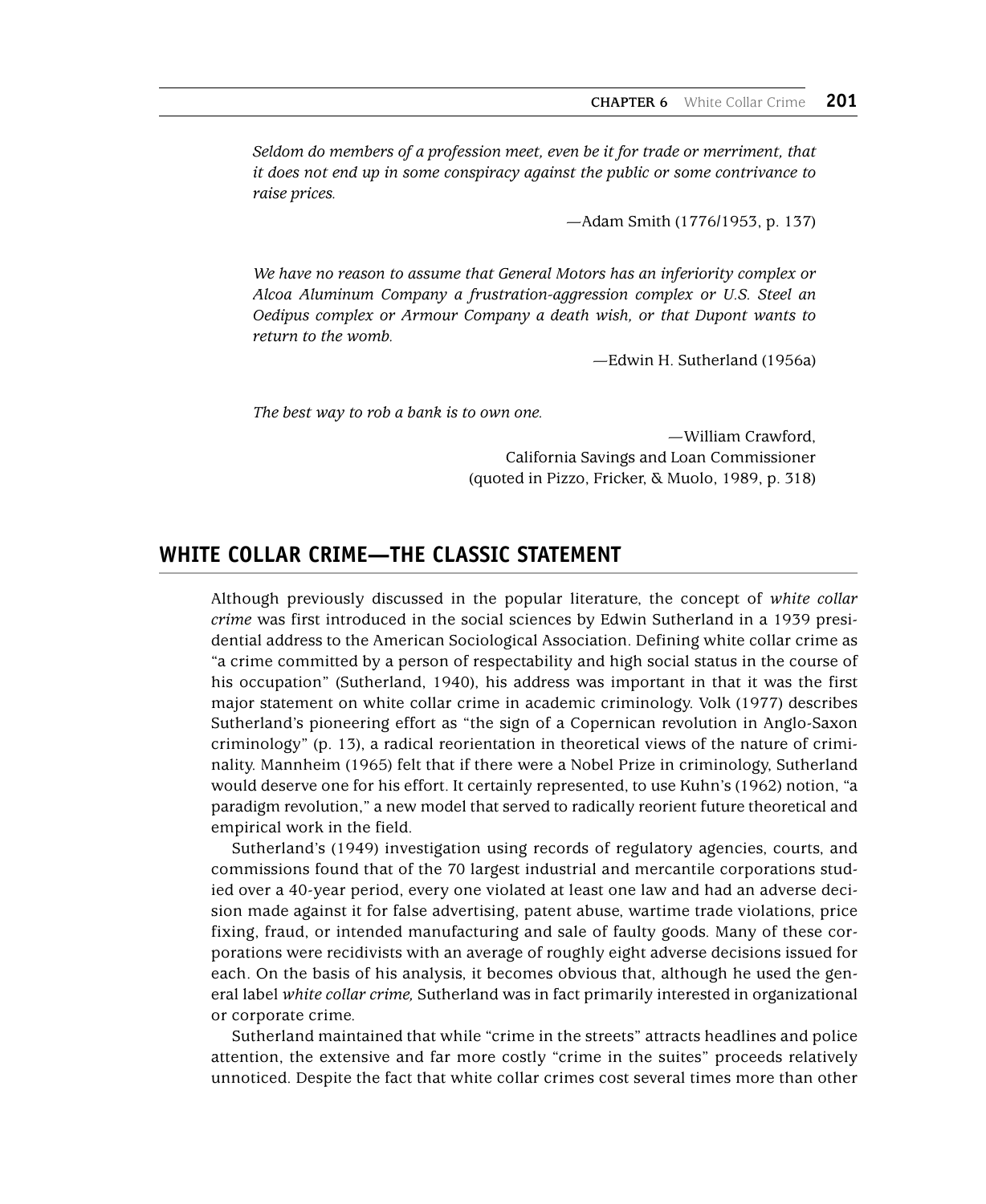*Seldom do members of a profession meet, even be it for trade or merriment, that it does not end up in some conspiracy against the public or some contrivance to raise prices.*

—Adam Smith (1776/1953, p. 137)

*We have no reason to assume that General Motors has an inferiority complex or Alcoa Aluminum Company a frustration-aggression complex or U.S. Steel an Oedipus complex or Armour Company a death wish, or that Dupont wants to return to the womb.*

—Edwin H. Sutherland (1956a)

*The best way to rob a bank is to own one.*

—William Crawford,
California Savings and Loan Commissioner
(quoted in Pizzo, Fricker, & Muolo, 1989, p. 318)

## WHITE COLLAR CRIME—THE CLASSIC STATEMENT

Although previously discussed in the popular literature, the concept of *white collar crime* was first introduced in the social sciences by Edwin Sutherland in a 1939 presidential address to the American Sociological Association. Defining white collar crime as "a crime committed by a person of respectability and high social status in the course of his occupation" (Sutherland, 1940), his address was important in that it was the first major statement on white collar crime in academic criminology. Volk (1977) describes Sutherland's pioneering effort as "the sign of a Copernican revolution in Anglo-Saxon criminology" (p. 13), a radical reorientation in theoretical views of the nature of criminality. Mannheim (1965) felt that if there were a Nobel Prize in criminology, Sutherland would deserve one for his effort. It certainly represented, to use Kuhn's (1962) notion, "a paradigm revolution," a new model that served to radically reorient future theoretical and empirical work in the field.

Sutherland's (1949) investigation using records of regulatory agencies, courts, and commissions found that of the 70 largest industrial and mercantile corporations studied over a 40-year period, every one violated at least one law and had an adverse decision made against it for false advertising, patent abuse, wartime trade violations, price fixing, fraud, or intended manufacturing and sale of faulty goods. Many of these corporations were recidivists with an average of roughly eight adverse decisions issued for each. On the basis of his analysis, it becomes obvious that, although he used the general label *white collar crime,* Sutherland was in fact primarily interested in organizational or corporate crime.

Sutherland maintained that while "crime in the streets" attracts headlines and police attention, the extensive and far more costly "crime in the suites" proceeds relatively unnoticed. Despite the fact that white collar crimes cost several times more than other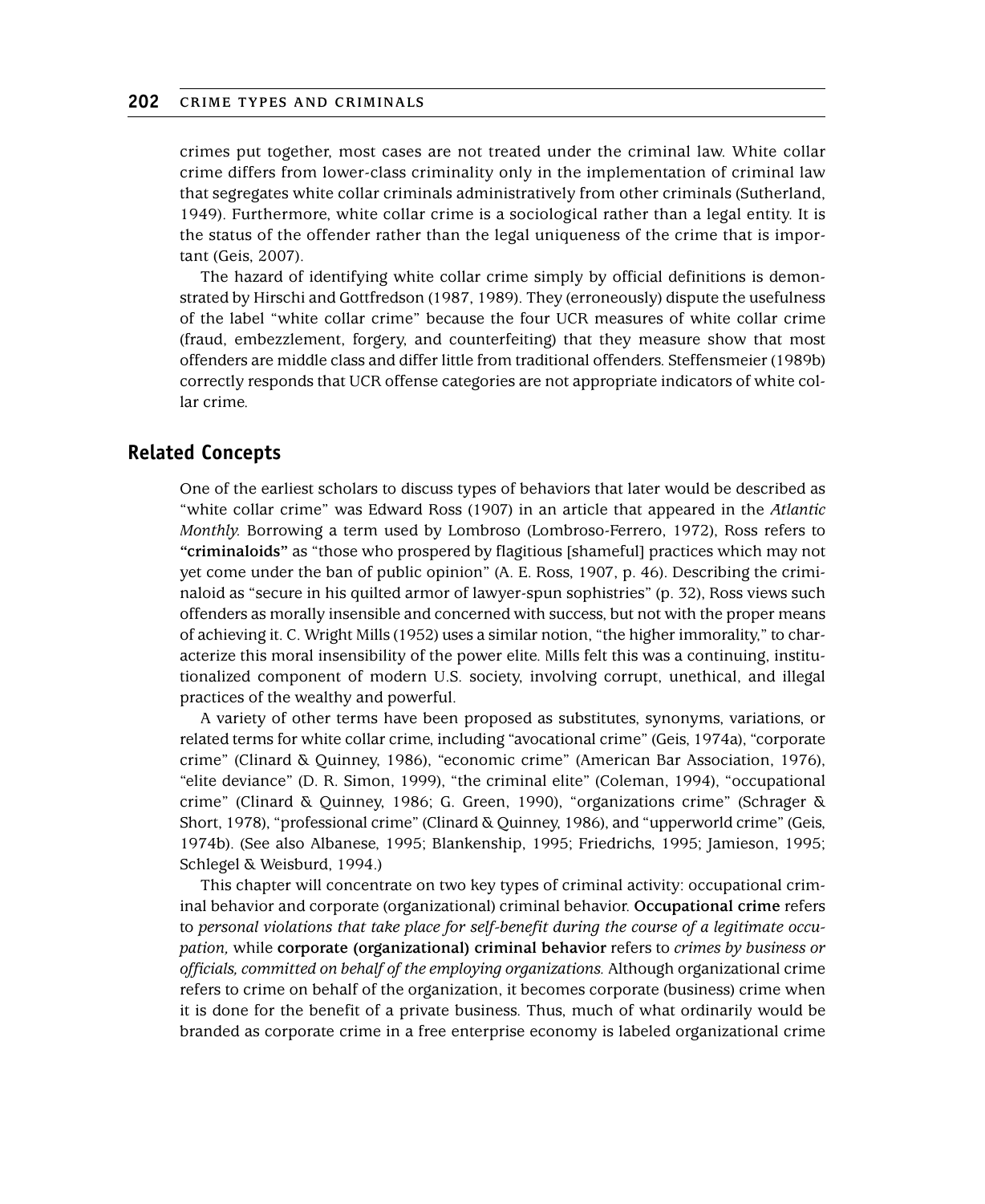crimes put together, most cases are not treated under the criminal law. White collar crime differs from lower-class criminality only in the implementation of criminal law that segregates white collar criminals administratively from other criminals (Sutherland, 1949). Furthermore, white collar crime is a sociological rather than a legal entity. It is the status of the offender rather than the legal uniqueness of the crime that is important (Geis, 2007).

The hazard of identifying white collar crime simply by official definitions is demonstrated by Hirschi and Gottfredson (1987, 1989). They (erroneously) dispute the usefulness of the label "white collar crime" because the four UCR measures of white collar crime (fraud, embezzlement, forgery, and counterfeiting) that they measure show that most offenders are middle class and differ little from traditional offenders. Steffensmeier (1989b) correctly responds that UCR offense categories are not appropriate indicators of white collar crime.

## Related Concepts

One of the earliest scholars to discuss types of behaviors that later would be described as "white collar crime" was Edward Ross (1907) in an article that appeared in the *Atlantic Monthly.* Borrowing a term used by Lombroso (Lombroso-Ferrero, 1972), Ross refers to **"criminaloids"** as "those who prospered by flagitious [shameful] practices which may not yet come under the ban of public opinion" (A. E. Ross, 1907, p. 46). Describing the criminaloid as "secure in his quilted armor of lawyer-spun sophistries" (p. 32), Ross views such offenders as morally insensible and concerned with success, but not with the proper means of achieving it. C. Wright Mills (1952) uses a similar notion, "the higher immorality," to characterize this moral insensibility of the power elite. Mills felt this was a continuing, institutionalized component of modern U.S. society, involving corrupt, unethical, and illegal practices of the wealthy and powerful.

A variety of other terms have been proposed as substitutes, synonyms, variations, or related terms for white collar crime, including "avocational crime" (Geis, 1974a), "corporate crime" (Clinard & Quinney, 1986), "economic crime" (American Bar Association, 1976), "elite deviance" (D. R. Simon, 1999), "the criminal elite" (Coleman, 1994), "occupational crime" (Clinard & Quinney, 1986; G. Green, 1990), "organizations crime" (Schrager & Short, 1978), "professional crime" (Clinard & Quinney, 1986), and "upperworld crime" (Geis, 1974b). (See also Albanese, 1995; Blankenship, 1995; Friedrichs, 1995; Jamieson, 1995; Schlegel & Weisburd, 1994.)

This chapter will concentrate on two key types of criminal activity: occupational criminal behavior and corporate (organizational) criminal behavior. **Occupational crime** refers to *personal violations that take place for self-benefit during the course of a legitimate occupation,* while **corporate (organizational) criminal behavior** refers to *crimes by business or officials, committed on behalf of the employing organizations.* Although organizational crime refers to crime on behalf of the organization, it becomes corporate (business) crime when it is done for the benefit of a private business. Thus, much of what ordinarily would be branded as corporate crime in a free enterprise economy is labeled organizational crime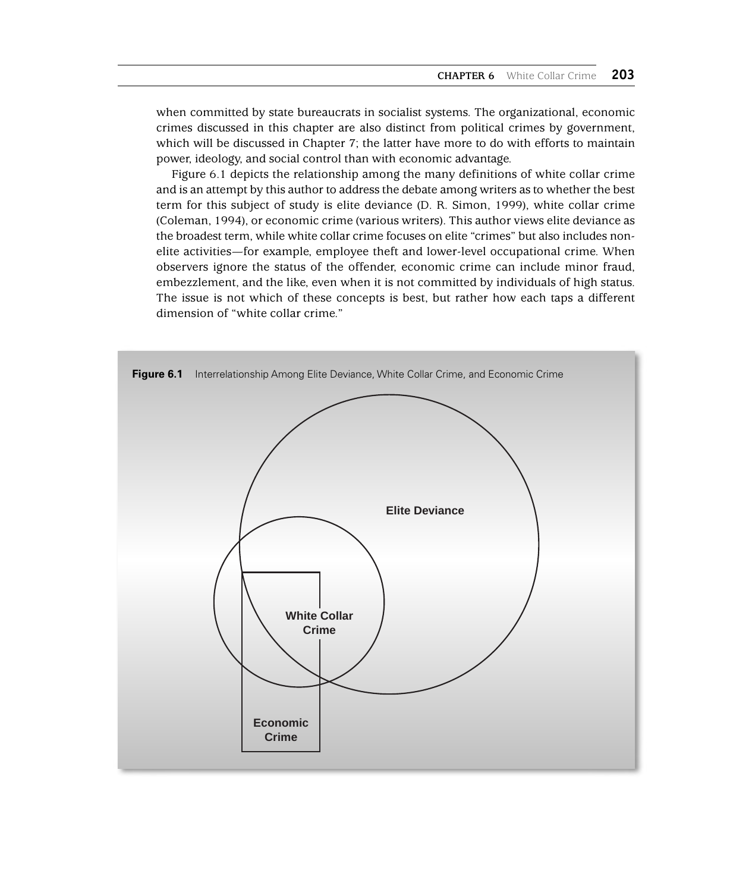when committed by state bureaucrats in socialist systems. The organizational, economic crimes discussed in this chapter are also distinct from political crimes by government, which will be discussed in Chapter 7; the latter have more to do with efforts to maintain power, ideology, and social control than with economic advantage.

Figure 6.1 depicts the relationship among the many definitions of white collar crime and is an attempt by this author to address the debate among writers as to whether the best term for this subject of study is elite deviance (D. R. Simon, 1999), white collar crime (Coleman, 1994), or economic crime (various writers). This author views elite deviance as the broadest term, while white collar crime focuses on elite "crimes" but also includes non-elite activities—for example, employee theft and lower-level occupational crime. When observers ignore the status of the offender, economic crime can include minor fraud, embezzlement, and the like, even when it is not committed by individuals of high status. The issue is not which of these concepts is best, but rather how each taps a different dimension of "white collar crime."

**Figure 6.1** Interrelationship Among Elite Deviance, White Collar Crime, and Economic Crime

Elite Deviance

White Collar Crime

Economic Crime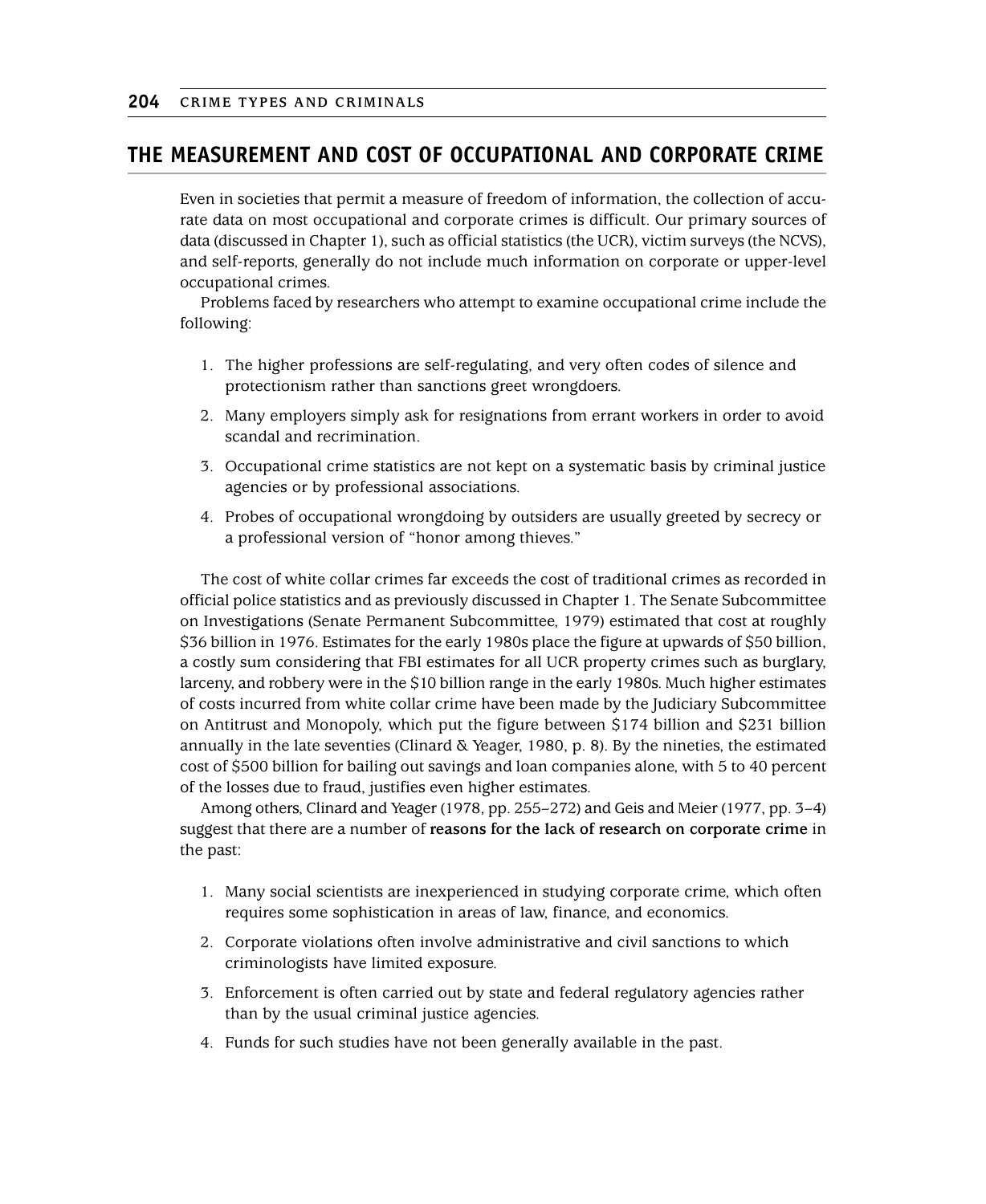## THE MEASUREMENT AND COST OF OCCUPATIONAL AND CORPORATE CRIME

Even in societies that permit a measure of freedom of information, the collection of accurate data on most occupational and corporate crimes is difficult. Our primary sources of data (discussed in Chapter 1), such as official statistics (the UCR), victim surveys (the NCVS), and self-reports, generally do not include much information on corporate or upper-level occupational crimes.

Problems faced by researchers who attempt to examine occupational crime include the following:

1. The higher professions are self-regulating, and very often codes of silence and protectionism rather than sanctions greet wrongdoers.
2. Many employers simply ask for resignations from errant workers in order to avoid scandal and recrimination.
3. Occupational crime statistics are not kept on a systematic basis by criminal justice agencies or by professional associations.
4. Probes of occupational wrongdoing by outsiders are usually greeted by secrecy or a professional version of "honor among thieves."

The cost of white collar crimes far exceeds the cost of traditional crimes as recorded in official police statistics and as previously discussed in Chapter 1. The Senate Subcommittee on Investigations (Senate Permanent Subcommittee, 1979) estimated that cost at roughly $36 billion in 1976. Estimates for the early 1980s place the figure at upwards of $50 billion, a costly sum considering that FBI estimates for all UCR property crimes such as burglary, larceny, and robbery were in the $10 billion range in the early 1980s. Much higher estimates of costs incurred from white collar crime have been made by the Judiciary Subcommittee on Antitrust and Monopoly, which put the figure between $174 billion and $231 billion annually in the late seventies (Clinard & Yeager, 1980, p. 8). By the nineties, the estimated cost of $500 billion for bailing out savings and loan companies alone, with 5 to 40 percent of the losses due to fraud, justifies even higher estimates.

Among others, Clinard and Yeager (1978, pp. 255–272) and Geis and Meier (1977, pp. 3–4) suggest that there are a number of **reasons for the lack of research on corporate crime** in the past:

1. Many social scientists are inexperienced in studying corporate crime, which often requires some sophistication in areas of law, finance, and economics.
2. Corporate violations often involve administrative and civil sanctions to which criminologists have limited exposure.
3. Enforcement is often carried out by state and federal regulatory agencies rather than by the usual criminal justice agencies.
4. Funds for such studies have not been generally available in the past.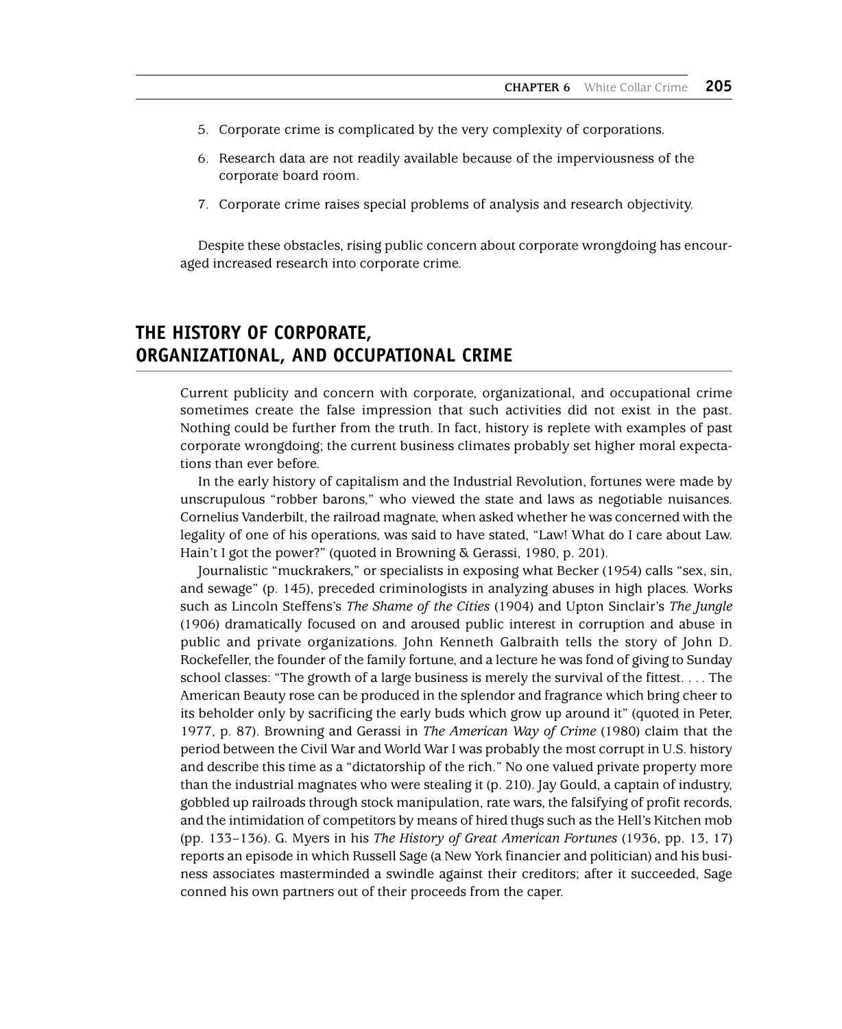5. Corporate crime is complicated by the very complexity of corporations.
6. Research data are not readily available because of the imperviousness of the corporate board room.
7. Corporate crime raises special problems of analysis and research objectivity.

Despite these obstacles, rising public concern about corporate wrongdoing has encouraged increased research into corporate crime.

## THE HISTORY OF CORPORATE, ORGANIZATIONAL, AND OCCUPATIONAL CRIME

Current publicity and concern with corporate, organizational, and occupational crime sometimes create the false impression that such activities did not exist in the past. Nothing could be further from the truth. In fact, history is replete with examples of past corporate wrongdoing; the current business climates probably set higher moral expectations than ever before.

In the early history of capitalism and the Industrial Revolution, fortunes were made by unscrupulous "robber barons," who viewed the state and laws as negotiable nuisances. Cornelius Vanderbilt, the railroad magnate, when asked whether he was concerned with the legality of one of his operations, was said to have stated, "Law! What do I care about Law. Hain't I got the power?" (quoted in Browning & Gerassi, 1980, p. 201).

Journalistic "muckrakers," or specialists in exposing what Becker (1954) calls "sex, sin, and sewage" (p. 145), preceded criminologists in analyzing abuses in high places. Works such as Lincoln Steffens's *The Shame of the Cities* (1904) and Upton Sinclair's *The Jungle* (1906) dramatically focused on and aroused public interest in corruption and abuse in public and private organizations. John Kenneth Galbraith tells the story of John D. Rockefeller, the founder of the family fortune, and a lecture he was fond of giving to Sunday school classes: "The growth of a large business is merely the survival of the fittest. . . . The American Beauty rose can be produced in the splendor and fragrance which bring cheer to its beholder only by sacrificing the early buds which grow up around it" (quoted in Peter, 1977, p. 87). Browning and Gerassi in *The American Way of Crime* (1980) claim that the period between the Civil War and World War I was probably the most corrupt in U.S. history and describe this time as a "dictatorship of the rich." No one valued private property more than the industrial magnates who were stealing it (p. 210). Jay Gould, a captain of industry, gobbled up railroads through stock manipulation, rate wars, the falsifying of profit records, and the intimidation of competitors by means of hired thugs such as the Hell's Kitchen mob (pp. 133–136). G. Myers in his *The History of Great American Fortunes* (1936, pp. 13, 17) reports an episode in which Russell Sage (a New York financier and politician) and his business associates masterminded a swindle against their creditors; after it succeeded, Sage conned his own partners out of their proceeds from the caper.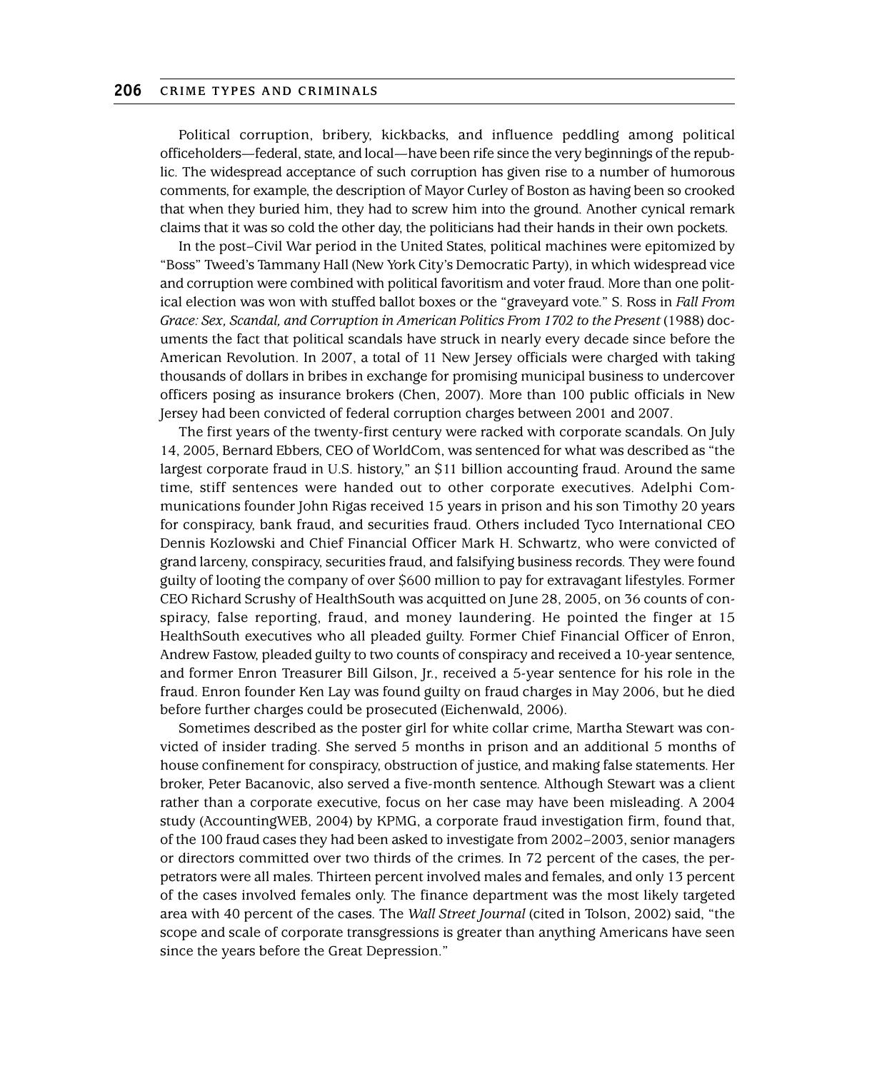Political corruption, bribery, kickbacks, and influence peddling among political officeholders—federal, state, and local—have been rife since the very beginnings of the republic. The widespread acceptance of such corruption has given rise to a number of humorous comments, for example, the description of Mayor Curley of Boston as having been so crooked that when they buried him, they had to screw him into the ground. Another cynical remark claims that it was so cold the other day, the politicians had their hands in their own pockets.

In the post–Civil War period in the United States, political machines were epitomized by "Boss" Tweed's Tammany Hall (New York City's Democratic Party), in which widespread vice and corruption were combined with political favoritism and voter fraud. More than one political election was won with stuffed ballot boxes or the "graveyard vote." S. Ross in *Fall From Grace: Sex, Scandal, and Corruption in American Politics From 1702 to the Present* (1988) documents the fact that political scandals have struck in nearly every decade since before the American Revolution. In 2007, a total of 11 New Jersey officials were charged with taking thousands of dollars in bribes in exchange for promising municipal business to undercover officers posing as insurance brokers (Chen, 2007). More than 100 public officials in New Jersey had been convicted of federal corruption charges between 2001 and 2007.

The first years of the twenty-first century were racked with corporate scandals. On July 14, 2005, Bernard Ebbers, CEO of WorldCom, was sentenced for what was described as "the largest corporate fraud in U.S. history," an $11 billion accounting fraud. Around the same time, stiff sentences were handed out to other corporate executives. Adelphi Communications founder John Rigas received 15 years in prison and his son Timothy 20 years for conspiracy, bank fraud, and securities fraud. Others included Tyco International CEO Dennis Kozlowski and Chief Financial Officer Mark H. Schwartz, who were convicted of grand larceny, conspiracy, securities fraud, and falsifying business records. They were found guilty of looting the company of over $600 million to pay for extravagant lifestyles. Former CEO Richard Scrushy of HealthSouth was acquitted on June 28, 2005, on 36 counts of conspiracy, false reporting, fraud, and money laundering. He pointed the finger at 15 HealthSouth executives who all pleaded guilty. Former Chief Financial Officer of Enron, Andrew Fastow, pleaded guilty to two counts of conspiracy and received a 10-year sentence, and former Enron Treasurer Bill Gilson, Jr., received a 5-year sentence for his role in the fraud. Enron founder Ken Lay was found guilty on fraud charges in May 2006, but he died before further charges could be prosecuted (Eichenwald, 2006).

Sometimes described as the poster girl for white collar crime, Martha Stewart was convicted of insider trading. She served 5 months in prison and an additional 5 months of house confinement for conspiracy, obstruction of justice, and making false statements. Her broker, Peter Bacanovic, also served a five-month sentence. Although Stewart was a client rather than a corporate executive, focus on her case may have been misleading. A 2004 study (AccountingWEB, 2004) by KPMG, a corporate fraud investigation firm, found that, of the 100 fraud cases they had been asked to investigate from 2002–2003, senior managers or directors committed over two thirds of the crimes. In 72 percent of the cases, the perpetrators were all males. Thirteen percent involved males and females, and only 13 percent of the cases involved females only. The finance department was the most likely targeted area with 40 percent of the cases. The *Wall Street Journal* (cited in Tolson, 2002) said, "the scope and scale of corporate transgressions is greater than anything Americans have seen since the years before the Great Depression."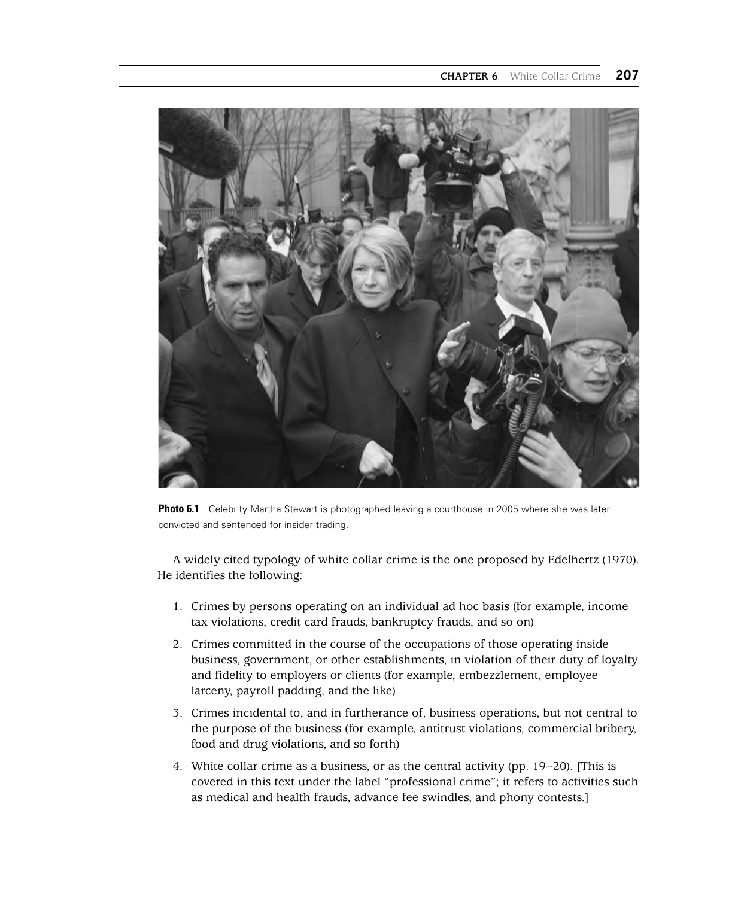**Photo 6.1** Celebrity Martha Stewart is photographed leaving a courthouse in 2005 where she was later convicted and sentenced for insider trading.

A widely cited typology of white collar crime is the one proposed by Edelhertz (1970). He identifies the following:

1. Crimes by persons operating on an individual ad hoc basis (for example, income tax violations, credit card frauds, bankruptcy frauds, and so on)
2. Crimes committed in the course of the occupations of those operating inside business, government, or other establishments, in violation of their duty of loyalty and fidelity to employers or clients (for example, embezzlement, employee larceny, payroll padding, and the like)
3. Crimes incidental to, and in furtherance of, business operations, but not central to the purpose of the business (for example, antitrust violations, commercial bribery, food and drug violations, and so forth)
4. White collar crime as a business, or as the central activity (pp. 19–20). [This is covered in this text under the label "professional crime"; it refers to activities such as medical and health frauds, advance fee swindles, and phony contests.]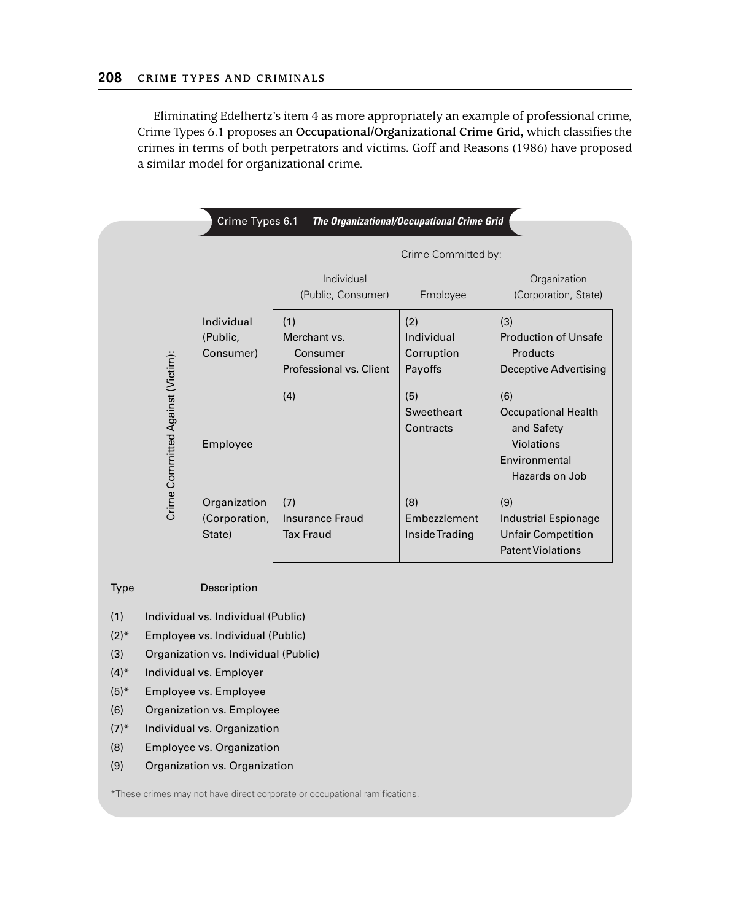Eliminating Edelhertz's item 4 as more appropriately an example of professional crime, Crime Types 6.1 proposes an **Occupational/Organizational Crime Grid,** which classifies the crimes in terms of both perpetrators and victims. Goff and Reasons (1986) have proposed a similar model for organizational crime.

**Crime Types 6.1** ***The Organizational/Occupational Crime Grid***

| Crime Committed Against (Victim): | Crime Committed by: Individual (Public, Consumer) | Employee | Organization (Corporation, State) |
|---|---|---|---|
| Individual (Public, Consumer) | (1) Merchant vs. Consumer; Professional vs. Client | (2) Individual Corruption Payoffs | (3) Production of Unsafe Products; Deceptive Advertising |
| Employee | (4) | (5) Sweetheart Contracts | (6) Occupational Health and Safety Violations; Environmental Hazards on Job |
| Organization (Corporation, State) | (7) Insurance Fraud; Tax Fraud | (8) Embezzlement; Inside Trading | (9) Industrial Espionage; Unfair Competition; Patent Violations |

| Type | Description |
|---|---|
| (1) | Individual vs. Individual (Public) |
| (2)* | Employee vs. Individual (Public) |
| (3) | Organization vs. Individual (Public) |
| (4)* | Individual vs. Employer |
| (5)* | Employee vs. Employee |
| (6) | Organization vs. Employee |
| (7)* | Individual vs. Organization |
| (8) | Employee vs. Organization |
| (9) | Organization vs. Organization |

*These crimes may not have direct corporate or occupational ramifications.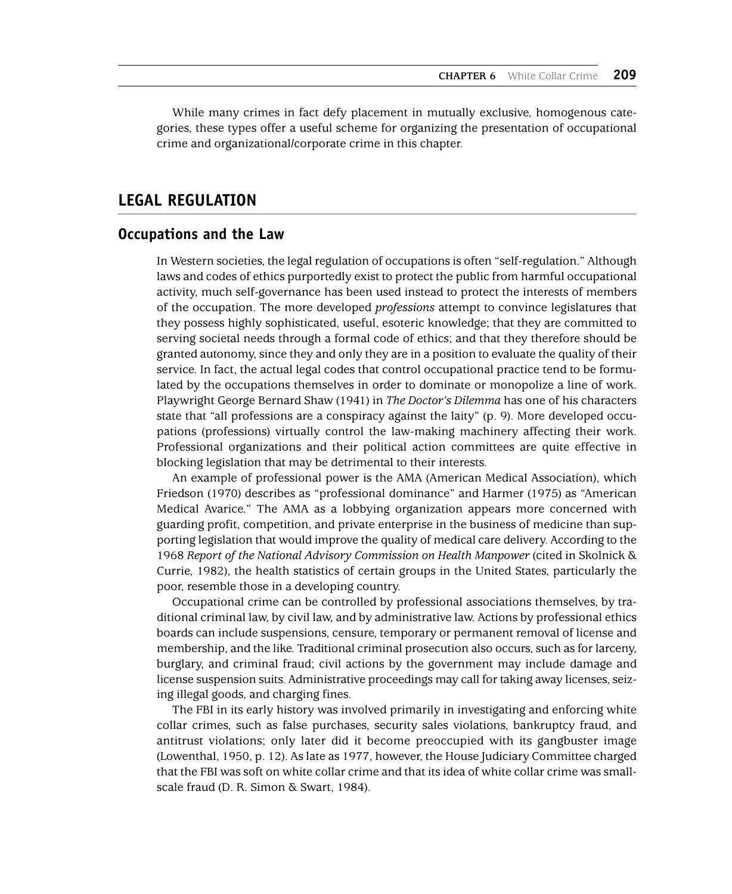While many crimes in fact defy placement in mutually exclusive, homogenous categories, these types offer a useful scheme for organizing the presentation of occupational crime and organizational/corporate crime in this chapter.

## LEGAL REGULATION

### Occupations and the Law

In Western societies, the legal regulation of occupations is often "self-regulation." Although laws and codes of ethics purportedly exist to protect the public from harmful occupational activity, much self-governance has been used instead to protect the interests of members of the occupation. The more developed *professions* attempt to convince legislatures that they possess highly sophisticated, useful, esoteric knowledge; that they are committed to serving societal needs through a formal code of ethics; and that they therefore should be granted autonomy, since they and only they are in a position to evaluate the quality of their service. In fact, the actual legal codes that control occupational practice tend to be formulated by the occupations themselves in order to dominate or monopolize a line of work. Playwright George Bernard Shaw (1941) in *The Doctor's Dilemma* has one of his characters state that "all professions are a conspiracy against the laity" (p. 9). More developed occupations (professions) virtually control the law-making machinery affecting their work. Professional organizations and their political action committees are quite effective in blocking legislation that may be detrimental to their interests.

An example of professional power is the AMA (American Medical Association), which Friedson (1970) describes as "professional dominance" and Harmer (1975) as "American Medical Avarice." The AMA as a lobbying organization appears more concerned with guarding profit, competition, and private enterprise in the business of medicine than supporting legislation that would improve the quality of medical care delivery. According to the 1968 *Report of the National Advisory Commission on Health Manpower* (cited in Skolnick & Currie, 1982), the health statistics of certain groups in the United States, particularly the poor, resemble those in a developing country.

Occupational crime can be controlled by professional associations themselves, by traditional criminal law, by civil law, and by administrative law. Actions by professional ethics boards can include suspensions, censure, temporary or permanent removal of license and membership, and the like. Traditional criminal prosecution also occurs, such as for larceny, burglary, and criminal fraud; civil actions by the government may include damage and license suspension suits. Administrative proceedings may call for taking away licenses, seizing illegal goods, and charging fines.

The FBI in its early history was involved primarily in investigating and enforcing white collar crimes, such as false purchases, security sales violations, bankruptcy fraud, and antitrust violations; only later did it become preoccupied with its gangbuster image (Lowenthal, 1950, p. 12). As late as 1977, however, the House Judiciary Committee charged that the FBI was soft on white collar crime and that its idea of white collar crime was small-scale fraud (D. R. Simon & Swart, 1984).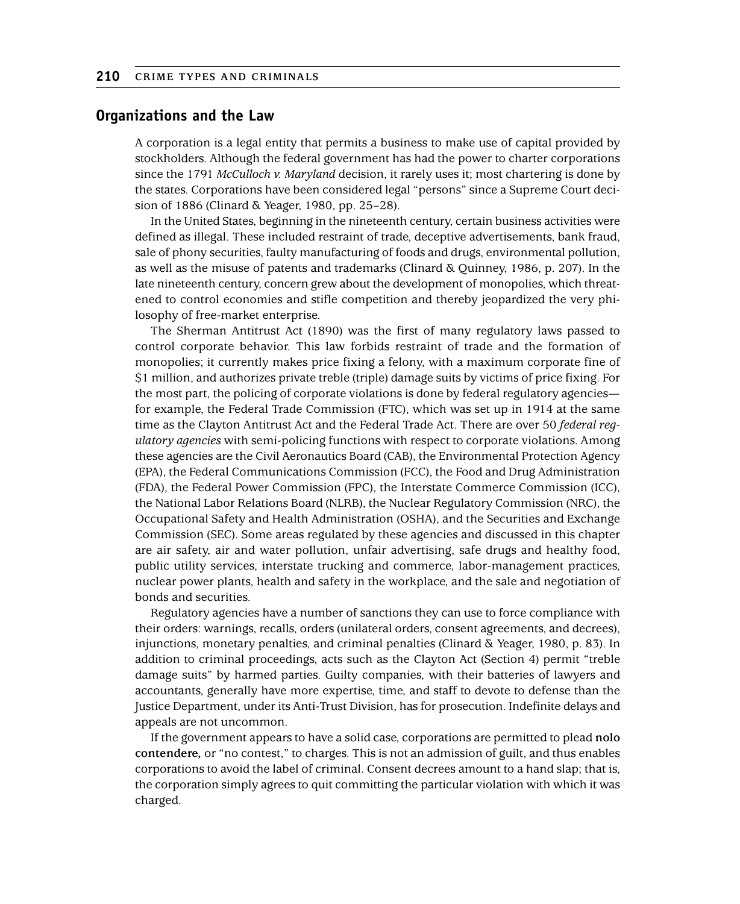## Organizations and the Law

A corporation is a legal entity that permits a business to make use of capital provided by stockholders. Although the federal government has had the power to charter corporations since the 1791 *McCulloch v. Maryland* decision, it rarely uses it; most chartering is done by the states. Corporations have been considered legal "persons" since a Supreme Court decision of 1886 (Clinard & Yeager, 1980, pp. 25–28).

In the United States, beginning in the nineteenth century, certain business activities were defined as illegal. These included restraint of trade, deceptive advertisements, bank fraud, sale of phony securities, faulty manufacturing of foods and drugs, environmental pollution, as well as the misuse of patents and trademarks (Clinard & Quinney, 1986, p. 207). In the late nineteenth century, concern grew about the development of monopolies, which threatened to control economies and stifle competition and thereby jeopardized the very philosophy of free-market enterprise.

The Sherman Antitrust Act (1890) was the first of many regulatory laws passed to control corporate behavior. This law forbids restraint of trade and the formation of monopolies; it currently makes price fixing a felony, with a maximum corporate fine of $1 million, and authorizes private treble (triple) damage suits by victims of price fixing. For the most part, the policing of corporate violations is done by federal regulatory agencies—for example, the Federal Trade Commission (FTC), which was set up in 1914 at the same time as the Clayton Antitrust Act and the Federal Trade Act. There are over 50 *federal regulatory agencies* with semi-policing functions with respect to corporate violations. Among these agencies are the Civil Aeronautics Board (CAB), the Environmental Protection Agency (EPA), the Federal Communications Commission (FCC), the Food and Drug Administration (FDA), the Federal Power Commission (FPC), the Interstate Commerce Commission (ICC), the National Labor Relations Board (NLRB), the Nuclear Regulatory Commission (NRC), the Occupational Safety and Health Administration (OSHA), and the Securities and Exchange Commission (SEC). Some areas regulated by these agencies and discussed in this chapter are air safety, air and water pollution, unfair advertising, safe drugs and healthy food, public utility services, interstate trucking and commerce, labor-management practices, nuclear power plants, health and safety in the workplace, and the sale and negotiation of bonds and securities.

Regulatory agencies have a number of sanctions they can use to force compliance with their orders: warnings, recalls, orders (unilateral orders, consent agreements, and decrees), injunctions, monetary penalties, and criminal penalties (Clinard & Yeager, 1980, p. 83). In addition to criminal proceedings, acts such as the Clayton Act (Section 4) permit "treble damage suits" by harmed parties. Guilty companies, with their batteries of lawyers and accountants, generally have more expertise, time, and staff to devote to defense than the Justice Department, under its Anti-Trust Division, has for prosecution. Indefinite delays and appeals are not uncommon.

If the government appears to have a solid case, corporations are permitted to plead **nolo contendere,** or "no contest," to charges. This is not an admission of guilt, and thus enables corporations to avoid the label of criminal. Consent decrees amount to a hand slap; that is, the corporation simply agrees to quit committing the particular violation with which it was charged.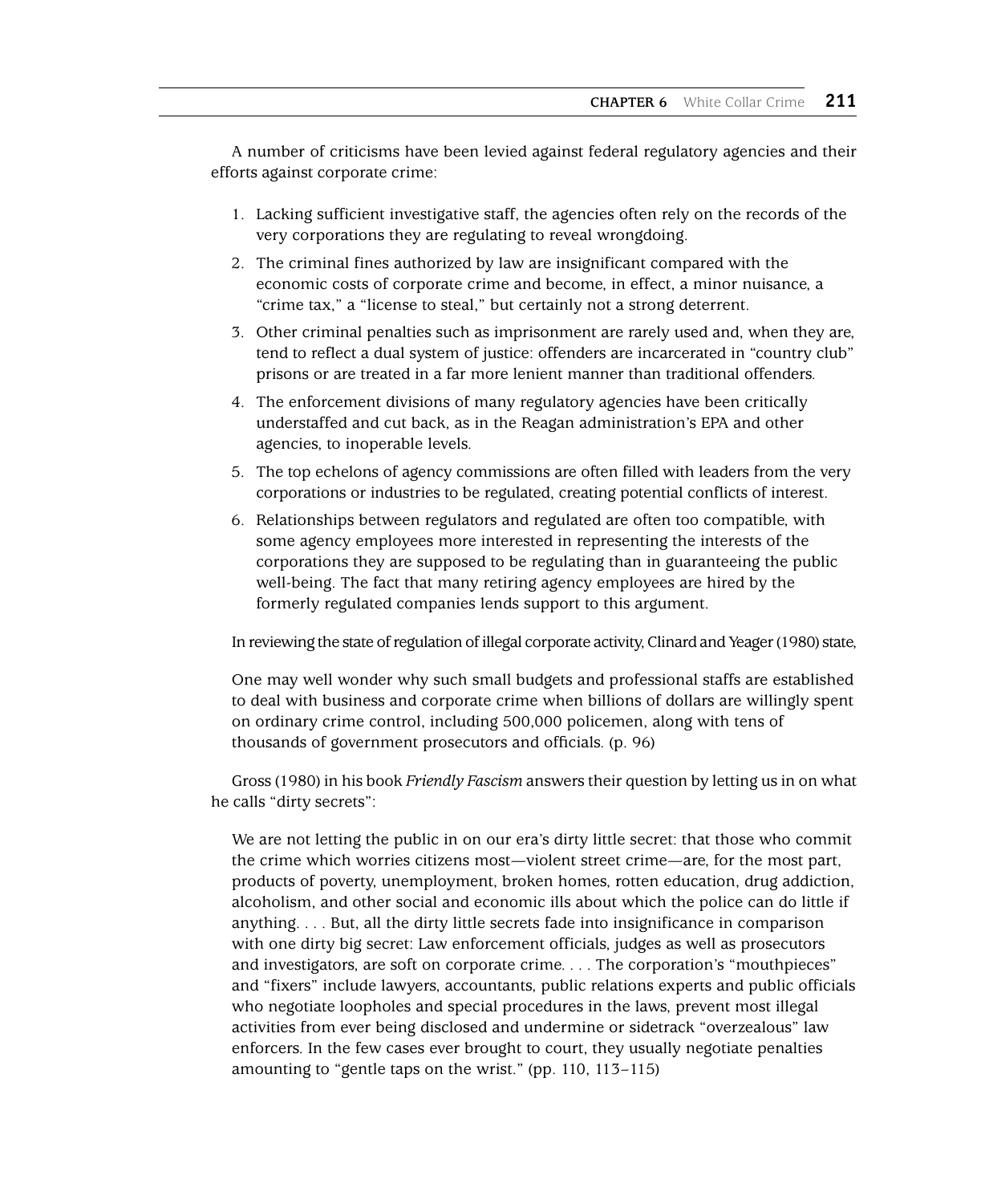A number of criticisms have been levied against federal regulatory agencies and their efforts against corporate crime:

1. Lacking sufficient investigative staff, the agencies often rely on the records of the very corporations they are regulating to reveal wrongdoing.
2. The criminal fines authorized by law are insignificant compared with the economic costs of corporate crime and become, in effect, a minor nuisance, a "crime tax," a "license to steal," but certainly not a strong deterrent.
3. Other criminal penalties such as imprisonment are rarely used and, when they are, tend to reflect a dual system of justice: offenders are incarcerated in "country club" prisons or are treated in a far more lenient manner than traditional offenders.
4. The enforcement divisions of many regulatory agencies have been critically understaffed and cut back, as in the Reagan administration's EPA and other agencies, to inoperable levels.
5. The top echelons of agency commissions are often filled with leaders from the very corporations or industries to be regulated, creating potential conflicts of interest.
6. Relationships between regulators and regulated are often too compatible, with some agency employees more interested in representing the interests of the corporations they are supposed to be regulating than in guaranteeing the public well-being. The fact that many retiring agency employees are hired by the formerly regulated companies lends support to this argument.

In reviewing the state of regulation of illegal corporate activity, Clinard and Yeager (1980) state,

> One may well wonder why such small budgets and professional staffs are established to deal with business and corporate crime when billions of dollars are willingly spent on ordinary crime control, including 500,000 policemen, along with tens of thousands of government prosecutors and officials. (p. 96)

Gross (1980) in his book *Friendly Fascism* answers their question by letting us in on what he calls "dirty secrets":

> We are not letting the public in on our era's dirty little secret: that those who commit the crime which worries citizens most—violent street crime—are, for the most part, products of poverty, unemployment, broken homes, rotten education, drug addiction, alcoholism, and other social and economic ills about which the police can do little if anything. . . . But, all the dirty little secrets fade into insignificance in comparison with one dirty big secret: Law enforcement officials, judges as well as prosecutors and investigators, are soft on corporate crime. . . . The corporation's "mouthpieces" and "fixers" include lawyers, accountants, public relations experts and public officials who negotiate loopholes and special procedures in the laws, prevent most illegal activities from ever being disclosed and undermine or sidetrack "overzealous" law enforcers. In the few cases ever brought to court, they usually negotiate penalties amounting to "gentle taps on the wrist." (pp. 110, 113–115)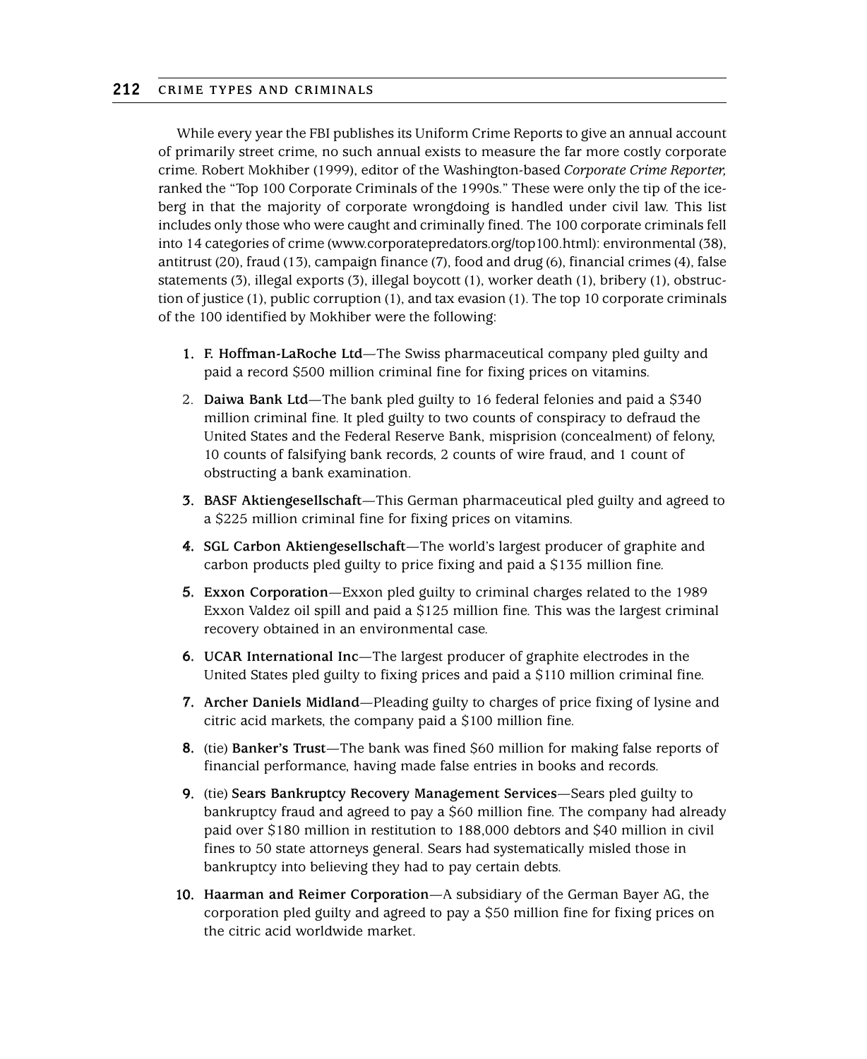While every year the FBI publishes its Uniform Crime Reports to give an annual account of primarily street crime, no such annual exists to measure the far more costly corporate crime. Robert Mokhiber (1999), editor of the Washington-based *Corporate Crime Reporter,* ranked the "Top 100 Corporate Criminals of the 1990s." These were only the tip of the iceberg in that the majority of corporate wrongdoing is handled under civil law. This list includes only those who were caught and criminally fined. The 100 corporate criminals fell into 14 categories of crime (www.corporatepredators.org/top100.html): environmental (38), antitrust (20), fraud (13), campaign finance (7), food and drug (6), financial crimes (4), false statements (3), illegal exports (3), illegal boycott (1), worker death (1), bribery (1), obstruction of justice (1), public corruption (1), and tax evasion (1). The top 10 corporate criminals of the 100 identified by Mokhiber were the following:

1. **F. Hoffman-LaRoche Ltd**—The Swiss pharmaceutical company pled guilty and paid a record $500 million criminal fine for fixing prices on vitamins.
2. **Daiwa Bank Ltd**—The bank pled guilty to 16 federal felonies and paid a $340 million criminal fine. It pled guilty to two counts of conspiracy to defraud the United States and the Federal Reserve Bank, misprision (concealment) of felony, 10 counts of falsifying bank records, 2 counts of wire fraud, and 1 count of obstructing a bank examination.
3. **BASF Aktiengesellschaft**—This German pharmaceutical pled guilty and agreed to a $225 million criminal fine for fixing prices on vitamins.
4. **SGL Carbon Aktiengesellschaft**—The world's largest producer of graphite and carbon products pled guilty to price fixing and paid a $135 million fine.
5. **Exxon Corporation**—Exxon pled guilty to criminal charges related to the 1989 Exxon Valdez oil spill and paid a $125 million fine. This was the largest criminal recovery obtained in an environmental case.
6. **UCAR International Inc**—The largest producer of graphite electrodes in the United States pled guilty to fixing prices and paid a $110 million criminal fine.
7. **Archer Daniels Midland**—Pleading guilty to charges of price fixing of lysine and citric acid markets, the company paid a $100 million fine.
8. (tie) **Banker's Trust**—The bank was fined $60 million for making false reports of financial performance, having made false entries in books and records.
9. (tie) **Sears Bankruptcy Recovery Management Services**—Sears pled guilty to bankruptcy fraud and agreed to pay a $60 million fine. The company had already paid over $180 million in restitution to 188,000 debtors and $40 million in civil fines to 50 state attorneys general. Sears had systematically misled those in bankruptcy into believing they had to pay certain debts.
10. **Haarman and Reimer Corporation**—A subsidiary of the German Bayer AG, the corporation pled guilty and agreed to pay a $50 million fine for fixing prices on the citric acid worldwide market.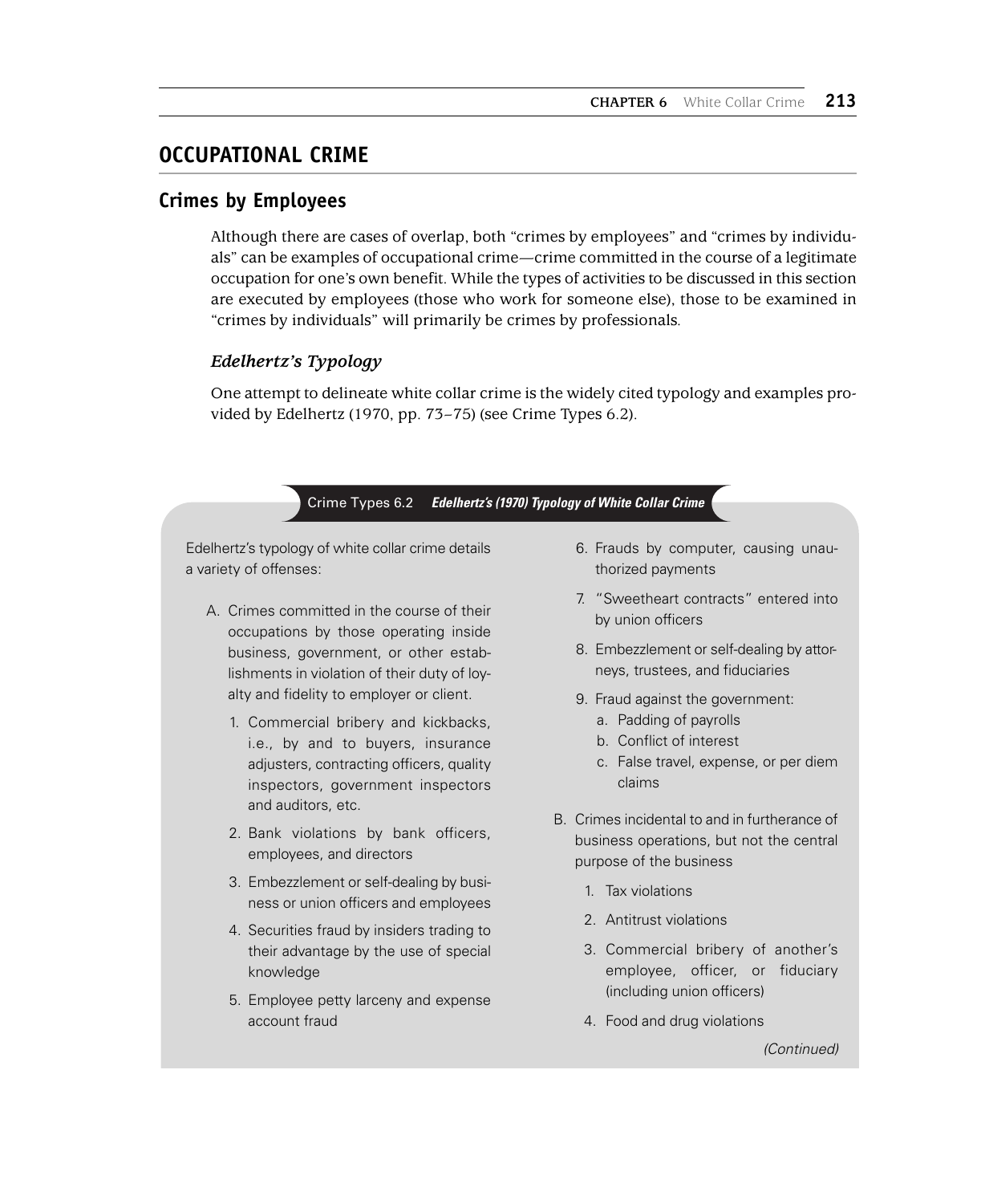## OCCUPATIONAL CRIME

### Crimes by Employees

Although there are cases of overlap, both "crimes by employees" and "crimes by individuals" can be examples of occupational crime—crime committed in the course of a legitimate occupation for one's own benefit. While the types of activities to be discussed in this section are executed by employees (those who work for someone else), those to be examined in "crimes by individuals" will primarily be crimes by professionals.

#### *Edelhertz's Typology*

One attempt to delineate white collar crime is the widely cited typology and examples provided by Edelhertz (1970, pp. 73–75) (see Crime Types 6.2).

**Crime Types 6.2** ***Edelhertz's (1970) Typology of White Collar Crime***

Edelhertz's typology of white collar crime details a variety of offenses:

A. Crimes committed in the course of their occupations by those operating inside business, government, or other establishments in violation of their duty of loyalty and fidelity to employer or client.
   1. Commercial bribery and kickbacks, i.e., by and to buyers, insurance adjusters, contracting officers, quality inspectors, government inspectors and auditors, etc.
   2. Bank violations by bank officers, employees, and directors
   3. Embezzlement or self-dealing by business or union officers and employees
   4. Securities fraud by insiders trading to their advantage by the use of special knowledge
   5. Employee petty larceny and expense account fraud
   6. Frauds by computer, causing unauthorized payments
   7. "Sweetheart contracts" entered into by union officers
   8. Embezzlement or self-dealing by attorneys, trustees, and fiduciaries
   9. Fraud against the government:
      a. Padding of payrolls
      b. Conflict of interest
      c. False travel, expense, or per diem claims

B. Crimes incidental to and in furtherance of business operations, but not the central purpose of the business
   1. Tax violations
   2. Antitrust violations
   3. Commercial bribery of another's employee, officer, or fiduciary (including union officers)
   4. Food and drug violations

*(Continued)*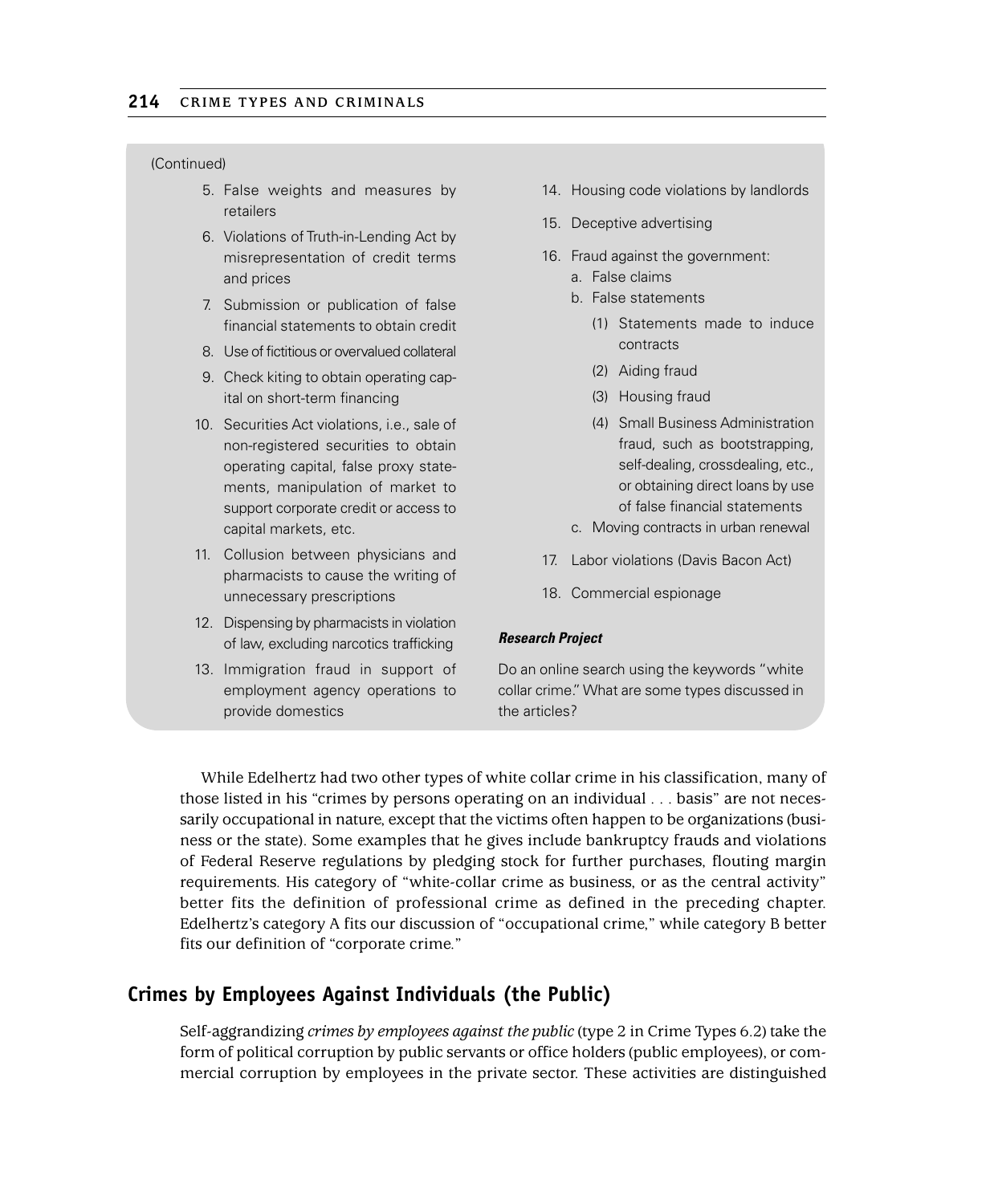(Continued)

5. False weights and measures by retailers
6. Violations of Truth-in-Lending Act by misrepresentation of credit terms and prices
7. Submission or publication of false financial statements to obtain credit
8. Use of fictitious or overvalued collateral
9. Check kiting to obtain operating capital on short-term financing
10. Securities Act violations, i.e., sale of non-registered securities to obtain operating capital, false proxy statements, manipulation of market to support corporate credit or access to capital markets, etc.
11. Collusion between physicians and pharmacists to cause the writing of unnecessary prescriptions
12. Dispensing by pharmacists in violation of law, excluding narcotics trafficking
13. Immigration fraud in support of employment agency operations to provide domestics
14. Housing code violations by landlords
15. Deceptive advertising
16. Fraud against the government:
    a. False claims
    b. False statements
        (1) Statements made to induce contracts
        (2) Aiding fraud
        (3) Housing fraud
        (4) Small Business Administration fraud, such as bootstrapping, self-dealing, crossdealing, etc., or obtaining direct loans by use of false financial statements
    c. Moving contracts in urban renewal
17. Labor violations (Davis Bacon Act)
18. Commercial espionage

***Research Project***

Do an online search using the keywords "white collar crime." What are some types discussed in the articles?

While Edelhertz had two other types of white collar crime in his classification, many of those listed in his "crimes by persons operating on an individual . . . basis" are not necessarily occupational in nature, except that the victims often happen to be organizations (business or the state). Some examples that he gives include bankruptcy frauds and violations of Federal Reserve regulations by pledging stock for further purchases, flouting margin requirements. His category of "white-collar crime as business, or as the central activity" better fits the definition of professional crime as defined in the preceding chapter. Edelhertz's category A fits our discussion of "occupational crime," while category B better fits our definition of "corporate crime."

## Crimes by Employees Against Individuals (the Public)

Self-aggrandizing *crimes by employees against the public* (type 2 in Crime Types 6.2) take the form of political corruption by public servants or office holders (public employees), or commercial corruption by employees in the private sector. These activities are distinguished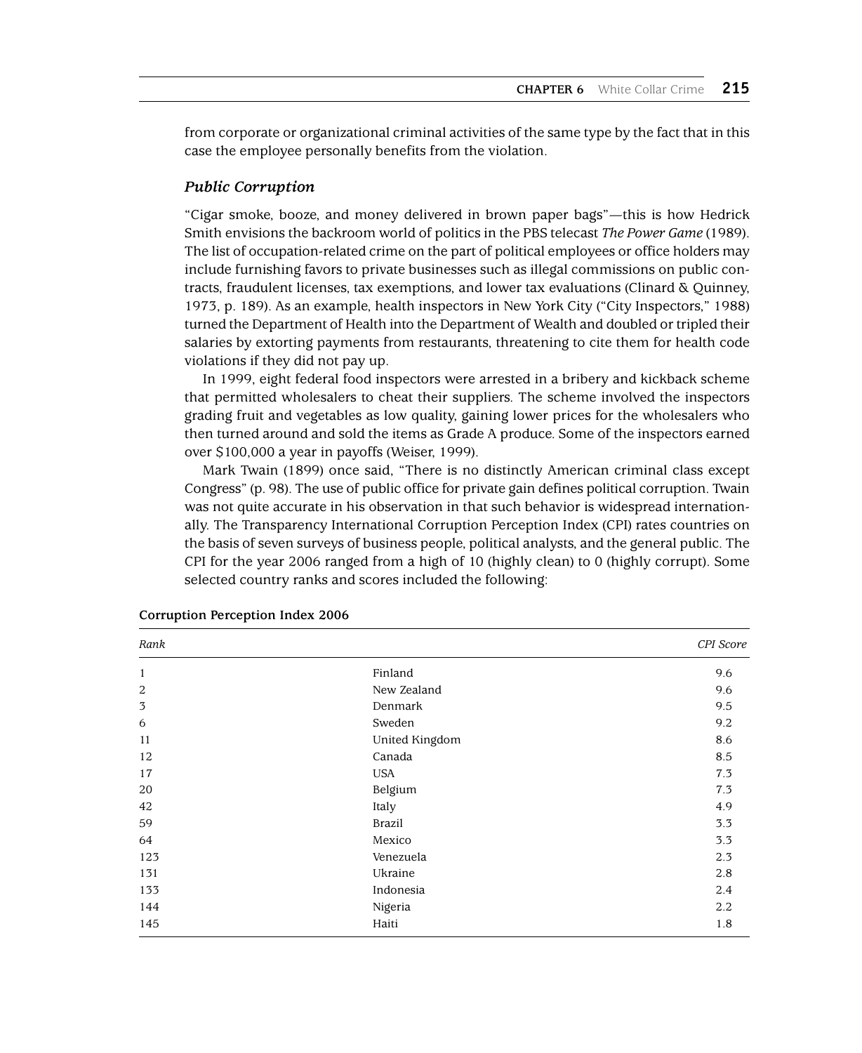from corporate or organizational criminal activities of the same type by the fact that in this case the employee personally benefits from the violation.

### *Public Corruption*

"Cigar smoke, booze, and money delivered in brown paper bags"—this is how Hedrick Smith envisions the backroom world of politics in the PBS telecast *The Power Game* (1989). The list of occupation-related crime on the part of political employees or office holders may include furnishing favors to private businesses such as illegal commissions on public contracts, fraudulent licenses, tax exemptions, and lower tax evaluations (Clinard & Quinney, 1973, p. 189). As an example, health inspectors in New York City ("City Inspectors," 1988) turned the Department of Health into the Department of Wealth and doubled or tripled their salaries by extorting payments from restaurants, threatening to cite them for health code violations if they did not pay up.

In 1999, eight federal food inspectors were arrested in a bribery and kickback scheme that permitted wholesalers to cheat their suppliers. The scheme involved the inspectors grading fruit and vegetables as low quality, gaining lower prices for the wholesalers who then turned around and sold the items as Grade A produce. Some of the inspectors earned over $100,000 a year in payoffs (Weiser, 1999).

Mark Twain (1899) once said, "There is no distinctly American criminal class except Congress" (p. 98). The use of public office for private gain defines political corruption. Twain was not quite accurate in his observation in that such behavior is widespread internationally. The Transparency International Corruption Perception Index (CPI) rates countries on the basis of seven surveys of business people, political analysts, and the general public. The CPI for the year 2006 ranged from a high of 10 (highly clean) to 0 (highly corrupt). Some selected country ranks and scores included the following:

**Corruption Perception Index 2006**

| *Rank* | | *CPI Score* |
|---|---|---|
| 1 | Finland | 9.6 |
| 2 | New Zealand | 9.6 |
| 3 | Denmark | 9.5 |
| 6 | Sweden | 9.2 |
| 11 | United Kingdom | 8.6 |
| 12 | Canada | 8.5 |
| 17 | USA | 7.3 |
| 20 | Belgium | 7.3 |
| 42 | Italy | 4.9 |
| 59 | Brazil | 3.3 |
| 64 | Mexico | 3.3 |
| 123 | Venezuela | 2.3 |
| 131 | Ukraine | 2.8 |
| 133 | Indonesia | 2.4 |
| 144 | Nigeria | 2.2 |
| 145 | Haiti | 1.8 |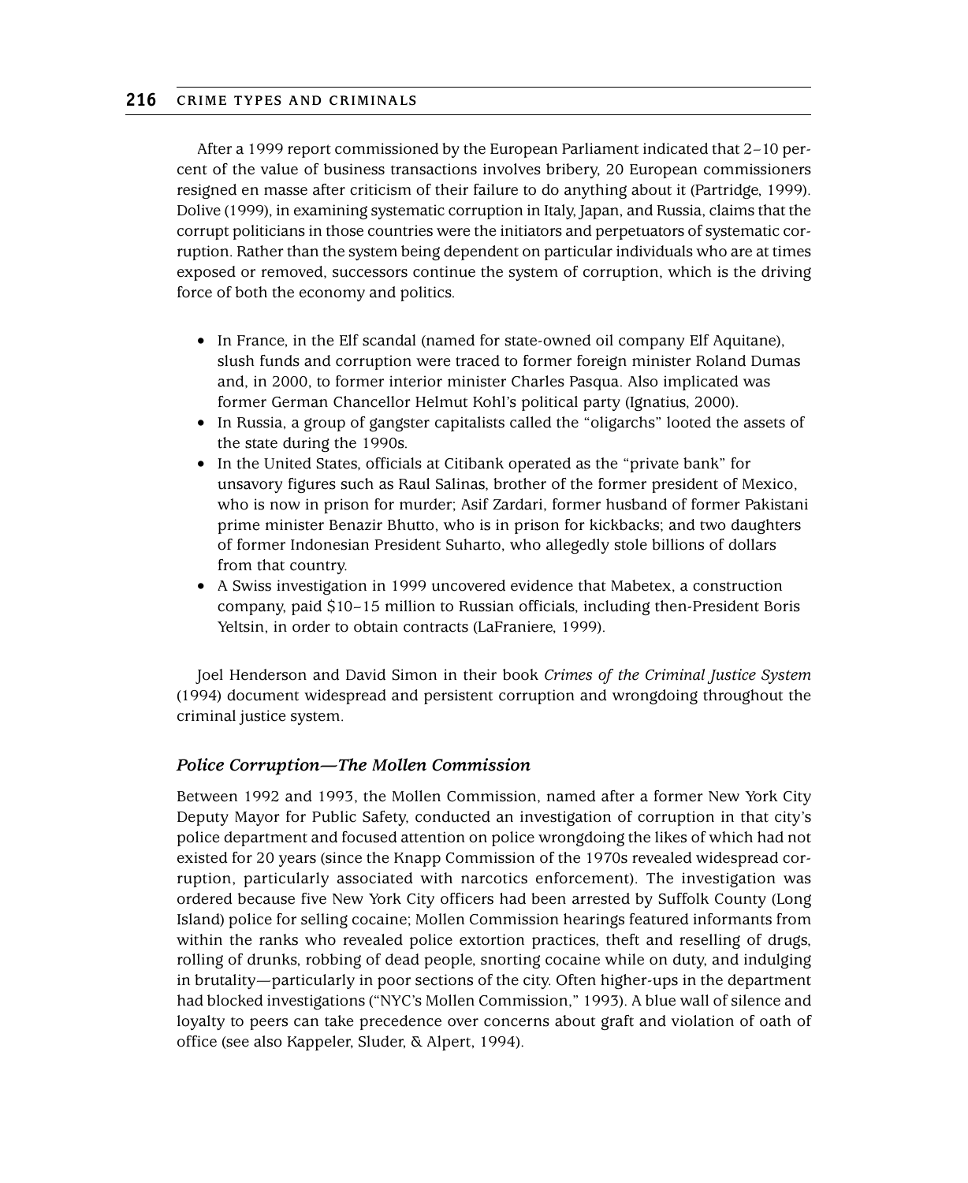After a 1999 report commissioned by the European Parliament indicated that 2–10 percent of the value of business transactions involves bribery, 20 European commissioners resigned en masse after criticism of their failure to do anything about it (Partridge, 1999). Dolive (1999), in examining systematic corruption in Italy, Japan, and Russia, claims that the corrupt politicians in those countries were the initiators and perpetuators of systematic corruption. Rather than the system being dependent on particular individuals who are at times exposed or removed, successors continue the system of corruption, which is the driving force of both the economy and politics.

- In France, in the Elf scandal (named for state-owned oil company Elf Aquitane), slush funds and corruption were traced to former foreign minister Roland Dumas and, in 2000, to former interior minister Charles Pasqua. Also implicated was former German Chancellor Helmut Kohl's political party (Ignatius, 2000).
- In Russia, a group of gangster capitalists called the "oligarchs" looted the assets of the state during the 1990s.
- In the United States, officials at Citibank operated as the "private bank" for unsavory figures such as Raul Salinas, brother of the former president of Mexico, who is now in prison for murder; Asif Zardari, former husband of former Pakistani prime minister Benazir Bhutto, who is in prison for kickbacks; and two daughters of former Indonesian President Suharto, who allegedly stole billions of dollars from that country.
- A Swiss investigation in 1999 uncovered evidence that Mabetex, a construction company, paid $10–15 million to Russian officials, including then-President Boris Yeltsin, in order to obtain contracts (LaFraniere, 1999).

Joel Henderson and David Simon in their book *Crimes of the Criminal Justice System* (1994) document widespread and persistent corruption and wrongdoing throughout the criminal justice system.

### *Police Corruption—The Mollen Commission*

Between 1992 and 1993, the Mollen Commission, named after a former New York City Deputy Mayor for Public Safety, conducted an investigation of corruption in that city's police department and focused attention on police wrongdoing the likes of which had not existed for 20 years (since the Knapp Commission of the 1970s revealed widespread corruption, particularly associated with narcotics enforcement). The investigation was ordered because five New York City officers had been arrested by Suffolk County (Long Island) police for selling cocaine; Mollen Commission hearings featured informants from within the ranks who revealed police extortion practices, theft and reselling of drugs, rolling of drunks, robbing of dead people, snorting cocaine while on duty, and indulging in brutality—particularly in poor sections of the city. Often higher-ups in the department had blocked investigations ("NYC's Mollen Commission," 1993). A blue wall of silence and loyalty to peers can take precedence over concerns about graft and violation of oath of office (see also Kappeler, Sluder, & Alpert, 1994).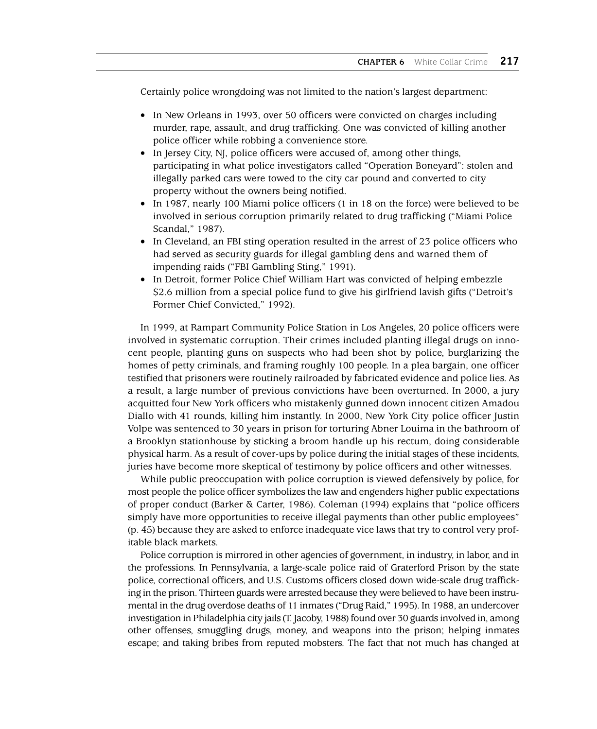Certainly police wrongdoing was not limited to the nation's largest department:

- In New Orleans in 1993, over 50 officers were convicted on charges including murder, rape, assault, and drug trafficking. One was convicted of killing another police officer while robbing a convenience store.
- In Jersey City, NJ, police officers were accused of, among other things, participating in what police investigators called "Operation Boneyard": stolen and illegally parked cars were towed to the city car pound and converted to city property without the owners being notified.
- In 1987, nearly 100 Miami police officers (1 in 18 on the force) were believed to be involved in serious corruption primarily related to drug trafficking ("Miami Police Scandal," 1987).
- In Cleveland, an FBI sting operation resulted in the arrest of 23 police officers who had served as security guards for illegal gambling dens and warned them of impending raids ("FBI Gambling Sting," 1991).
- In Detroit, former Police Chief William Hart was convicted of helping embezzle $2.6 million from a special police fund to give his girlfriend lavish gifts ("Detroit's Former Chief Convicted," 1992).

In 1999, at Rampart Community Police Station in Los Angeles, 20 police officers were involved in systematic corruption. Their crimes included planting illegal drugs on innocent people, planting guns on suspects who had been shot by police, burglarizing the homes of petty criminals, and framing roughly 100 people. In a plea bargain, one officer testified that prisoners were routinely railroaded by fabricated evidence and police lies. As a result, a large number of previous convictions have been overturned. In 2000, a jury acquitted four New York officers who mistakenly gunned down innocent citizen Amadou Diallo with 41 rounds, killing him instantly. In 2000, New York City police officer Justin Volpe was sentenced to 30 years in prison for torturing Abner Louima in the bathroom of a Brooklyn stationhouse by sticking a broom handle up his rectum, doing considerable physical harm. As a result of cover-ups by police during the initial stages of these incidents, juries have become more skeptical of testimony by police officers and other witnesses.

While public preoccupation with police corruption is viewed defensively by police, for most people the police officer symbolizes the law and engenders higher public expectations of proper conduct (Barker & Carter, 1986). Coleman (1994) explains that "police officers simply have more opportunities to receive illegal payments than other public employees" (p. 45) because they are asked to enforce inadequate vice laws that try to control very profitable black markets.

Police corruption is mirrored in other agencies of government, in industry, in labor, and in the professions. In Pennsylvania, a large-scale police raid of Graterford Prison by the state police, correctional officers, and U.S. Customs officers closed down wide-scale drug trafficking in the prison. Thirteen guards were arrested because they were believed to have been instrumental in the drug overdose deaths of 11 inmates ("Drug Raid," 1995). In 1988, an undercover investigation in Philadelphia city jails (T. Jacoby, 1988) found over 30 guards involved in, among other offenses, smuggling drugs, money, and weapons into the prison; helping inmates escape; and taking bribes from reputed mobsters. The fact that not much has changed at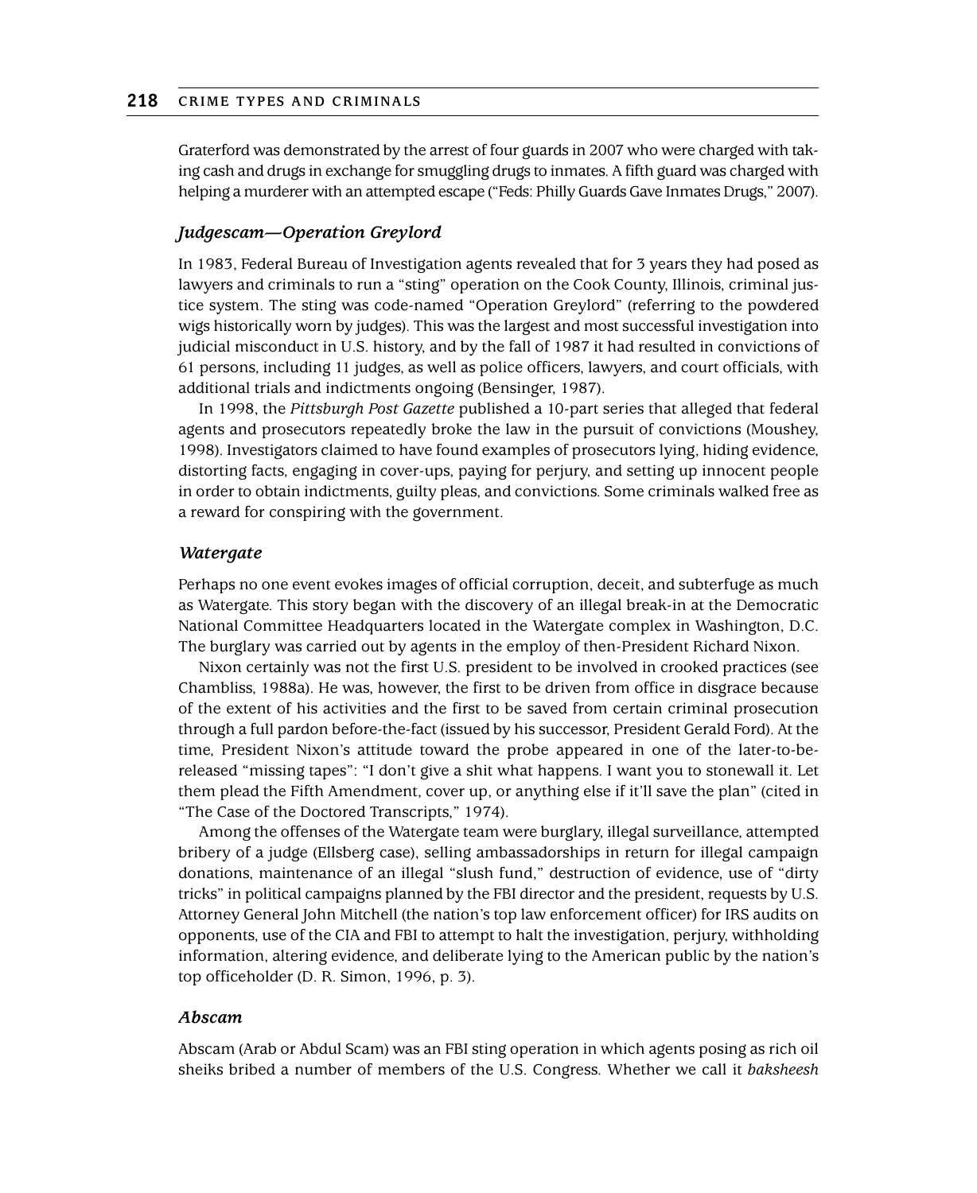Graterford was demonstrated by the arrest of four guards in 2007 who were charged with taking cash and drugs in exchange for smuggling drugs to inmates. A fifth guard was charged with helping a murderer with an attempted escape ("Feds: Philly Guards Gave Inmates Drugs," 2007).

### *Judgescam—Operation Greylord*

In 1983, Federal Bureau of Investigation agents revealed that for 3 years they had posed as lawyers and criminals to run a "sting" operation on the Cook County, Illinois, criminal justice system. The sting was code-named "Operation Greylord" (referring to the powdered wigs historically worn by judges). This was the largest and most successful investigation into judicial misconduct in U.S. history, and by the fall of 1987 it had resulted in convictions of 61 persons, including 11 judges, as well as police officers, lawyers, and court officials, with additional trials and indictments ongoing (Bensinger, 1987).

In 1998, the *Pittsburgh Post Gazette* published a 10-part series that alleged that federal agents and prosecutors repeatedly broke the law in the pursuit of convictions (Moushey, 1998). Investigators claimed to have found examples of prosecutors lying, hiding evidence, distorting facts, engaging in cover-ups, paying for perjury, and setting up innocent people in order to obtain indictments, guilty pleas, and convictions. Some criminals walked free as a reward for conspiring with the government.

### *Watergate*

Perhaps no one event evokes images of official corruption, deceit, and subterfuge as much as Watergate. This story began with the discovery of an illegal break-in at the Democratic National Committee Headquarters located in the Watergate complex in Washington, D.C. The burglary was carried out by agents in the employ of then-President Richard Nixon.

Nixon certainly was not the first U.S. president to be involved in crooked practices (see Chambliss, 1988a). He was, however, the first to be driven from office in disgrace because of the extent of his activities and the first to be saved from certain criminal prosecution through a full pardon before-the-fact (issued by his successor, President Gerald Ford). At the time, President Nixon's attitude toward the probe appeared in one of the later-to-be-released "missing tapes": "I don't give a shit what happens. I want you to stonewall it. Let them plead the Fifth Amendment, cover up, or anything else if it'll save the plan" (cited in "The Case of the Doctored Transcripts," 1974).

Among the offenses of the Watergate team were burglary, illegal surveillance, attempted bribery of a judge (Ellsberg case), selling ambassadorships in return for illegal campaign donations, maintenance of an illegal "slush fund," destruction of evidence, use of "dirty tricks" in political campaigns planned by the FBI director and the president, requests by U.S. Attorney General John Mitchell (the nation's top law enforcement officer) for IRS audits on opponents, use of the CIA and FBI to attempt to halt the investigation, perjury, withholding information, altering evidence, and deliberate lying to the American public by the nation's top officeholder (D. R. Simon, 1996, p. 3).

### *Abscam*

Abscam (Arab or Abdul Scam) was an FBI sting operation in which agents posing as rich oil sheiks bribed a number of members of the U.S. Congress. Whether we call it *baksheesh*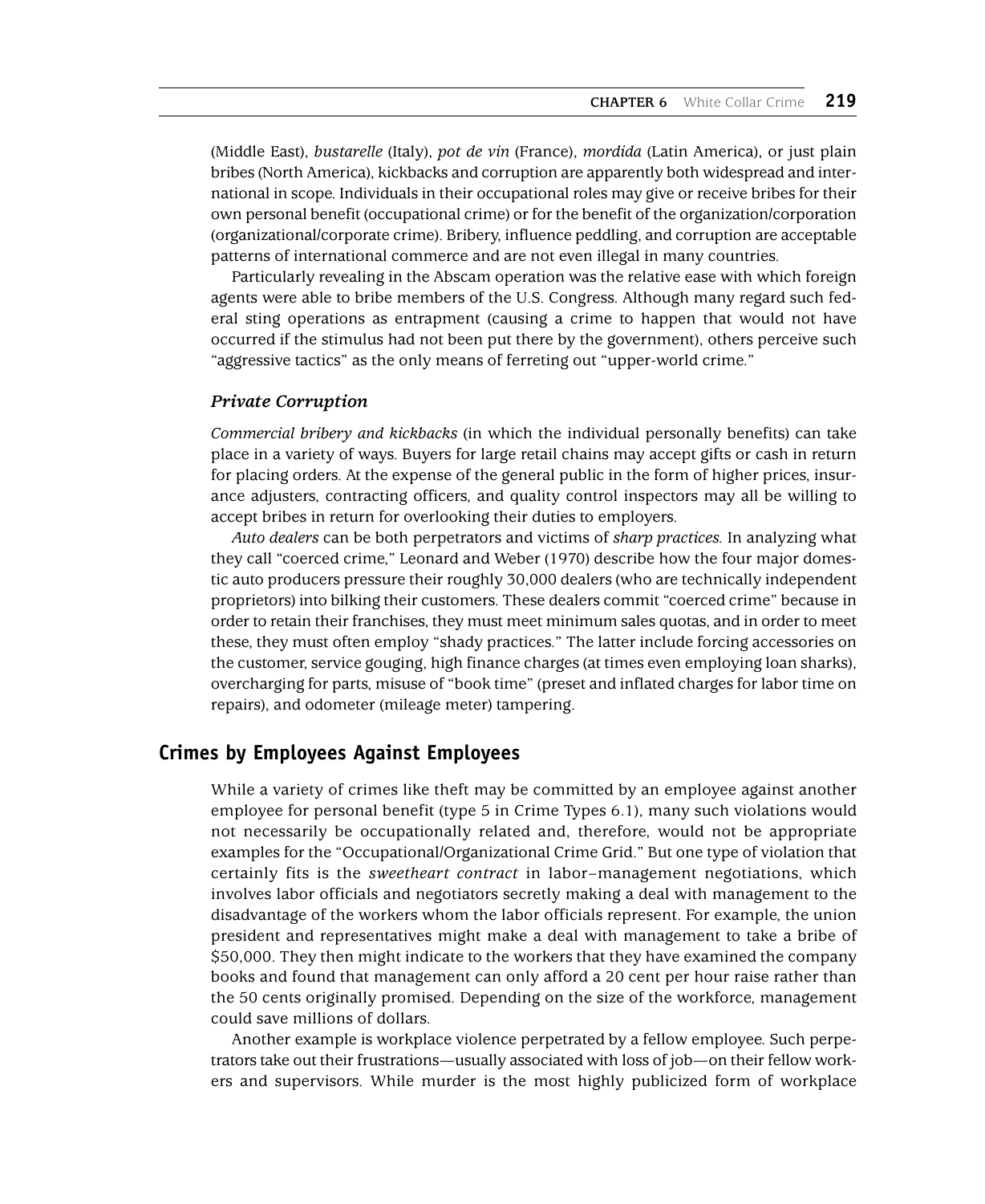(Middle East), *bustarelle* (Italy), *pot de vin* (France), *mordida* (Latin America), or just plain bribes (North America), kickbacks and corruption are apparently both widespread and international in scope. Individuals in their occupational roles may give or receive bribes for their own personal benefit (occupational crime) or for the benefit of the organization/corporation (organizational/corporate crime). Bribery, influence peddling, and corruption are acceptable patterns of international commerce and are not even illegal in many countries.

Particularly revealing in the Abscam operation was the relative ease with which foreign agents were able to bribe members of the U.S. Congress. Although many regard such federal sting operations as entrapment (causing a crime to happen that would not have occurred if the stimulus had not been put there by the government), others perceive such "aggressive tactics" as the only means of ferreting out "upper-world crime."

### *Private Corruption*

*Commercial bribery and kickbacks* (in which the individual personally benefits) can take place in a variety of ways. Buyers for large retail chains may accept gifts or cash in return for placing orders. At the expense of the general public in the form of higher prices, insurance adjusters, contracting officers, and quality control inspectors may all be willing to accept bribes in return for overlooking their duties to employers.

*Auto dealers* can be both perpetrators and victims of *sharp practices.* In analyzing what they call "coerced crime," Leonard and Weber (1970) describe how the four major domestic auto producers pressure their roughly 30,000 dealers (who are technically independent proprietors) into bilking their customers. These dealers commit "coerced crime" because in order to retain their franchises, they must meet minimum sales quotas, and in order to meet these, they must often employ "shady practices." The latter include forcing accessories on the customer, service gouging, high finance charges (at times even employing loan sharks), overcharging for parts, misuse of "book time" (preset and inflated charges for labor time on repairs), and odometer (mileage meter) tampering.

## Crimes by Employees Against Employees

While a variety of crimes like theft may be committed by an employee against another employee for personal benefit (type 5 in Crime Types 6.1), many such violations would not necessarily be occupationally related and, therefore, would not be appropriate examples for the "Occupational/Organizational Crime Grid." But one type of violation that certainly fits is the *sweetheart contract* in labor–management negotiations, which involves labor officials and negotiators secretly making a deal with management to the disadvantage of the workers whom the labor officials represent. For example, the union president and representatives might make a deal with management to take a bribe of $50,000. They then might indicate to the workers that they have examined the company books and found that management can only afford a 20 cent per hour raise rather than the 50 cents originally promised. Depending on the size of the workforce, management could save millions of dollars.

Another example is workplace violence perpetrated by a fellow employee. Such perpetrators take out their frustrations—usually associated with loss of job—on their fellow workers and supervisors. While murder is the most highly publicized form of workplace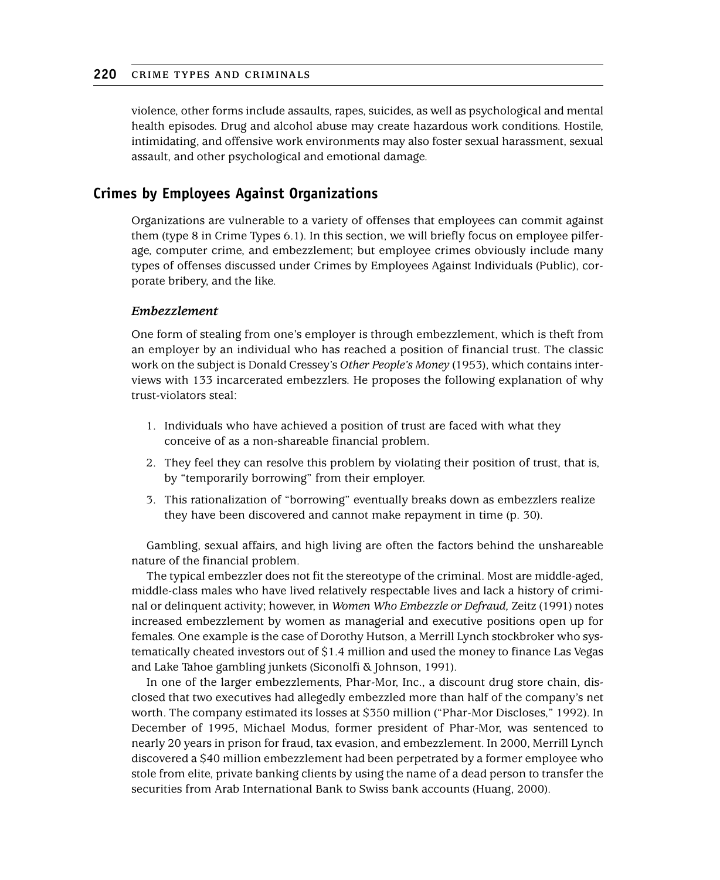violence, other forms include assaults, rapes, suicides, as well as psychological and mental health episodes. Drug and alcohol abuse may create hazardous work conditions. Hostile, intimidating, and offensive work environments may also foster sexual harassment, sexual assault, and other psychological and emotional damage.

## Crimes by Employees Against Organizations

Organizations are vulnerable to a variety of offenses that employees can commit against them (type 8 in Crime Types 6.1). In this section, we will briefly focus on employee pilferage, computer crime, and embezzlement; but employee crimes obviously include many types of offenses discussed under Crimes by Employees Against Individuals (Public), corporate bribery, and the like.

### *Embezzlement*

One form of stealing from one's employer is through embezzlement, which is theft from an employer by an individual who has reached a position of financial trust. The classic work on the subject is Donald Cressey's *Other People's Money* (1953), which contains interviews with 133 incarcerated embezzlers. He proposes the following explanation of why trust-violators steal:

1. Individuals who have achieved a position of trust are faced with what they conceive of as a non-shareable financial problem.
2. They feel they can resolve this problem by violating their position of trust, that is, by "temporarily borrowing" from their employer.
3. This rationalization of "borrowing" eventually breaks down as embezzlers realize they have been discovered and cannot make repayment in time (p. 30).

Gambling, sexual affairs, and high living are often the factors behind the unshareable nature of the financial problem.

The typical embezzler does not fit the stereotype of the criminal. Most are middle-aged, middle-class males who have lived relatively respectable lives and lack a history of criminal or delinquent activity; however, in *Women Who Embezzle or Defraud,* Zeitz (1991) notes increased embezzlement by women as managerial and executive positions open up for females. One example is the case of Dorothy Hutson, a Merrill Lynch stockbroker who systematically cheated investors out of $1.4 million and used the money to finance Las Vegas and Lake Tahoe gambling junkets (Siconolfi & Johnson, 1991).

In one of the larger embezzlements, Phar-Mor, Inc., a discount drug store chain, disclosed that two executives had allegedly embezzled more than half of the company's net worth. The company estimated its losses at $350 million ("Phar-Mor Discloses," 1992). In December of 1995, Michael Modus, former president of Phar-Mor, was sentenced to nearly 20 years in prison for fraud, tax evasion, and embezzlement. In 2000, Merrill Lynch discovered a $40 million embezzlement had been perpetrated by a former employee who stole from elite, private banking clients by using the name of a dead person to transfer the securities from Arab International Bank to Swiss bank accounts (Huang, 2000).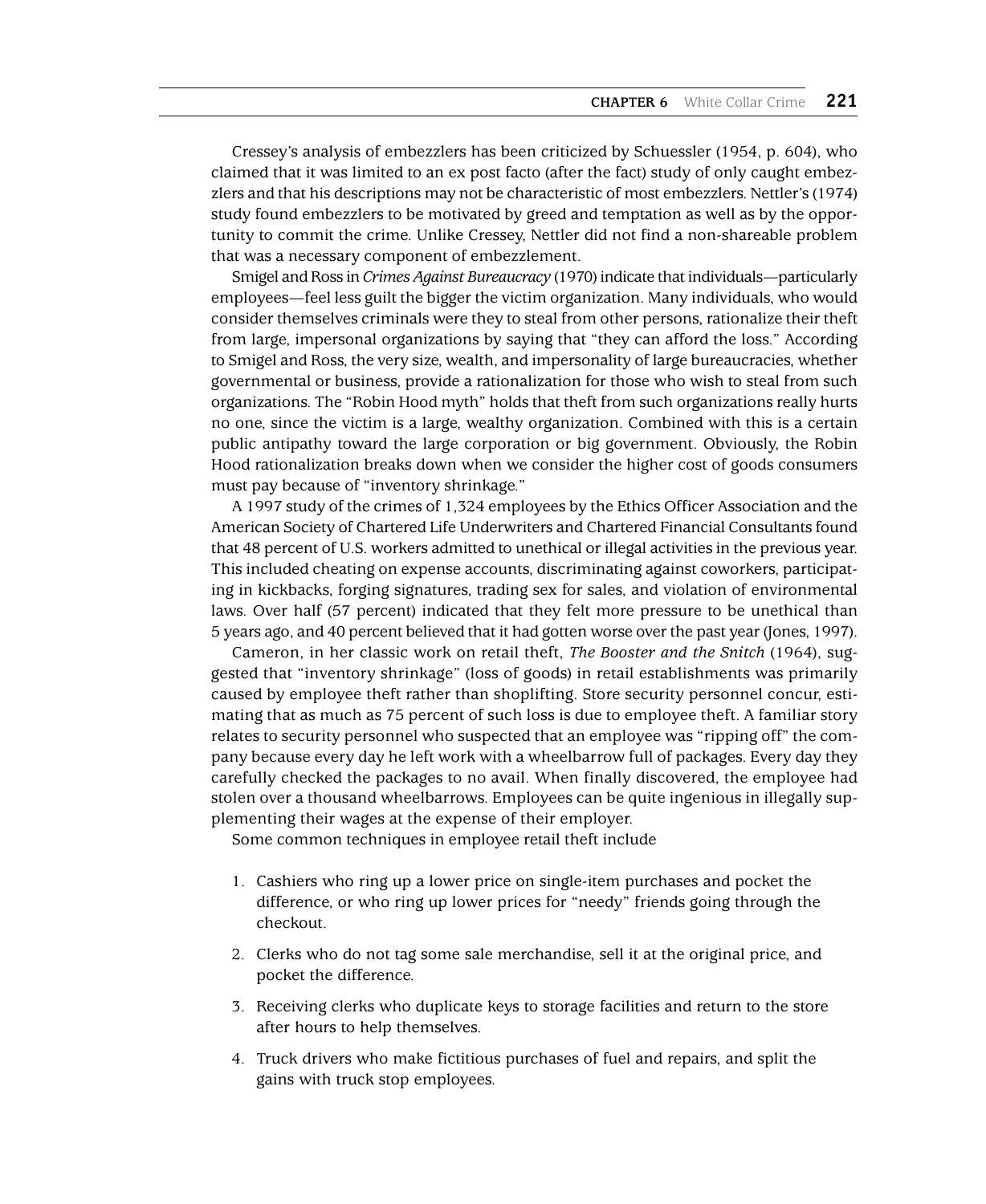Cressey's analysis of embezzlers has been criticized by Schuessler (1954, p. 604), who claimed that it was limited to an ex post facto (after the fact) study of only caught embezzlers and that his descriptions may not be characteristic of most embezzlers. Nettler's (1974) study found embezzlers to be motivated by greed and temptation as well as by the opportunity to commit the crime. Unlike Cressey, Nettler did not find a non-shareable problem that was a necessary component of embezzlement.

Smigel and Ross in *Crimes Against Bureaucracy* (1970) indicate that individuals—particularly employees—feel less guilt the bigger the victim organization. Many individuals, who would consider themselves criminals were they to steal from other persons, rationalize their theft from large, impersonal organizations by saying that "they can afford the loss." According to Smigel and Ross, the very size, wealth, and impersonality of large bureaucracies, whether governmental or business, provide a rationalization for those who wish to steal from such organizations. The "Robin Hood myth" holds that theft from such organizations really hurts no one, since the victim is a large, wealthy organization. Combined with this is a certain public antipathy toward the large corporation or big government. Obviously, the Robin Hood rationalization breaks down when we consider the higher cost of goods consumers must pay because of "inventory shrinkage."

A 1997 study of the crimes of 1,324 employees by the Ethics Officer Association and the American Society of Chartered Life Underwriters and Chartered Financial Consultants found that 48 percent of U.S. workers admitted to unethical or illegal activities in the previous year. This included cheating on expense accounts, discriminating against coworkers, participating in kickbacks, forging signatures, trading sex for sales, and violation of environmental laws. Over half (57 percent) indicated that they felt more pressure to be unethical than 5 years ago, and 40 percent believed that it had gotten worse over the past year (Jones, 1997).

Cameron, in her classic work on retail theft, *The Booster and the Snitch* (1964), suggested that "inventory shrinkage" (loss of goods) in retail establishments was primarily caused by employee theft rather than shoplifting. Store security personnel concur, estimating that as much as 75 percent of such loss is due to employee theft. A familiar story relates to security personnel who suspected that an employee was "ripping off" the company because every day he left work with a wheelbarrow full of packages. Every day they carefully checked the packages to no avail. When finally discovered, the employee had stolen over a thousand wheelbarrows. Employees can be quite ingenious in illegally supplementing their wages at the expense of their employer.

Some common techniques in employee retail theft include

1. Cashiers who ring up a lower price on single-item purchases and pocket the difference, or who ring up lower prices for "needy" friends going through the checkout.
2. Clerks who do not tag some sale merchandise, sell it at the original price, and pocket the difference.
3. Receiving clerks who duplicate keys to storage facilities and return to the store after hours to help themselves.
4. Truck drivers who make fictitious purchases of fuel and repairs, and split the gains with truck stop employees.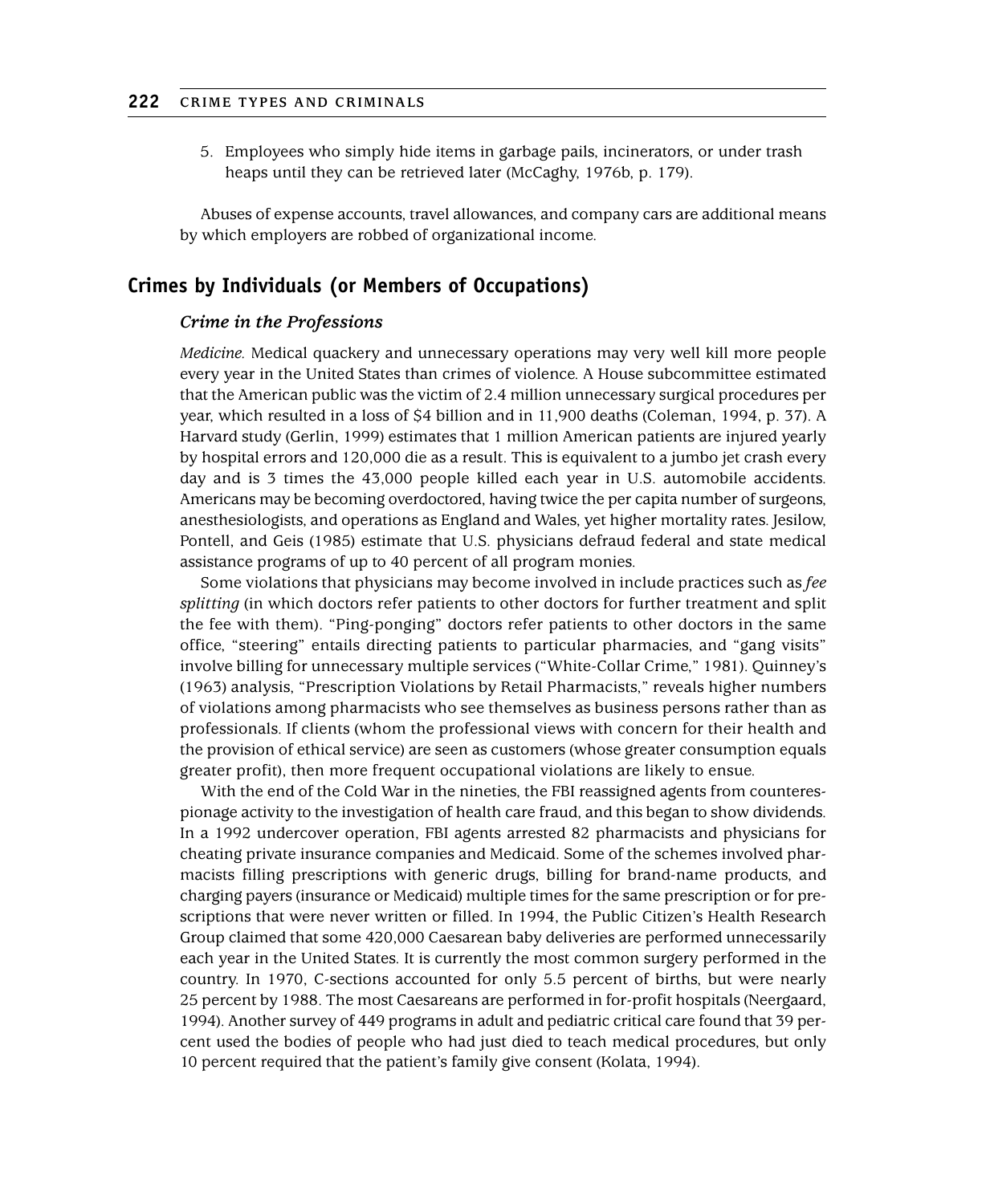5. Employees who simply hide items in garbage pails, incinerators, or under trash heaps until they can be retrieved later (McCaghy, 1976b, p. 179).

Abuses of expense accounts, travel allowances, and company cars are additional means by which employers are robbed of organizational income.

## Crimes by Individuals (or Members of Occupations)

### *Crime in the Professions*

*Medicine.* Medical quackery and unnecessary operations may very well kill more people every year in the United States than crimes of violence. A House subcommittee estimated that the American public was the victim of 2.4 million unnecessary surgical procedures per year, which resulted in a loss of $4 billion and in 11,900 deaths (Coleman, 1994, p. 37). A Harvard study (Gerlin, 1999) estimates that 1 million American patients are injured yearly by hospital errors and 120,000 die as a result. This is equivalent to a jumbo jet crash every day and is 3 times the 43,000 people killed each year in U.S. automobile accidents. Americans may be becoming overdoctored, having twice the per capita number of surgeons, anesthesiologists, and operations as England and Wales, yet higher mortality rates. Jesilow, Pontell, and Geis (1985) estimate that U.S. physicians defraud federal and state medical assistance programs of up to 40 percent of all program monies.

Some violations that physicians may become involved in include practices such as *fee splitting* (in which doctors refer patients to other doctors for further treatment and split the fee with them). "Ping-ponging" doctors refer patients to other doctors in the same office, "steering" entails directing patients to particular pharmacies, and "gang visits" involve billing for unnecessary multiple services ("White-Collar Crime," 1981). Quinney's (1963) analysis, "Prescription Violations by Retail Pharmacists," reveals higher numbers of violations among pharmacists who see themselves as business persons rather than as professionals. If clients (whom the professional views with concern for their health and the provision of ethical service) are seen as customers (whose greater consumption equals greater profit), then more frequent occupational violations are likely to ensue.

With the end of the Cold War in the nineties, the FBI reassigned agents from counterespionage activity to the investigation of health care fraud, and this began to show dividends. In a 1992 undercover operation, FBI agents arrested 82 pharmacists and physicians for cheating private insurance companies and Medicaid. Some of the schemes involved pharmacists filling prescriptions with generic drugs, billing for brand-name products, and charging payers (insurance or Medicaid) multiple times for the same prescription or for prescriptions that were never written or filled. In 1994, the Public Citizen's Health Research Group claimed that some 420,000 Caesarean baby deliveries are performed unnecessarily each year in the United States. It is currently the most common surgery performed in the country. In 1970, C-sections accounted for only 5.5 percent of births, but were nearly 25 percent by 1988. The most Caesareans are performed in for-profit hospitals (Neergaard, 1994). Another survey of 449 programs in adult and pediatric critical care found that 39 percent used the bodies of people who had just died to teach medical procedures, but only 10 percent required that the patient's family give consent (Kolata, 1994).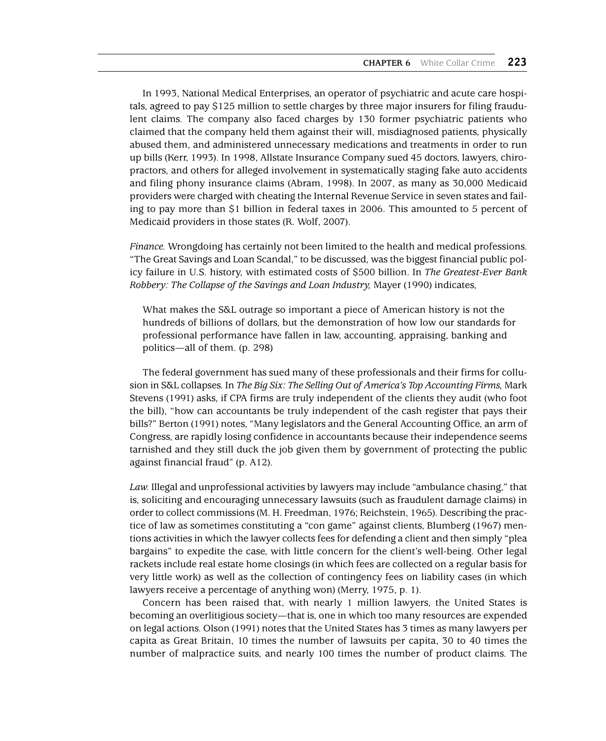In 1993, National Medical Enterprises, an operator of psychiatric and acute care hospitals, agreed to pay $125 million to settle charges by three major insurers for filing fraudulent claims. The company also faced charges by 130 former psychiatric patients who claimed that the company held them against their will, misdiagnosed patients, physically abused them, and administered unnecessary medications and treatments in order to run up bills (Kerr, 1993). In 1998, Allstate Insurance Company sued 45 doctors, lawyers, chiropractors, and others for alleged involvement in systematically staging fake auto accidents and filing phony insurance claims (Abram, 1998). In 2007, as many as 30,000 Medicaid providers were charged with cheating the Internal Revenue Service in seven states and failing to pay more than $1 billion in federal taxes in 2006. This amounted to 5 percent of Medicaid providers in those states (R. Wolf, 2007).

*Finance.* Wrongdoing has certainly not been limited to the health and medical professions. "The Great Savings and Loan Scandal," to be discussed, was the biggest financial public policy failure in U.S. history, with estimated costs of $500 billion. In *The Greatest-Ever Bank Robbery: The Collapse of the Savings and Loan Industry,* Mayer (1990) indicates,

> What makes the S&L outrage so important a piece of American history is not the hundreds of billions of dollars, but the demonstration of how low our standards for professional performance have fallen in law, accounting, appraising, banking and politics—all of them. (p. 298)

The federal government has sued many of these professionals and their firms for collusion in S&L collapses. In *The Big Six: The Selling Out of America's Top Accounting Firms,* Mark Stevens (1991) asks, if CPA firms are truly independent of the clients they audit (who foot the bill), "how can accountants be truly independent of the cash register that pays their bills?" Berton (1991) notes, "Many legislators and the General Accounting Office, an arm of Congress, are rapidly losing confidence in accountants because their independence seems tarnished and they still duck the job given them by government of protecting the public against financial fraud" (p. A12).

*Law.* Illegal and unprofessional activities by lawyers may include "ambulance chasing," that is, soliciting and encouraging unnecessary lawsuits (such as fraudulent damage claims) in order to collect commissions (M. H. Freedman, 1976; Reichstein, 1965). Describing the practice of law as sometimes constituting a "con game" against clients, Blumberg (1967) mentions activities in which the lawyer collects fees for defending a client and then simply "plea bargains" to expedite the case, with little concern for the client's well-being. Other legal rackets include real estate home closings (in which fees are collected on a regular basis for very little work) as well as the collection of contingency fees on liability cases (in which lawyers receive a percentage of anything won) (Merry, 1975, p. 1).

Concern has been raised that, with nearly 1 million lawyers, the United States is becoming an overlitigious society—that is, one in which too many resources are expended on legal actions. Olson (1991) notes that the United States has 3 times as many lawyers per capita as Great Britain, 10 times the number of lawsuits per capita, 30 to 40 times the number of malpractice suits, and nearly 100 times the number of product claims. The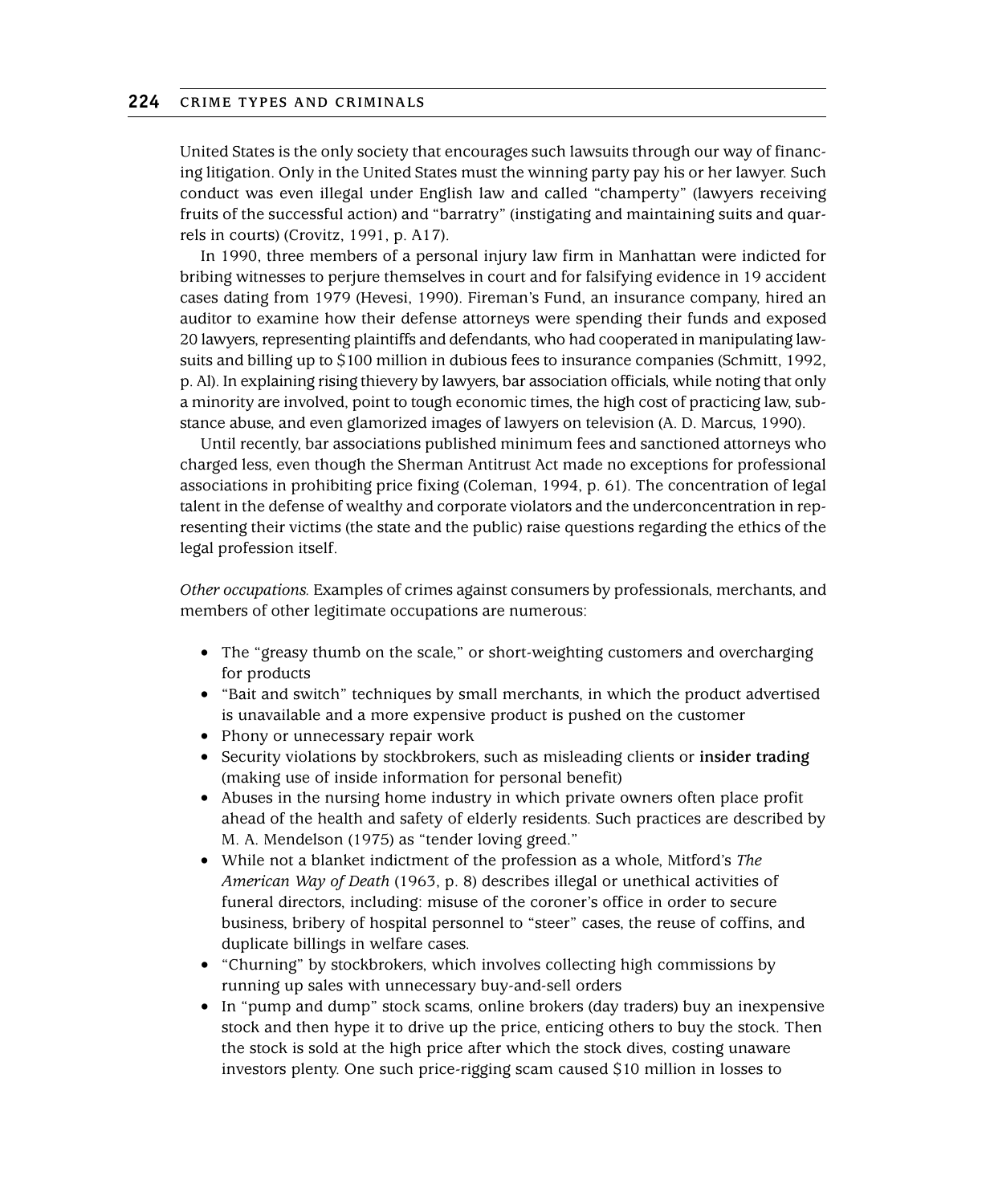United States is the only society that encourages such lawsuits through our way of financing litigation. Only in the United States must the winning party pay his or her lawyer. Such conduct was even illegal under English law and called "champerty" (lawyers receiving fruits of the successful action) and "barratry" (instigating and maintaining suits and quarrels in courts) (Crovitz, 1991, p. A17).

In 1990, three members of a personal injury law firm in Manhattan were indicted for bribing witnesses to perjure themselves in court and for falsifying evidence in 19 accident cases dating from 1979 (Hevesi, 1990). Fireman's Fund, an insurance company, hired an auditor to examine how their defense attorneys were spending their funds and exposed 20 lawyers, representing plaintiffs and defendants, who had cooperated in manipulating lawsuits and billing up to $100 million in dubious fees to insurance companies (Schmitt, 1992, p. Al). In explaining rising thievery by lawyers, bar association officials, while noting that only a minority are involved, point to tough economic times, the high cost of practicing law, substance abuse, and even glamorized images of lawyers on television (A. D. Marcus, 1990).

Until recently, bar associations published minimum fees and sanctioned attorneys who charged less, even though the Sherman Antitrust Act made no exceptions for professional associations in prohibiting price fixing (Coleman, 1994, p. 61). The concentration of legal talent in the defense of wealthy and corporate violators and the underconcentration in representing their victims (the state and the public) raise questions regarding the ethics of the legal profession itself.

*Other occupations.* Examples of crimes against consumers by professionals, merchants, and members of other legitimate occupations are numerous:

- The "greasy thumb on the scale," or short-weighting customers and overcharging for products
- "Bait and switch" techniques by small merchants, in which the product advertised is unavailable and a more expensive product is pushed on the customer
- Phony or unnecessary repair work
- Security violations by stockbrokers, such as misleading clients or **insider trading** (making use of inside information for personal benefit)
- Abuses in the nursing home industry in which private owners often place profit ahead of the health and safety of elderly residents. Such practices are described by M. A. Mendelson (1975) as "tender loving greed."
- While not a blanket indictment of the profession as a whole, Mitford's *The American Way of Death* (1963, p. 8) describes illegal or unethical activities of funeral directors, including: misuse of the coroner's office in order to secure business, bribery of hospital personnel to "steer" cases, the reuse of coffins, and duplicate billings in welfare cases.
- "Churning" by stockbrokers, which involves collecting high commissions by running up sales with unnecessary buy-and-sell orders
- In "pump and dump" stock scams, online brokers (day traders) buy an inexpensive stock and then hype it to drive up the price, enticing others to buy the stock. Then the stock is sold at the high price after which the stock dives, costing unaware investors plenty. One such price-rigging scam caused $10 million in losses to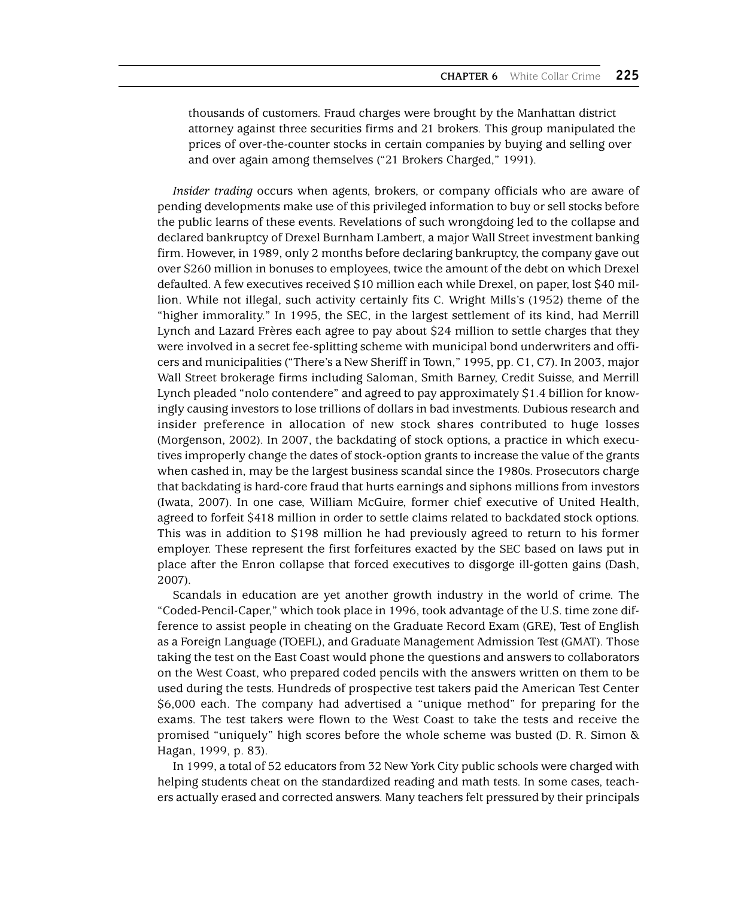thousands of customers. Fraud charges were brought by the Manhattan district attorney against three securities firms and 21 brokers. This group manipulated the prices of over-the-counter stocks in certain companies by buying and selling over and over again among themselves ("21 Brokers Charged," 1991).

*Insider trading* occurs when agents, brokers, or company officials who are aware of pending developments make use of this privileged information to buy or sell stocks before the public learns of these events. Revelations of such wrongdoing led to the collapse and declared bankruptcy of Drexel Burnham Lambert, a major Wall Street investment banking firm. However, in 1989, only 2 months before declaring bankruptcy, the company gave out over $260 million in bonuses to employees, twice the amount of the debt on which Drexel defaulted. A few executives received $10 million each while Drexel, on paper, lost $40 million. While not illegal, such activity certainly fits C. Wright Mills's (1952) theme of the "higher immorality." In 1995, the SEC, in the largest settlement of its kind, had Merrill Lynch and Lazard Frères each agree to pay about $24 million to settle charges that they were involved in a secret fee-splitting scheme with municipal bond underwriters and officers and municipalities ("There's a New Sheriff in Town," 1995, pp. C1, C7). In 2003, major Wall Street brokerage firms including Saloman, Smith Barney, Credit Suisse, and Merrill Lynch pleaded "nolo contendere" and agreed to pay approximately $1.4 billion for knowingly causing investors to lose trillions of dollars in bad investments. Dubious research and insider preference in allocation of new stock shares contributed to huge losses (Morgenson, 2002). In 2007, the backdating of stock options, a practice in which executives improperly change the dates of stock-option grants to increase the value of the grants when cashed in, may be the largest business scandal since the 1980s. Prosecutors charge that backdating is hard-core fraud that hurts earnings and siphons millions from investors (Iwata, 2007). In one case, William McGuire, former chief executive of United Health, agreed to forfeit $418 million in order to settle claims related to backdated stock options. This was in addition to $198 million he had previously agreed to return to his former employer. These represent the first forfeitures exacted by the SEC based on laws put in place after the Enron collapse that forced executives to disgorge ill-gotten gains (Dash, 2007).

Scandals in education are yet another growth industry in the world of crime. The "Coded-Pencil-Caper," which took place in 1996, took advantage of the U.S. time zone difference to assist people in cheating on the Graduate Record Exam (GRE), Test of English as a Foreign Language (TOEFL), and Graduate Management Admission Test (GMAT). Those taking the test on the East Coast would phone the questions and answers to collaborators on the West Coast, who prepared coded pencils with the answers written on them to be used during the tests. Hundreds of prospective test takers paid the American Test Center $6,000 each. The company had advertised a "unique method" for preparing for the exams. The test takers were flown to the West Coast to take the tests and receive the promised "uniquely" high scores before the whole scheme was busted (D. R. Simon & Hagan, 1999, p. 83).

In 1999, a total of 52 educators from 32 New York City public schools were charged with helping students cheat on the standardized reading and math tests. In some cases, teachers actually erased and corrected answers. Many teachers felt pressured by their principals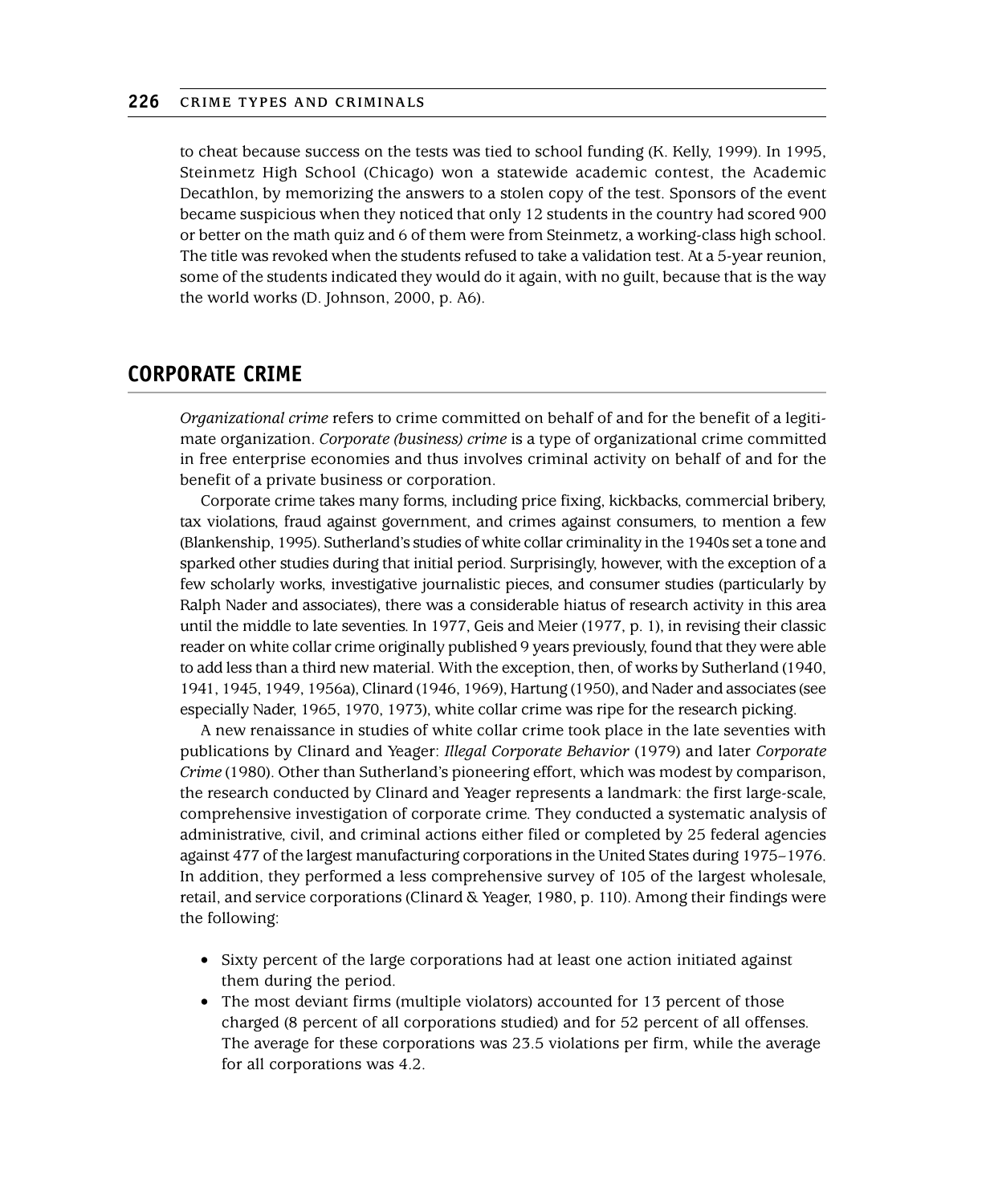to cheat because success on the tests was tied to school funding (K. Kelly, 1999). In 1995, Steinmetz High School (Chicago) won a statewide academic contest, the Academic Decathlon, by memorizing the answers to a stolen copy of the test. Sponsors of the event became suspicious when they noticed that only 12 students in the country had scored 900 or better on the math quiz and 6 of them were from Steinmetz, a working-class high school. The title was revoked when the students refused to take a validation test. At a 5-year reunion, some of the students indicated they would do it again, with no guilt, because that is the way the world works (D. Johnson, 2000, p. A6).

## CORPORATE CRIME

*Organizational crime* refers to crime committed on behalf of and for the benefit of a legitimate organization. *Corporate (business) crime* is a type of organizational crime committed in free enterprise economies and thus involves criminal activity on behalf of and for the benefit of a private business or corporation.

Corporate crime takes many forms, including price fixing, kickbacks, commercial bribery, tax violations, fraud against government, and crimes against consumers, to mention a few (Blankenship, 1995). Sutherland's studies of white collar criminality in the 1940s set a tone and sparked other studies during that initial period. Surprisingly, however, with the exception of a few scholarly works, investigative journalistic pieces, and consumer studies (particularly by Ralph Nader and associates), there was a considerable hiatus of research activity in this area until the middle to late seventies. In 1977, Geis and Meier (1977, p. 1), in revising their classic reader on white collar crime originally published 9 years previously, found that they were able to add less than a third new material. With the exception, then, of works by Sutherland (1940, 1941, 1945, 1949, 1956a), Clinard (1946, 1969), Hartung (1950), and Nader and associates (see especially Nader, 1965, 1970, 1973), white collar crime was ripe for the research picking.

A new renaissance in studies of white collar crime took place in the late seventies with publications by Clinard and Yeager: *Illegal Corporate Behavior* (1979) and later *Corporate Crime* (1980). Other than Sutherland's pioneering effort, which was modest by comparison, the research conducted by Clinard and Yeager represents a landmark: the first large-scale, comprehensive investigation of corporate crime. They conducted a systematic analysis of administrative, civil, and criminal actions either filed or completed by 25 federal agencies against 477 of the largest manufacturing corporations in the United States during 1975–1976. In addition, they performed a less comprehensive survey of 105 of the largest wholesale, retail, and service corporations (Clinard & Yeager, 1980, p. 110). Among their findings were the following:

- Sixty percent of the large corporations had at least one action initiated against them during the period.
- The most deviant firms (multiple violators) accounted for 13 percent of those charged (8 percent of all corporations studied) and for 52 percent of all offenses. The average for these corporations was 23.5 violations per firm, while the average for all corporations was 4.2.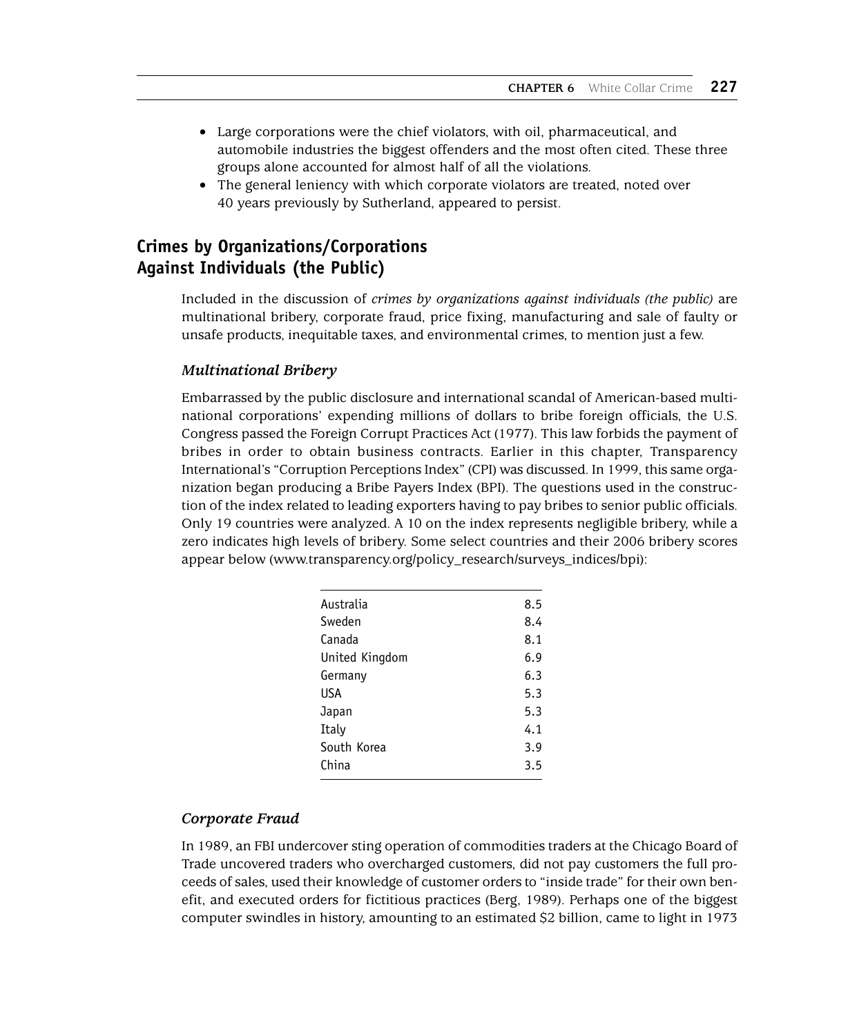- Large corporations were the chief violators, with oil, pharmaceutical, and automobile industries the biggest offenders and the most often cited. These three groups alone accounted for almost half of all the violations.
- The general leniency with which corporate violators are treated, noted over 40 years previously by Sutherland, appeared to persist.

## Crimes by Organizations/Corporations Against Individuals (the Public)

Included in the discussion of *crimes by organizations against individuals (the public)* are multinational bribery, corporate fraud, price fixing, manufacturing and sale of faulty or unsafe products, inequitable taxes, and environmental crimes, to mention just a few.

### *Multinational Bribery*

Embarrassed by the public disclosure and international scandal of American-based multinational corporations' expending millions of dollars to bribe foreign officials, the U.S. Congress passed the Foreign Corrupt Practices Act (1977). This law forbids the payment of bribes in order to obtain business contracts. Earlier in this chapter, Transparency International's "Corruption Perceptions Index" (CPI) was discussed. In 1999, this same organization began producing a Bribe Payers Index (BPI). The questions used in the construction of the index related to leading exporters having to pay bribes to senior public officials. Only 19 countries were analyzed. A 10 on the index represents negligible bribery, while a zero indicates high levels of bribery. Some select countries and their 2006 bribery scores appear below (www.transparency.org/policy_research/surveys_indices/bpi):

| Country | Score |
|---|---|
| Australia | 8.5 |
| Sweden | 8.4 |
| Canada | 8.1 |
| United Kingdom | 6.9 |
| Germany | 6.3 |
| USA | 5.3 |
| Japan | 5.3 |
| Italy | 4.1 |
| South Korea | 3.9 |
| China | 3.5 |

### *Corporate Fraud*

In 1989, an FBI undercover sting operation of commodities traders at the Chicago Board of Trade uncovered traders who overcharged customers, did not pay customers the full proceeds of sales, used their knowledge of customer orders to "inside trade" for their own benefit, and executed orders for fictitious practices (Berg, 1989). Perhaps one of the biggest computer swindles in history, amounting to an estimated $2 billion, came to light in 1973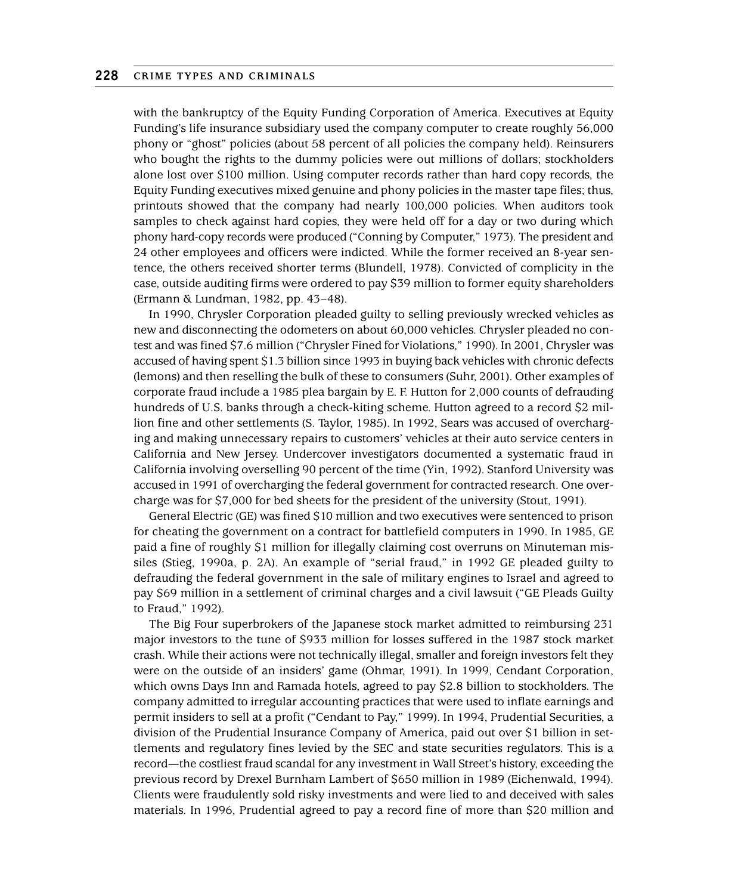with the bankruptcy of the Equity Funding Corporation of America. Executives at Equity Funding's life insurance subsidiary used the company computer to create roughly 56,000 phony or "ghost" policies (about 58 percent of all policies the company held). Reinsurers who bought the rights to the dummy policies were out millions of dollars; stockholders alone lost over $100 million. Using computer records rather than hard copy records, the Equity Funding executives mixed genuine and phony policies in the master tape files; thus, printouts showed that the company had nearly 100,000 policies. When auditors took samples to check against hard copies, they were held off for a day or two during which phony hard-copy records were produced ("Conning by Computer," 1973). The president and 24 other employees and officers were indicted. While the former received an 8-year sentence, the others received shorter terms (Blundell, 1978). Convicted of complicity in the case, outside auditing firms were ordered to pay $39 million to former equity shareholders (Ermann & Lundman, 1982, pp. 43–48).

In 1990, Chrysler Corporation pleaded guilty to selling previously wrecked vehicles as new and disconnecting the odometers on about 60,000 vehicles. Chrysler pleaded no contest and was fined $7.6 million ("Chrysler Fined for Violations," 1990). In 2001, Chrysler was accused of having spent $1.3 billion since 1993 in buying back vehicles with chronic defects (lemons) and then reselling the bulk of these to consumers (Suhr, 2001). Other examples of corporate fraud include a 1985 plea bargain by E. F. Hutton for 2,000 counts of defrauding hundreds of U.S. banks through a check-kiting scheme. Hutton agreed to a record $2 million fine and other settlements (S. Taylor, 1985). In 1992, Sears was accused of overcharging and making unnecessary repairs to customers' vehicles at their auto service centers in California and New Jersey. Undercover investigators documented a systematic fraud in California involving overselling 90 percent of the time (Yin, 1992). Stanford University was accused in 1991 of overcharging the federal government for contracted research. One overcharge was for $7,000 for bed sheets for the president of the university (Stout, 1991).

General Electric (GE) was fined $10 million and two executives were sentenced to prison for cheating the government on a contract for battlefield computers in 1990. In 1985, GE paid a fine of roughly $1 million for illegally claiming cost overruns on Minuteman missiles (Stieg, 1990a, p. 2A). An example of "serial fraud," in 1992 GE pleaded guilty to defrauding the federal government in the sale of military engines to Israel and agreed to pay $69 million in a settlement of criminal charges and a civil lawsuit ("GE Pleads Guilty to Fraud," 1992).

The Big Four superbrokers of the Japanese stock market admitted to reimbursing 231 major investors to the tune of $933 million for losses suffered in the 1987 stock market crash. While their actions were not technically illegal, smaller and foreign investors felt they were on the outside of an insiders' game (Ohmar, 1991). In 1999, Cendant Corporation, which owns Days Inn and Ramada hotels, agreed to pay $2.8 billion to stockholders. The company admitted to irregular accounting practices that were used to inflate earnings and permit insiders to sell at a profit ("Cendant to Pay," 1999). In 1994, Prudential Securities, a division of the Prudential Insurance Company of America, paid out over $1 billion in settlements and regulatory fines levied by the SEC and state securities regulators. This is a record—the costliest fraud scandal for any investment in Wall Street's history, exceeding the previous record by Drexel Burnham Lambert of $650 million in 1989 (Eichenwald, 1994). Clients were fraudulently sold risky investments and were lied to and deceived with sales materials. In 1996, Prudential agreed to pay a record fine of more than $20 million and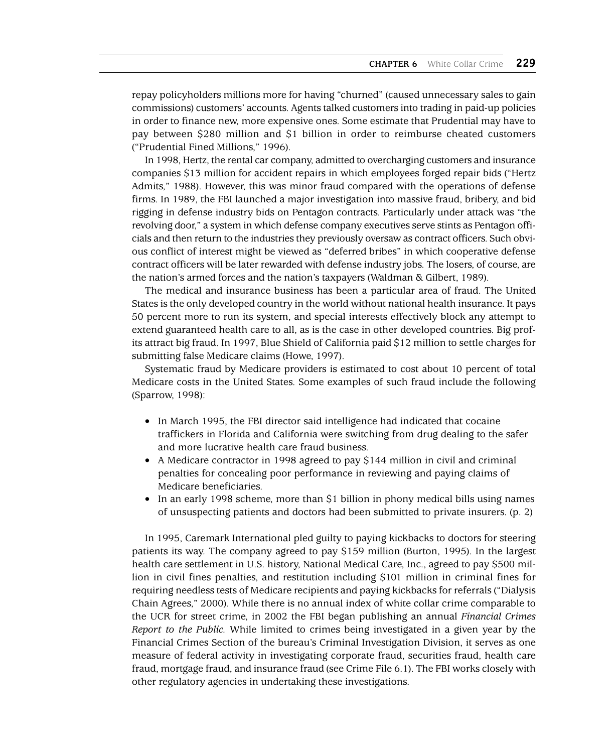repay policyholders millions more for having "churned" (caused unnecessary sales to gain commissions) customers' accounts. Agents talked customers into trading in paid-up policies in order to finance new, more expensive ones. Some estimate that Prudential may have to pay between $280 million and $1 billion in order to reimburse cheated customers ("Prudential Fined Millions," 1996).

In 1998, Hertz, the rental car company, admitted to overcharging customers and insurance companies $13 million for accident repairs in which employees forged repair bids ("Hertz Admits," 1988). However, this was minor fraud compared with the operations of defense firms. In 1989, the FBI launched a major investigation into massive fraud, bribery, and bid rigging in defense industry bids on Pentagon contracts. Particularly under attack was "the revolving door," a system in which defense company executives serve stints as Pentagon officials and then return to the industries they previously oversaw as contract officers. Such obvious conflict of interest might be viewed as "deferred bribes" in which cooperative defense contract officers will be later rewarded with defense industry jobs. The losers, of course, are the nation's armed forces and the nation's taxpayers (Waldman & Gilbert, 1989).

The medical and insurance business has been a particular area of fraud. The United States is the only developed country in the world without national health insurance. It pays 50 percent more to run its system, and special interests effectively block any attempt to extend guaranteed health care to all, as is the case in other developed countries. Big profits attract big fraud. In 1997, Blue Shield of California paid $12 million to settle charges for submitting false Medicare claims (Howe, 1997).

Systematic fraud by Medicare providers is estimated to cost about 10 percent of total Medicare costs in the United States. Some examples of such fraud include the following (Sparrow, 1998):

- In March 1995, the FBI director said intelligence had indicated that cocaine traffickers in Florida and California were switching from drug dealing to the safer and more lucrative health care fraud business.
- A Medicare contractor in 1998 agreed to pay $144 million in civil and criminal penalties for concealing poor performance in reviewing and paying claims of Medicare beneficiaries.
- In an early 1998 scheme, more than $1 billion in phony medical bills using names of unsuspecting patients and doctors had been submitted to private insurers. (p. 2)

In 1995, Caremark International pled guilty to paying kickbacks to doctors for steering patients its way. The company agreed to pay $159 million (Burton, 1995). In the largest health care settlement in U.S. history, National Medical Care, Inc., agreed to pay $500 million in civil fines penalties, and restitution including $101 million in criminal fines for requiring needless tests of Medicare recipients and paying kickbacks for referrals ("Dialysis Chain Agrees," 2000). While there is no annual index of white collar crime comparable to the UCR for street crime, in 2002 the FBI began publishing an annual *Financial Crimes Report to the Public.* While limited to crimes being investigated in a given year by the Financial Crimes Section of the bureau's Criminal Investigation Division, it serves as one measure of federal activity in investigating corporate fraud, securities fraud, health care fraud, mortgage fraud, and insurance fraud (see Crime File 6.1). The FBI works closely with other regulatory agencies in undertaking these investigations.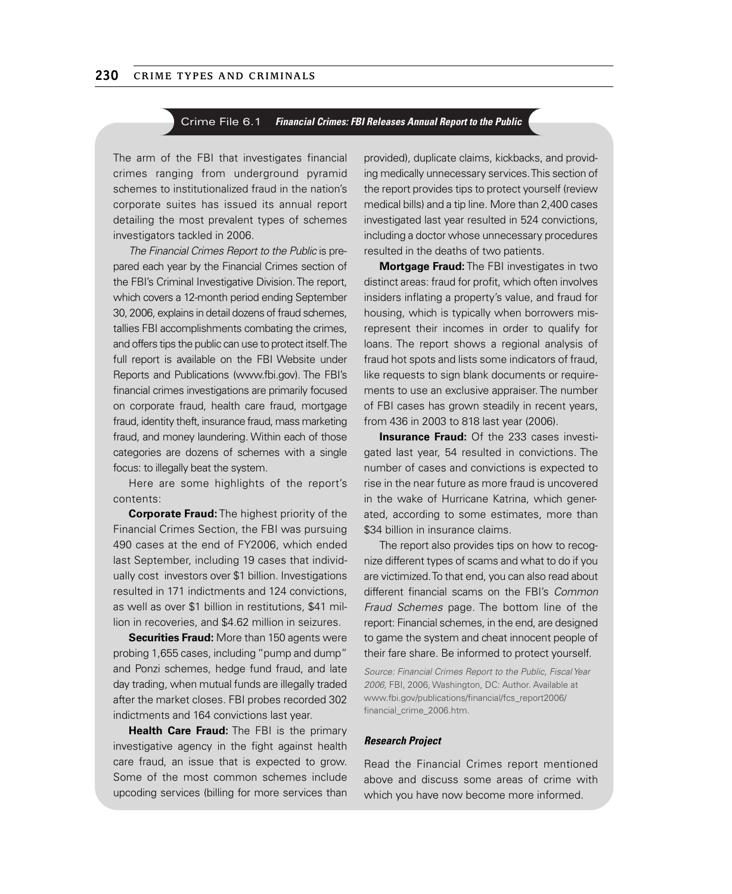## Crime File 6.1 ***Financial Crimes: FBI Releases Annual Report to the Public***

The arm of the FBI that investigates financial crimes ranging from underground pyramid schemes to institutionalized fraud in the nation's corporate suites has issued its annual report detailing the most prevalent types of schemes investigators tackled in 2006.

*The Financial Crimes Report to the Public* is prepared each year by the Financial Crimes section of the FBI's Criminal Investigative Division. The report, which covers a 12-month period ending September 30, 2006, explains in detail dozens of fraud schemes, tallies FBI accomplishments combating the crimes, and offers tips the public can use to protect itself. The full report is available on the FBI Website under Reports and Publications (www.fbi.gov). The FBI's financial crimes investigations are primarily focused on corporate fraud, health care fraud, mortgage fraud, identity theft, insurance fraud, mass marketing fraud, and money laundering. Within each of those categories are dozens of schemes with a single focus: to illegally beat the system.

Here are some highlights of the report's contents:

**Corporate Fraud:** The highest priority of the Financial Crimes Section, the FBI was pursuing 490 cases at the end of FY2006, which ended last September, including 19 cases that individually cost investors over $1 billion. Investigations resulted in 171 indictments and 124 convictions, as well as over $1 billion in restitutions, $41 million in recoveries, and $4.62 million in seizures.

**Securities Fraud:** More than 150 agents were probing 1,655 cases, including "pump and dump" and Ponzi schemes, hedge fund fraud, and late day trading, when mutual funds are illegally traded after the market closes. FBI probes recorded 302 indictments and 164 convictions last year.

**Health Care Fraud:** The FBI is the primary investigative agency in the fight against health care fraud, an issue that is expected to grow. Some of the most common schemes include upcoding services (billing for more services than provided), duplicate claims, kickbacks, and providing medically unnecessary services. This section of the report provides tips to protect yourself (review medical bills) and a tip line. More than 2,400 cases investigated last year resulted in 524 convictions, including a doctor whose unnecessary procedures resulted in the deaths of two patients.

**Mortgage Fraud:** The FBI investigates in two distinct areas: fraud for profit, which often involves insiders inflating a property's value, and fraud for housing, which is typically when borrowers misrepresent their incomes in order to qualify for loans. The report shows a regional analysis of fraud hot spots and lists some indicators of fraud, like requests to sign blank documents or requirements to use an exclusive appraiser. The number of FBI cases has grown steadily in recent years, from 436 in 2003 to 818 last year (2006).

**Insurance Fraud:** Of the 233 cases investigated last year, 54 resulted in convictions. The number of cases and convictions is expected to rise in the near future as more fraud is uncovered in the wake of Hurricane Katrina, which generated, according to some estimates, more than $34 billion in insurance claims.

The report also provides tips on how to recognize different types of scams and what to do if you are victimized. To that end, you can also read about different financial scams on the FBI's *Common Fraud Schemes* page. The bottom line of the report: Financial schemes, in the end, are designed to game the system and cheat innocent people of their fare share. Be informed to protect yourself.

*Source: Financial Crimes Report to the Public, Fiscal Year 2006,* FBI, 2006, Washington, DC: Author. Available at www.fbi.gov/publications/financial/fcs_report2006/financial_crime_2006.htm.

### *Research Project*

Read the Financial Crimes report mentioned above and discuss some areas of crime with which you have now become more informed.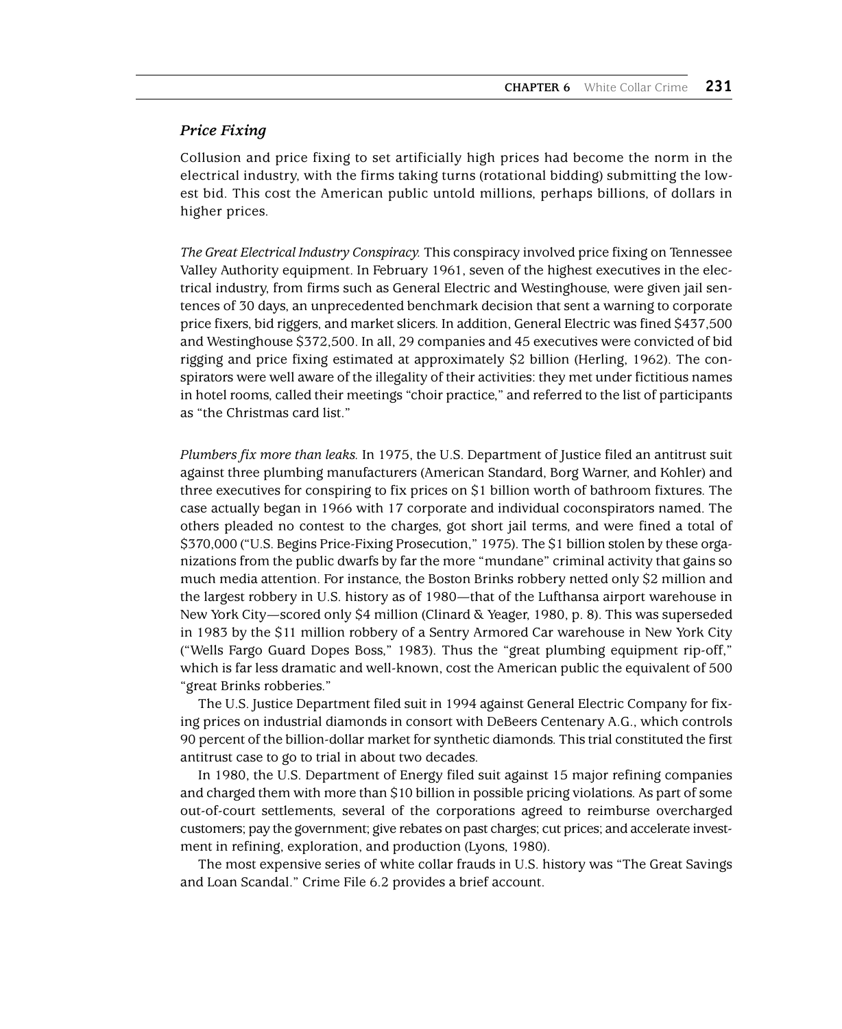### *Price Fixing*

Collusion and price fixing to set artificially high prices had become the norm in the electrical industry, with the firms taking turns (rotational bidding) submitting the lowest bid. This cost the American public untold millions, perhaps billions, of dollars in higher prices.

*The Great Electrical Industry Conspiracy.* This conspiracy involved price fixing on Tennessee Valley Authority equipment. In February 1961, seven of the highest executives in the electrical industry, from firms such as General Electric and Westinghouse, were given jail sentences of 30 days, an unprecedented benchmark decision that sent a warning to corporate price fixers, bid riggers, and market slicers. In addition, General Electric was fined $437,500 and Westinghouse $372,500. In all, 29 companies and 45 executives were convicted of bid rigging and price fixing estimated at approximately $2 billion (Herling, 1962). The conspirators were well aware of the illegality of their activities: they met under fictitious names in hotel rooms, called their meetings "choir practice," and referred to the list of participants as "the Christmas card list."

*Plumbers fix more than leaks.* In 1975, the U.S. Department of Justice filed an antitrust suit against three plumbing manufacturers (American Standard, Borg Warner, and Kohler) and three executives for conspiring to fix prices on $1 billion worth of bathroom fixtures. The case actually began in 1966 with 17 corporate and individual coconspirators named. The others pleaded no contest to the charges, got short jail terms, and were fined a total of $370,000 ("U.S. Begins Price-Fixing Prosecution," 1975). The $1 billion stolen by these organizations from the public dwarfs by far the more "mundane" criminal activity that gains so much media attention. For instance, the Boston Brinks robbery netted only $2 million and the largest robbery in U.S. history as of 1980—that of the Lufthansa airport warehouse in New York City—scored only $4 million (Clinard & Yeager, 1980, p. 8). This was superseded in 1983 by the $11 million robbery of a Sentry Armored Car warehouse in New York City ("Wells Fargo Guard Dopes Boss," 1983). Thus the "great plumbing equipment rip-off," which is far less dramatic and well-known, cost the American public the equivalent of 500 "great Brinks robberies."

The U.S. Justice Department filed suit in 1994 against General Electric Company for fixing prices on industrial diamonds in consort with DeBeers Centenary A.G., which controls 90 percent of the billion-dollar market for synthetic diamonds. This trial constituted the first antitrust case to go to trial in about two decades.

In 1980, the U.S. Department of Energy filed suit against 15 major refining companies and charged them with more than $10 billion in possible pricing violations. As part of some out-of-court settlements, several of the corporations agreed to reimburse overcharged customers; pay the government; give rebates on past charges; cut prices; and accelerate investment in refining, exploration, and production (Lyons, 1980).

The most expensive series of white collar frauds in U.S. history was "The Great Savings and Loan Scandal." Crime File 6.2 provides a brief account.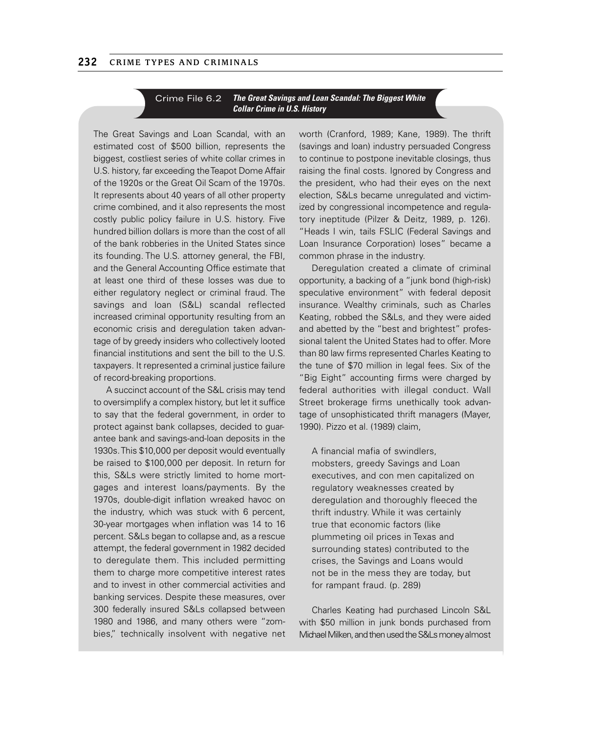### Crime File 6.2 *The Great Savings and Loan Scandal: The Biggest White Collar Crime in U.S. History*

The Great Savings and Loan Scandal, with an estimated cost of $500 billion, represents the biggest, costliest series of white collar crimes in U.S. history, far exceeding the Teapot Dome Affair of the 1920s or the Great Oil Scam of the 1970s. It represents about 40 years of all other property crime combined, and it also represents the most costly public policy failure in U.S. history. Five hundred billion dollars is more than the cost of all of the bank robberies in the United States since its founding. The U.S. attorney general, the FBI, and the General Accounting Office estimate that at least one third of these losses was due to either regulatory neglect or criminal fraud. The savings and loan (S&L) scandal reflected increased criminal opportunity resulting from an economic crisis and deregulation taken advantage of by greedy insiders who collectively looted financial institutions and sent the bill to the U.S. taxpayers. It represented a criminal justice failure of record-breaking proportions.

A succinct account of the S&L crisis may tend to oversimplify a complex history, but let it suffice to say that the federal government, in order to protect against bank collapses, decided to guarantee bank and savings-and-loan deposits in the 1930s. This $10,000 per deposit would eventually be raised to $100,000 per deposit. In return for this, S&Ls were strictly limited to home mortgages and interest loans/payments. By the 1970s, double-digit inflation wreaked havoc on the industry, which was stuck with 6 percent, 30-year mortgages when inflation was 14 to 16 percent. S&Ls began to collapse and, as a rescue attempt, the federal government in 1982 decided to deregulate them. This included permitting them to charge more competitive interest rates and to invest in other commercial activities and banking services. Despite these measures, over 300 federally insured S&Ls collapsed between 1980 and 1986, and many others were "zombies," technically insolvent with negative net worth (Cranford, 1989; Kane, 1989). The thrift (savings and loan) industry persuaded Congress to continue to postpone inevitable closings, thus raising the final costs. Ignored by Congress and the president, who had their eyes on the next election, S&Ls became unregulated and victimized by congressional incompetence and regulatory ineptitude (Pilzer & Deitz, 1989, p. 126). "Heads I win, tails FSLIC (Federal Savings and Loan Insurance Corporation) loses" became a common phrase in the industry.

Deregulation created a climate of criminal opportunity, a backing of a "junk bond (high-risk) speculative environment" with federal deposit insurance. Wealthy criminals, such as Charles Keating, robbed the S&Ls, and they were aided and abetted by the "best and brightest" professional talent the United States had to offer. More than 80 law firms represented Charles Keating to the tune of $70 million in legal fees. Six of the "Big Eight" accounting firms were charged by federal authorities with illegal conduct. Wall Street brokerage firms unethically took advantage of unsophisticated thrift managers (Mayer, 1990). Pizzo et al. (1989) claim,

> A financial mafia of swindlers, mobsters, greedy Savings and Loan executives, and con men capitalized on regulatory weaknesses created by deregulation and thoroughly fleeced the thrift industry. While it was certainly true that economic factors (like plummeting oil prices in Texas and surrounding states) contributed to the crises, the Savings and Loans would not be in the mess they are today, but for rampant fraud. (p. 289)

Charles Keating had purchased Lincoln S&L with $50 million in junk bonds purchased from Michael Milken, and then used the S&Ls money almost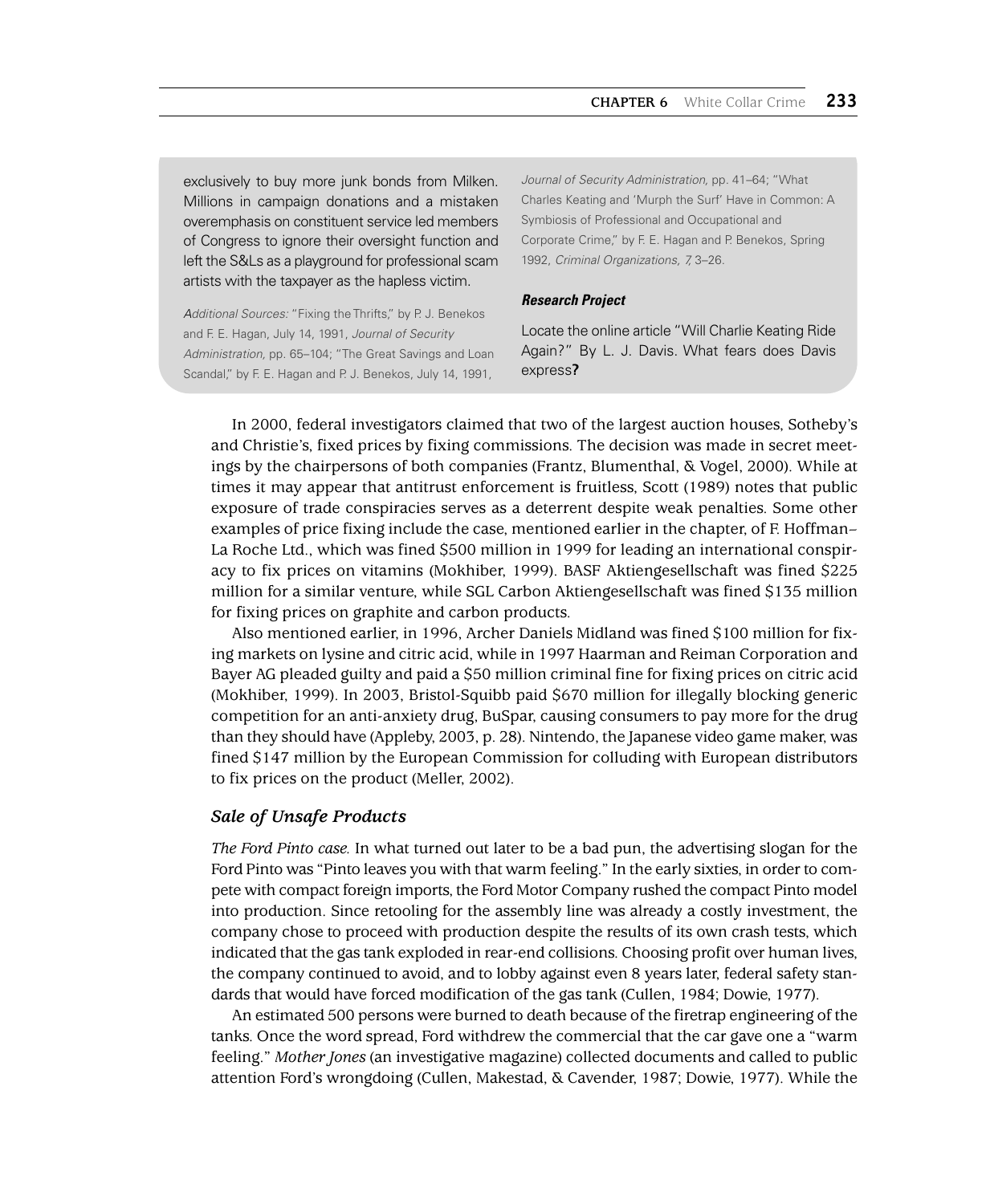exclusively to buy more junk bonds from Milken. Millions in campaign donations and a mistaken overemphasis on constituent service led members of Congress to ignore their oversight function and left the S&Ls as a playground for professional scam artists with the taxpayer as the hapless victim.

*Additional Sources:* "Fixing the Thrifts," by P. J. Benekos and F. E. Hagan, July 14, 1991, *Journal of Security Administration*, pp. 65–104; "The Great Savings and Loan Scandal," by F. E. Hagan and P. J. Benekos, July 14, 1991, *Journal of Security Administration*, pp. 41–64; "What Charles Keating and 'Murph the Surf' Have in Common: A Symbiosis of Professional and Occupational and Corporate Crime," by F. E. Hagan and P. Benekos, Spring 1992, *Criminal Organizations, 7*, 3–26.

***Research Project***

Locate the online article "Will Charlie Keating Ride Again?" By L. J. Davis. What fears does Davis express**?**

In 2000, federal investigators claimed that two of the largest auction houses, Sotheby's and Christie's, fixed prices by fixing commissions. The decision was made in secret meetings by the chairpersons of both companies (Frantz, Blumenthal, & Vogel, 2000). While at times it may appear that antitrust enforcement is fruitless, Scott (1989) notes that public exposure of trade conspiracies serves as a deterrent despite weak penalties. Some other examples of price fixing include the case, mentioned earlier in the chapter, of F. Hoffman–La Roche Ltd., which was fined $500 million in 1999 for leading an international conspiracy to fix prices on vitamins (Mokhiber, 1999). BASF Aktiengesellschaft was fined $225 million for a similar venture, while SGL Carbon Aktiengesellschaft was fined $135 million for fixing prices on graphite and carbon products.

Also mentioned earlier, in 1996, Archer Daniels Midland was fined $100 million for fixing markets on lysine and citric acid, while in 1997 Haarman and Reiman Corporation and Bayer AG pleaded guilty and paid a $50 million criminal fine for fixing prices on citric acid (Mokhiber, 1999). In 2003, Bristol-Squibb paid $670 million for illegally blocking generic competition for an anti-anxiety drug, BuSpar, causing consumers to pay more for the drug than they should have (Appleby, 2003, p. 28). Nintendo, the Japanese video game maker, was fined $147 million by the European Commission for colluding with European distributors to fix prices on the product (Meller, 2002).

### *Sale of Unsafe Products*

*The Ford Pinto case.* In what turned out later to be a bad pun, the advertising slogan for the Ford Pinto was "Pinto leaves you with that warm feeling." In the early sixties, in order to compete with compact foreign imports, the Ford Motor Company rushed the compact Pinto model into production. Since retooling for the assembly line was already a costly investment, the company chose to proceed with production despite the results of its own crash tests, which indicated that the gas tank exploded in rear-end collisions. Choosing profit over human lives, the company continued to avoid, and to lobby against even 8 years later, federal safety standards that would have forced modification of the gas tank (Cullen, 1984; Dowie, 1977).

An estimated 500 persons were burned to death because of the firetrap engineering of the tanks. Once the word spread, Ford withdrew the commercial that the car gave one a "warm feeling." *Mother Jones* (an investigative magazine) collected documents and called to public attention Ford's wrongdoing (Cullen, Makestad, & Cavender, 1987; Dowie, 1977). While the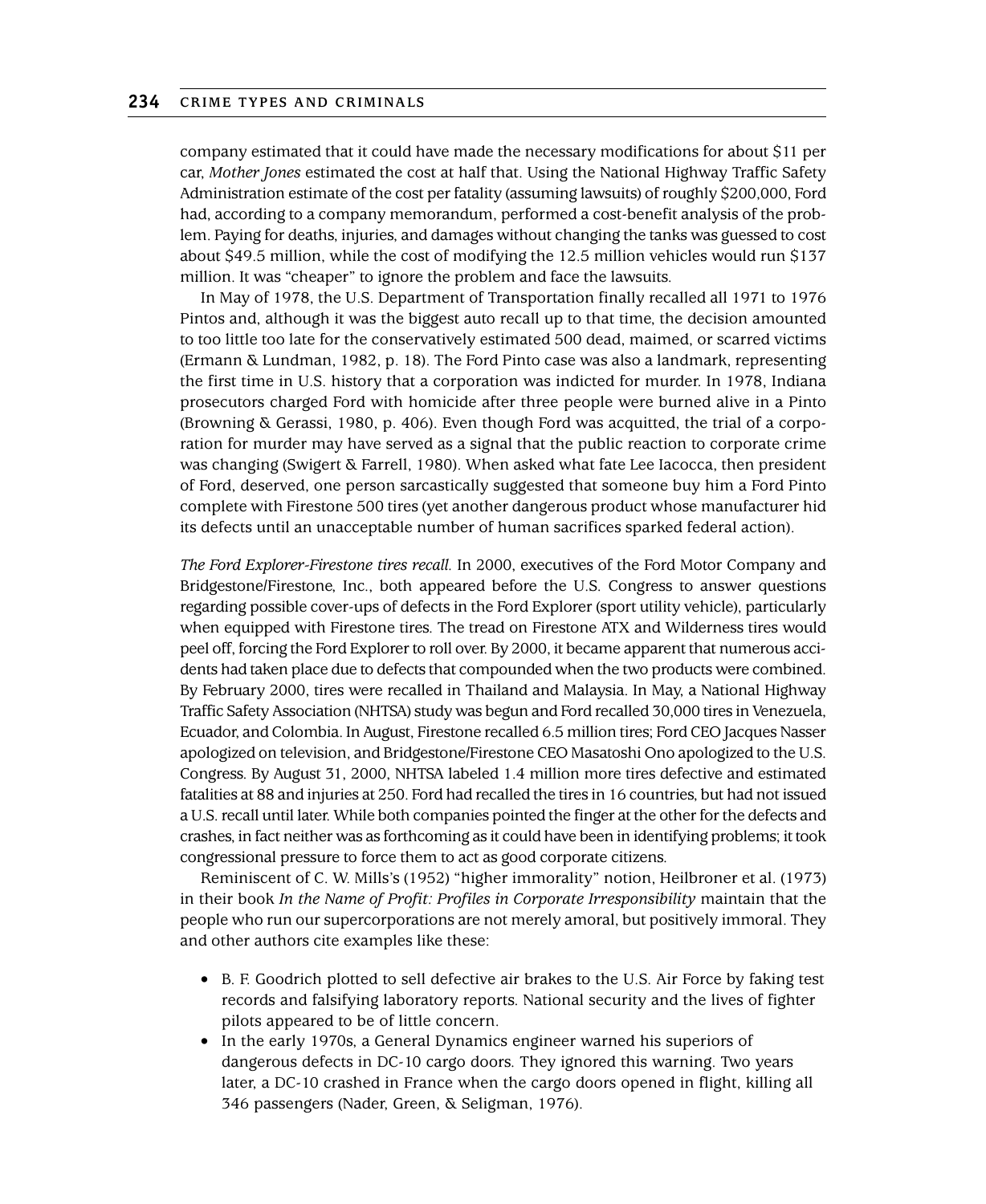company estimated that it could have made the necessary modifications for about $11 per car, *Mother Jones* estimated the cost at half that. Using the National Highway Traffic Safety Administration estimate of the cost per fatality (assuming lawsuits) of roughly $200,000, Ford had, according to a company memorandum, performed a cost-benefit analysis of the problem. Paying for deaths, injuries, and damages without changing the tanks was guessed to cost about $49.5 million, while the cost of modifying the 12.5 million vehicles would run $137 million. It was "cheaper" to ignore the problem and face the lawsuits.

In May of 1978, the U.S. Department of Transportation finally recalled all 1971 to 1976 Pintos and, although it was the biggest auto recall up to that time, the decision amounted to too little too late for the conservatively estimated 500 dead, maimed, or scarred victims (Ermann & Lundman, 1982, p. 18). The Ford Pinto case was also a landmark, representing the first time in U.S. history that a corporation was indicted for murder. In 1978, Indiana prosecutors charged Ford with homicide after three people were burned alive in a Pinto (Browning & Gerassi, 1980, p. 406). Even though Ford was acquitted, the trial of a corporation for murder may have served as a signal that the public reaction to corporate crime was changing (Swigert & Farrell, 1980). When asked what fate Lee Iacocca, then president of Ford, deserved, one person sarcastically suggested that someone buy him a Ford Pinto complete with Firestone 500 tires (yet another dangerous product whose manufacturer hid its defects until an unacceptable number of human sacrifices sparked federal action).

*The Ford Explorer-Firestone tires recall.* In 2000, executives of the Ford Motor Company and Bridgestone/Firestone, Inc., both appeared before the U.S. Congress to answer questions regarding possible cover-ups of defects in the Ford Explorer (sport utility vehicle), particularly when equipped with Firestone tires. The tread on Firestone ATX and Wilderness tires would peel off, forcing the Ford Explorer to roll over. By 2000, it became apparent that numerous accidents had taken place due to defects that compounded when the two products were combined. By February 2000, tires were recalled in Thailand and Malaysia. In May, a National Highway Traffic Safety Association (NHTSA) study was begun and Ford recalled 30,000 tires in Venezuela, Ecuador, and Colombia. In August, Firestone recalled 6.5 million tires; Ford CEO Jacques Nasser apologized on television, and Bridgestone/Firestone CEO Masatoshi Ono apologized to the U.S. Congress. By August 31, 2000, NHTSA labeled 1.4 million more tires defective and estimated fatalities at 88 and injuries at 250. Ford had recalled the tires in 16 countries, but had not issued a U.S. recall until later. While both companies pointed the finger at the other for the defects and crashes, in fact neither was as forthcoming as it could have been in identifying problems; it took congressional pressure to force them to act as good corporate citizens.

Reminiscent of C. W. Mills's (1952) "higher immorality" notion, Heilbroner et al. (1973) in their book *In the Name of Profit: Profiles in Corporate Irresponsibility* maintain that the people who run our supercorporations are not merely amoral, but positively immoral. They and other authors cite examples like these:

- B. F. Goodrich plotted to sell defective air brakes to the U.S. Air Force by faking test records and falsifying laboratory reports. National security and the lives of fighter pilots appeared to be of little concern.
- In the early 1970s, a General Dynamics engineer warned his superiors of dangerous defects in DC-10 cargo doors. They ignored this warning. Two years later, a DC-10 crashed in France when the cargo doors opened in flight, killing all 346 passengers (Nader, Green, & Seligman, 1976).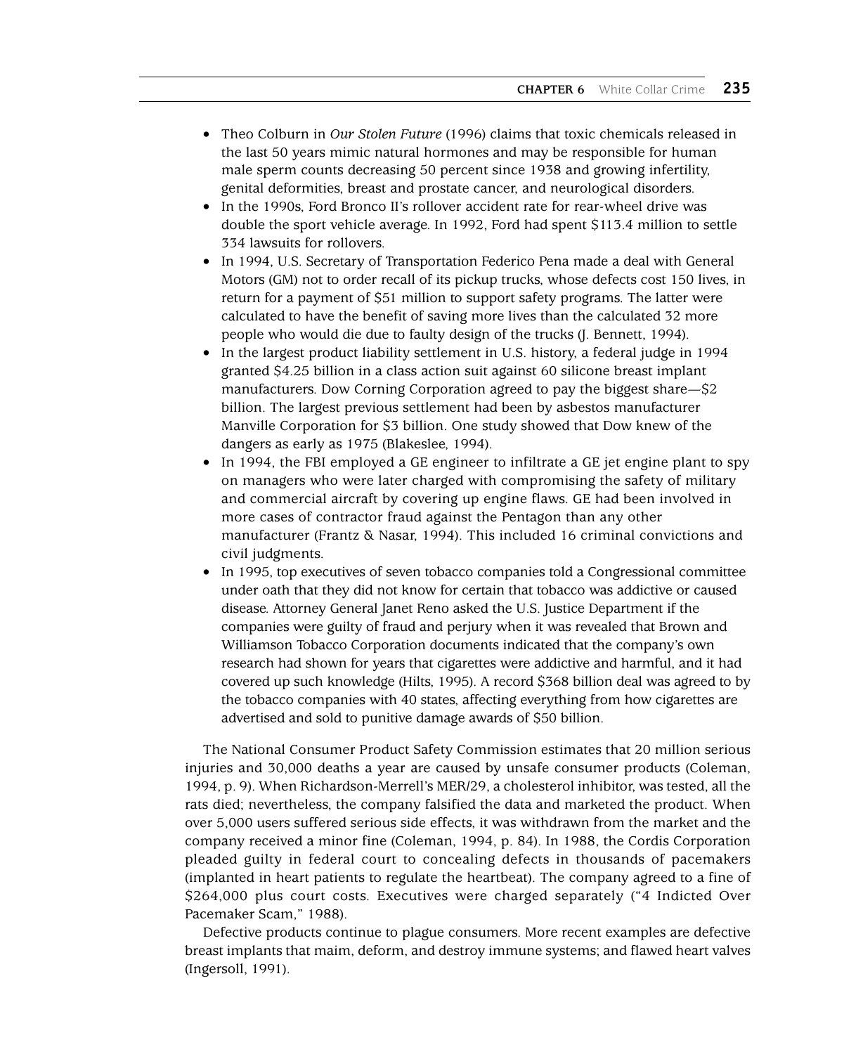- Theo Colburn in *Our Stolen Future* (1996) claims that toxic chemicals released in the last 50 years mimic natural hormones and may be responsible for human male sperm counts decreasing 50 percent since 1938 and growing infertility, genital deformities, breast and prostate cancer, and neurological disorders.
- In the 1990s, Ford Bronco II's rollover accident rate for rear-wheel drive was double the sport vehicle average. In 1992, Ford had spent $113.4 million to settle 334 lawsuits for rollovers.
- In 1994, U.S. Secretary of Transportation Federico Pena made a deal with General Motors (GM) not to order recall of its pickup trucks, whose defects cost 150 lives, in return for a payment of $51 million to support safety programs. The latter were calculated to have the benefit of saving more lives than the calculated 32 more people who would die due to faulty design of the trucks (J. Bennett, 1994).
- In the largest product liability settlement in U.S. history, a federal judge in 1994 granted $4.25 billion in a class action suit against 60 silicone breast implant manufacturers. Dow Corning Corporation agreed to pay the biggest share—$2 billion. The largest previous settlement had been by asbestos manufacturer Manville Corporation for $3 billion. One study showed that Dow knew of the dangers as early as 1975 (Blakeslee, 1994).
- In 1994, the FBI employed a GE engineer to infiltrate a GE jet engine plant to spy on managers who were later charged with compromising the safety of military and commercial aircraft by covering up engine flaws. GE had been involved in more cases of contractor fraud against the Pentagon than any other manufacturer (Frantz & Nasar, 1994). This included 16 criminal convictions and civil judgments.
- In 1995, top executives of seven tobacco companies told a Congressional committee under oath that they did not know for certain that tobacco was addictive or caused disease. Attorney General Janet Reno asked the U.S. Justice Department if the companies were guilty of fraud and perjury when it was revealed that Brown and Williamson Tobacco Corporation documents indicated that the company's own research had shown for years that cigarettes were addictive and harmful, and it had covered up such knowledge (Hilts, 1995). A record $368 billion deal was agreed to by the tobacco companies with 40 states, affecting everything from how cigarettes are advertised and sold to punitive damage awards of $50 billion.

The National Consumer Product Safety Commission estimates that 20 million serious injuries and 30,000 deaths a year are caused by unsafe consumer products (Coleman, 1994, p. 9). When Richardson-Merrell's MER/29, a cholesterol inhibitor, was tested, all the rats died; nevertheless, the company falsified the data and marketed the product. When over 5,000 users suffered serious side effects, it was withdrawn from the market and the company received a minor fine (Coleman, 1994, p. 84). In 1988, the Cordis Corporation pleaded guilty in federal court to concealing defects in thousands of pacemakers (implanted in heart patients to regulate the heartbeat). The company agreed to a fine of $264,000 plus court costs. Executives were charged separately ("4 Indicted Over Pacemaker Scam," 1988).

Defective products continue to plague consumers. More recent examples are defective breast implants that maim, deform, and destroy immune systems; and flawed heart valves (Ingersoll, 1991).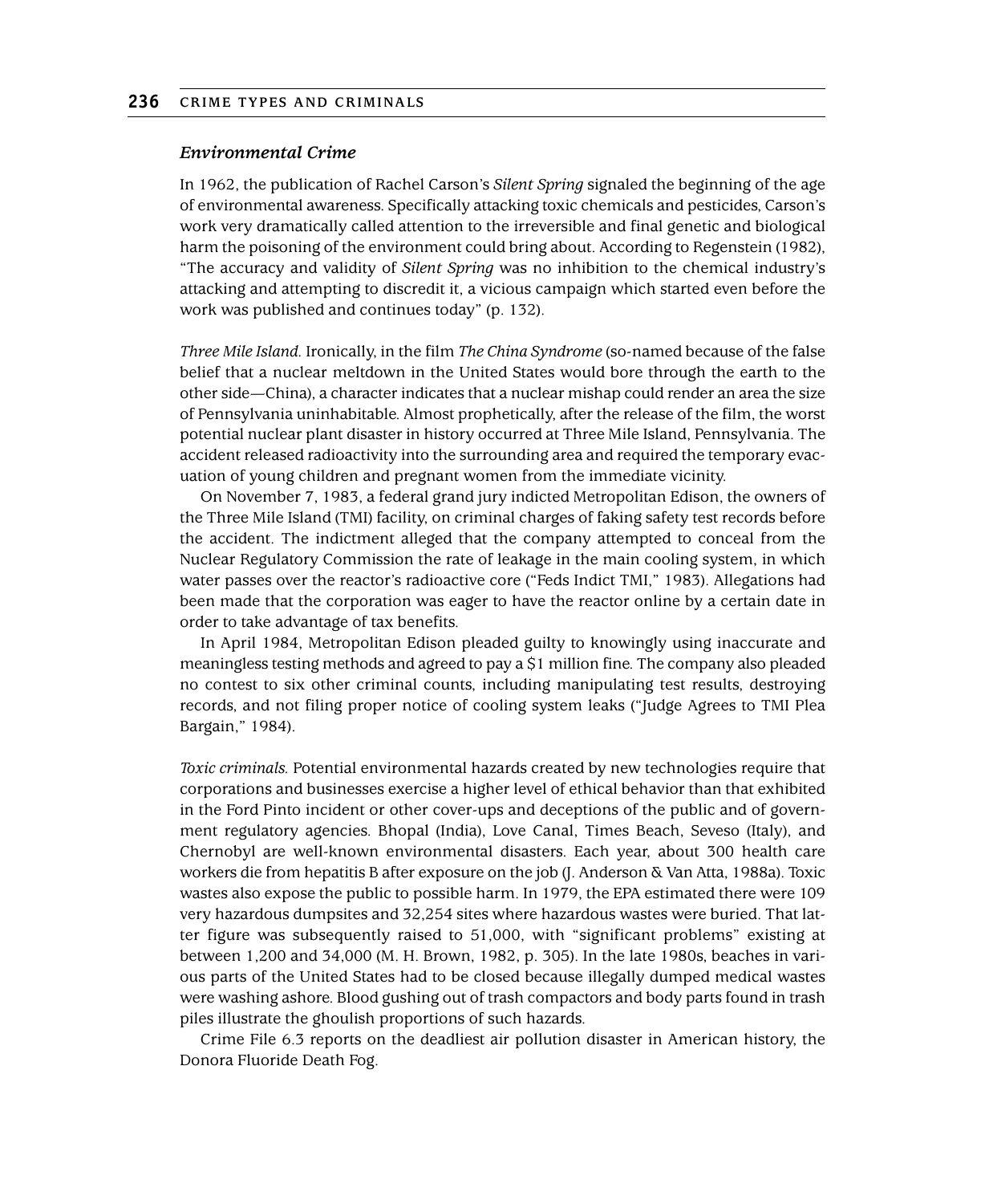### *Environmental Crime*

In 1962, the publication of Rachel Carson's *Silent Spring* signaled the beginning of the age of environmental awareness. Specifically attacking toxic chemicals and pesticides, Carson's work very dramatically called attention to the irreversible and final genetic and biological harm the poisoning of the environment could bring about. According to Regenstein (1982), "The accuracy and validity of *Silent Spring* was no inhibition to the chemical industry's attacking and attempting to discredit it, a vicious campaign which started even before the work was published and continues today" (p. 132).

*Three Mile Island.* Ironically, in the film *The China Syndrome* (so-named because of the false belief that a nuclear meltdown in the United States would bore through the earth to the other side—China), a character indicates that a nuclear mishap could render an area the size of Pennsylvania uninhabitable. Almost prophetically, after the release of the film, the worst potential nuclear plant disaster in history occurred at Three Mile Island, Pennsylvania. The accident released radioactivity into the surrounding area and required the temporary evacuation of young children and pregnant women from the immediate vicinity.

On November 7, 1983, a federal grand jury indicted Metropolitan Edison, the owners of the Three Mile Island (TMI) facility, on criminal charges of faking safety test records before the accident. The indictment alleged that the company attempted to conceal from the Nuclear Regulatory Commission the rate of leakage in the main cooling system, in which water passes over the reactor's radioactive core ("Feds Indict TMI," 1983). Allegations had been made that the corporation was eager to have the reactor online by a certain date in order to take advantage of tax benefits.

In April 1984, Metropolitan Edison pleaded guilty to knowingly using inaccurate and meaningless testing methods and agreed to pay a $1 million fine. The company also pleaded no contest to six other criminal counts, including manipulating test results, destroying records, and not filing proper notice of cooling system leaks ("Judge Agrees to TMI Plea Bargain," 1984).

*Toxic criminals.* Potential environmental hazards created by new technologies require that corporations and businesses exercise a higher level of ethical behavior than that exhibited in the Ford Pinto incident or other cover-ups and deceptions of the public and of government regulatory agencies. Bhopal (India), Love Canal, Times Beach, Seveso (Italy), and Chernobyl are well-known environmental disasters. Each year, about 300 health care workers die from hepatitis B after exposure on the job (J. Anderson & Van Atta, 1988a). Toxic wastes also expose the public to possible harm. In 1979, the EPA estimated there were 109 very hazardous dumpsites and 32,254 sites where hazardous wastes were buried. That latter figure was subsequently raised to 51,000, with "significant problems" existing at between 1,200 and 34,000 (M. H. Brown, 1982, p. 305). In the late 1980s, beaches in various parts of the United States had to be closed because illegally dumped medical wastes were washing ashore. Blood gushing out of trash compactors and body parts found in trash piles illustrate the ghoulish proportions of such hazards.

Crime File 6.3 reports on the deadliest air pollution disaster in American history, the Donora Fluoride Death Fog.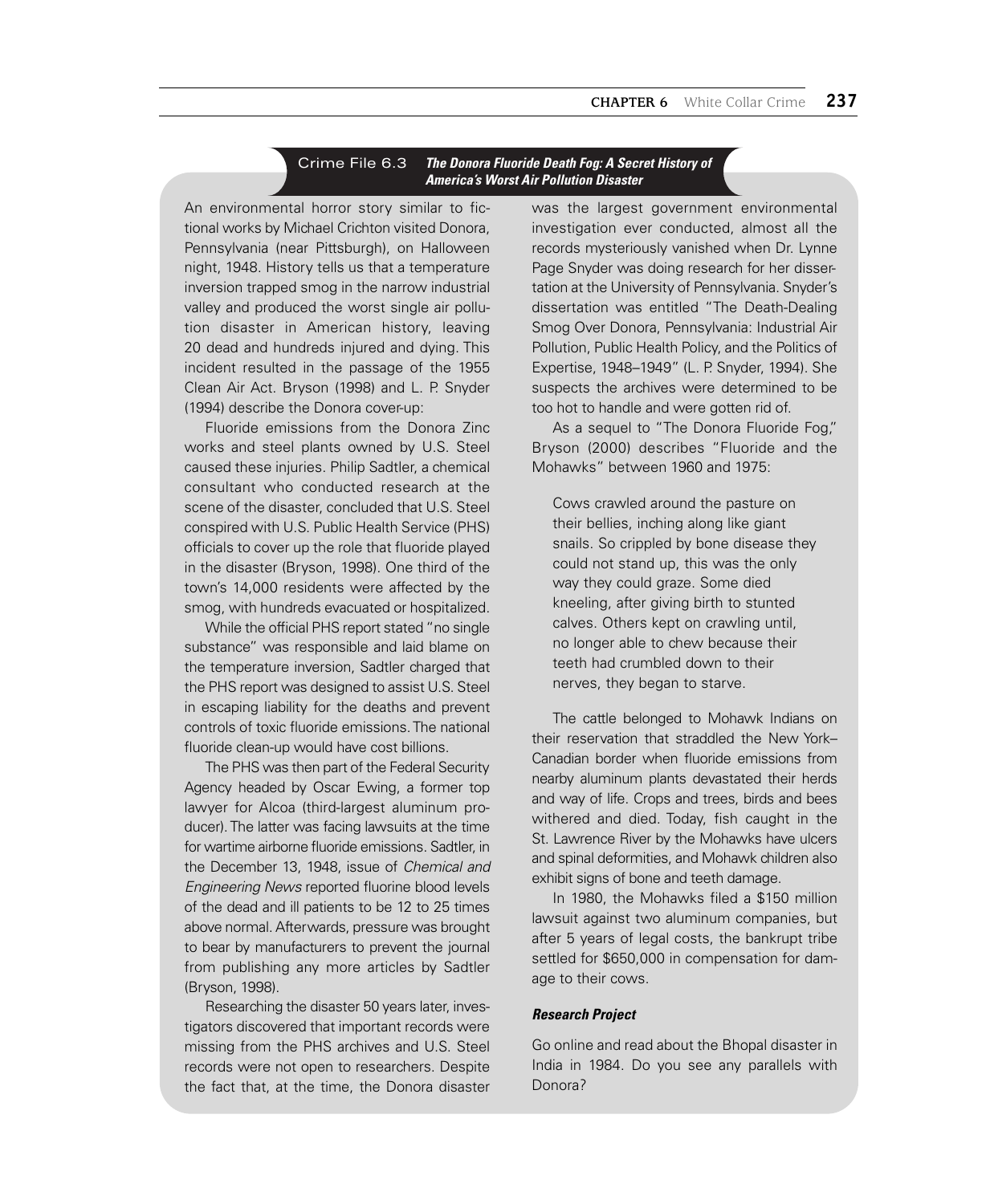## Crime File 6.3 *The Donora Fluoride Death Fog: A Secret History of America's Worst Air Pollution Disaster*

An environmental horror story similar to fictional works by Michael Crichton visited Donora, Pennsylvania (near Pittsburgh), on Halloween night, 1948. History tells us that a temperature inversion trapped smog in the narrow industrial valley and produced the worst single air pollution disaster in American history, leaving 20 dead and hundreds injured and dying. This incident resulted in the passage of the 1955 Clean Air Act. Bryson (1998) and L. P. Snyder (1994) describe the Donora cover-up:

Fluoride emissions from the Donora Zinc works and steel plants owned by U.S. Steel caused these injuries. Philip Sadtler, a chemical consultant who conducted research at the scene of the disaster, concluded that U.S. Steel conspired with U.S. Public Health Service (PHS) officials to cover up the role that fluoride played in the disaster (Bryson, 1998). One third of the town's 14,000 residents were affected by the smog, with hundreds evacuated or hospitalized.

While the official PHS report stated "no single substance" was responsible and laid blame on the temperature inversion, Sadtler charged that the PHS report was designed to assist U.S. Steel in escaping liability for the deaths and prevent controls of toxic fluoride emissions. The national fluoride clean-up would have cost billions.

The PHS was then part of the Federal Security Agency headed by Oscar Ewing, a former top lawyer for Alcoa (third-largest aluminum producer). The latter was facing lawsuits at the time for wartime airborne fluoride emissions. Sadtler, in the December 13, 1948, issue of *Chemical and Engineering News* reported fluorine blood levels of the dead and ill patients to be 12 to 25 times above normal. Afterwards, pressure was brought to bear by manufacturers to prevent the journal from publishing any more articles by Sadtler (Bryson, 1998).

Researching the disaster 50 years later, investigators discovered that important records were missing from the PHS archives and U.S. Steel records were not open to researchers. Despite the fact that, at the time, the Donora disaster was the largest government environmental investigation ever conducted, almost all the records mysteriously vanished when Dr. Lynne Page Snyder was doing research for her dissertation at the University of Pennsylvania. Snyder's dissertation was entitled "The Death-Dealing Smog Over Donora, Pennsylvania: Industrial Air Pollution, Public Health Policy, and the Politics of Expertise, 1948–1949" (L. P. Snyder, 1994). She suspects the archives were determined to be too hot to handle and were gotten rid of.

As a sequel to "The Donora Fluoride Fog," Bryson (2000) describes "Fluoride and the Mohawks" between 1960 and 1975:

> Cows crawled around the pasture on their bellies, inching along like giant snails. So crippled by bone disease they could not stand up, this was the only way they could graze. Some died kneeling, after giving birth to stunted calves. Others kept on crawling until, no longer able to chew because their teeth had crumbled down to their nerves, they began to starve.

The cattle belonged to Mohawk Indians on their reservation that straddled the New York–Canadian border when fluoride emissions from nearby aluminum plants devastated their herds and way of life. Crops and trees, birds and bees withered and died. Today, fish caught in the St. Lawrence River by the Mohawks have ulcers and spinal deformities, and Mohawk children also exhibit signs of bone and teeth damage.

In 1980, the Mohawks filed a $150 million lawsuit against two aluminum companies, but after 5 years of legal costs, the bankrupt tribe settled for $650,000 in compensation for damage to their cows.

### *Research Project*

Go online and read about the Bhopal disaster in India in 1984. Do you see any parallels with Donora?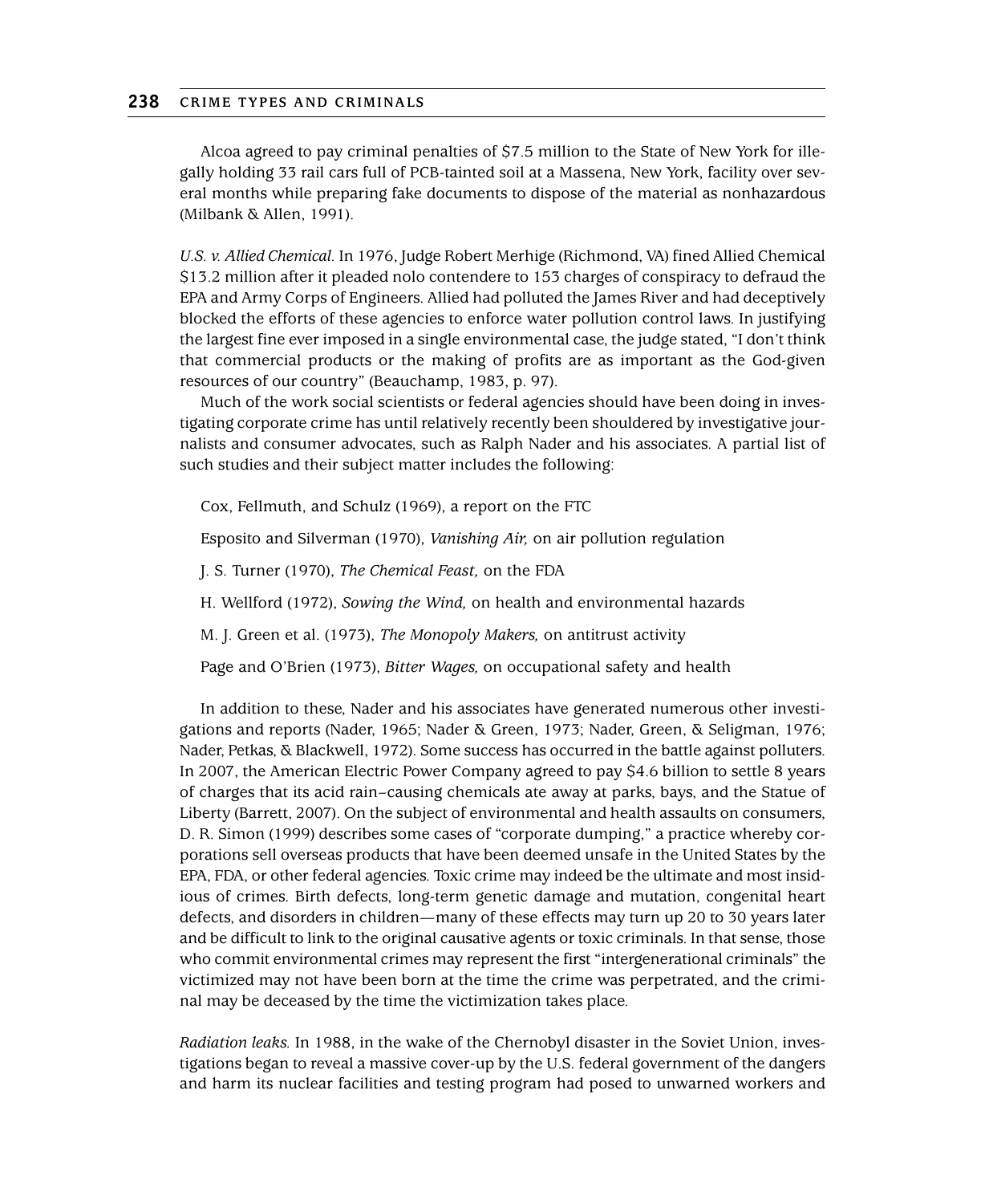Alcoa agreed to pay criminal penalties of $7.5 million to the State of New York for illegally holding 33 rail cars full of PCB-tainted soil at a Massena, New York, facility over several months while preparing fake documents to dispose of the material as nonhazardous (Milbank & Allen, 1991).

*U.S. v. Allied Chemical.* In 1976, Judge Robert Merhige (Richmond, VA) fined Allied Chemical $13.2 million after it pleaded nolo contendere to 153 charges of conspiracy to defraud the EPA and Army Corps of Engineers. Allied had polluted the James River and had deceptively blocked the efforts of these agencies to enforce water pollution control laws. In justifying the largest fine ever imposed in a single environmental case, the judge stated, "I don't think that commercial products or the making of profits are as important as the God-given resources of our country" (Beauchamp, 1983, p. 97).

Much of the work social scientists or federal agencies should have been doing in investigating corporate crime has until relatively recently been shouldered by investigative journalists and consumer advocates, such as Ralph Nader and his associates. A partial list of such studies and their subject matter includes the following:

Cox, Fellmuth, and Schulz (1969), a report on the FTC

Esposito and Silverman (1970), *Vanishing Air,* on air pollution regulation

J. S. Turner (1970), *The Chemical Feast,* on the FDA

H. Wellford (1972), *Sowing the Wind,* on health and environmental hazards

M. J. Green et al. (1973), *The Monopoly Makers,* on antitrust activity

Page and O'Brien (1973), *Bitter Wages,* on occupational safety and health

In addition to these, Nader and his associates have generated numerous other investigations and reports (Nader, 1965; Nader & Green, 1973; Nader, Green, & Seligman, 1976; Nader, Petkas, & Blackwell, 1972). Some success has occurred in the battle against polluters. In 2007, the American Electric Power Company agreed to pay $4.6 billion to settle 8 years of charges that its acid rain–causing chemicals ate away at parks, bays, and the Statue of Liberty (Barrett, 2007). On the subject of environmental and health assaults on consumers, D. R. Simon (1999) describes some cases of "corporate dumping," a practice whereby corporations sell overseas products that have been deemed unsafe in the United States by the EPA, FDA, or other federal agencies. Toxic crime may indeed be the ultimate and most insidious of crimes. Birth defects, long-term genetic damage and mutation, congenital heart defects, and disorders in children—many of these effects may turn up 20 to 30 years later and be difficult to link to the original causative agents or toxic criminals. In that sense, those who commit environmental crimes may represent the first "intergenerational criminals" the victimized may not have been born at the time the crime was perpetrated, and the criminal may be deceased by the time the victimization takes place.

*Radiation leaks.* In 1988, in the wake of the Chernobyl disaster in the Soviet Union, investigations began to reveal a massive cover-up by the U.S. federal government of the dangers and harm its nuclear facilities and testing program had posed to unwarned workers and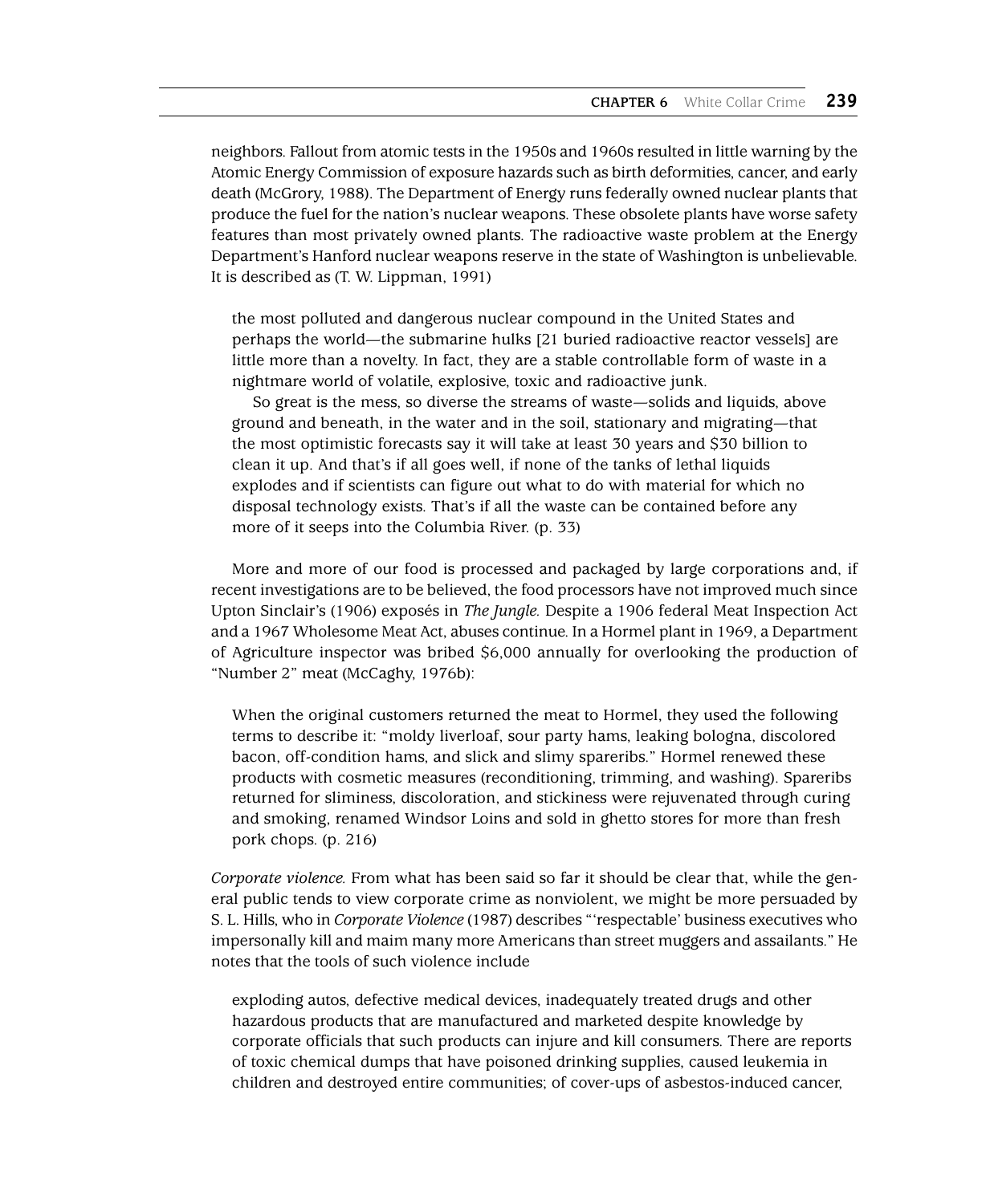neighbors. Fallout from atomic tests in the 1950s and 1960s resulted in little warning by the Atomic Energy Commission of exposure hazards such as birth deformities, cancer, and early death (McGrory, 1988). The Department of Energy runs federally owned nuclear plants that produce the fuel for the nation's nuclear weapons. These obsolete plants have worse safety features than most privately owned plants. The radioactive waste problem at the Energy Department's Hanford nuclear weapons reserve in the state of Washington is unbelievable. It is described as (T. W. Lippman, 1991)

> the most polluted and dangerous nuclear compound in the United States and perhaps the world—the submarine hulks [21 buried radioactive reactor vessels] are little more than a novelty. In fact, they are a stable controllable form of waste in a nightmare world of volatile, explosive, toxic and radioactive junk.
>
> So great is the mess, so diverse the streams of waste—solids and liquids, above ground and beneath, in the water and in the soil, stationary and migrating—that the most optimistic forecasts say it will take at least 30 years and $30 billion to clean it up. And that's if all goes well, if none of the tanks of lethal liquids explodes and if scientists can figure out what to do with material for which no disposal technology exists. That's if all the waste can be contained before any more of it seeps into the Columbia River. (p. 33)

More and more of our food is processed and packaged by large corporations and, if recent investigations are to be believed, the food processors have not improved much since Upton Sinclair's (1906) exposés in *The Jungle.* Despite a 1906 federal Meat Inspection Act and a 1967 Wholesome Meat Act, abuses continue. In a Hormel plant in 1969, a Department of Agriculture inspector was bribed $6,000 annually for overlooking the production of "Number 2" meat (McCaghy, 1976b):

> When the original customers returned the meat to Hormel, they used the following terms to describe it: "moldy liverloaf, sour party hams, leaking bologna, discolored bacon, off-condition hams, and slick and slimy spareribs." Hormel renewed these products with cosmetic measures (reconditioning, trimming, and washing). Spareribs returned for sliminess, discoloration, and stickiness were rejuvenated through curing and smoking, renamed Windsor Loins and sold in ghetto stores for more than fresh pork chops. (p. 216)

*Corporate violence.* From what has been said so far it should be clear that, while the general public tends to view corporate crime as nonviolent, we might be more persuaded by S. L. Hills, who in *Corporate Violence* (1987) describes "'respectable' business executives who impersonally kill and maim many more Americans than street muggers and assailants." He notes that the tools of such violence include

> exploding autos, defective medical devices, inadequately treated drugs and other hazardous products that are manufactured and marketed despite knowledge by corporate officials that such products can injure and kill consumers. There are reports of toxic chemical dumps that have poisoned drinking supplies, caused leukemia in children and destroyed entire communities; of cover-ups of asbestos-induced cancer,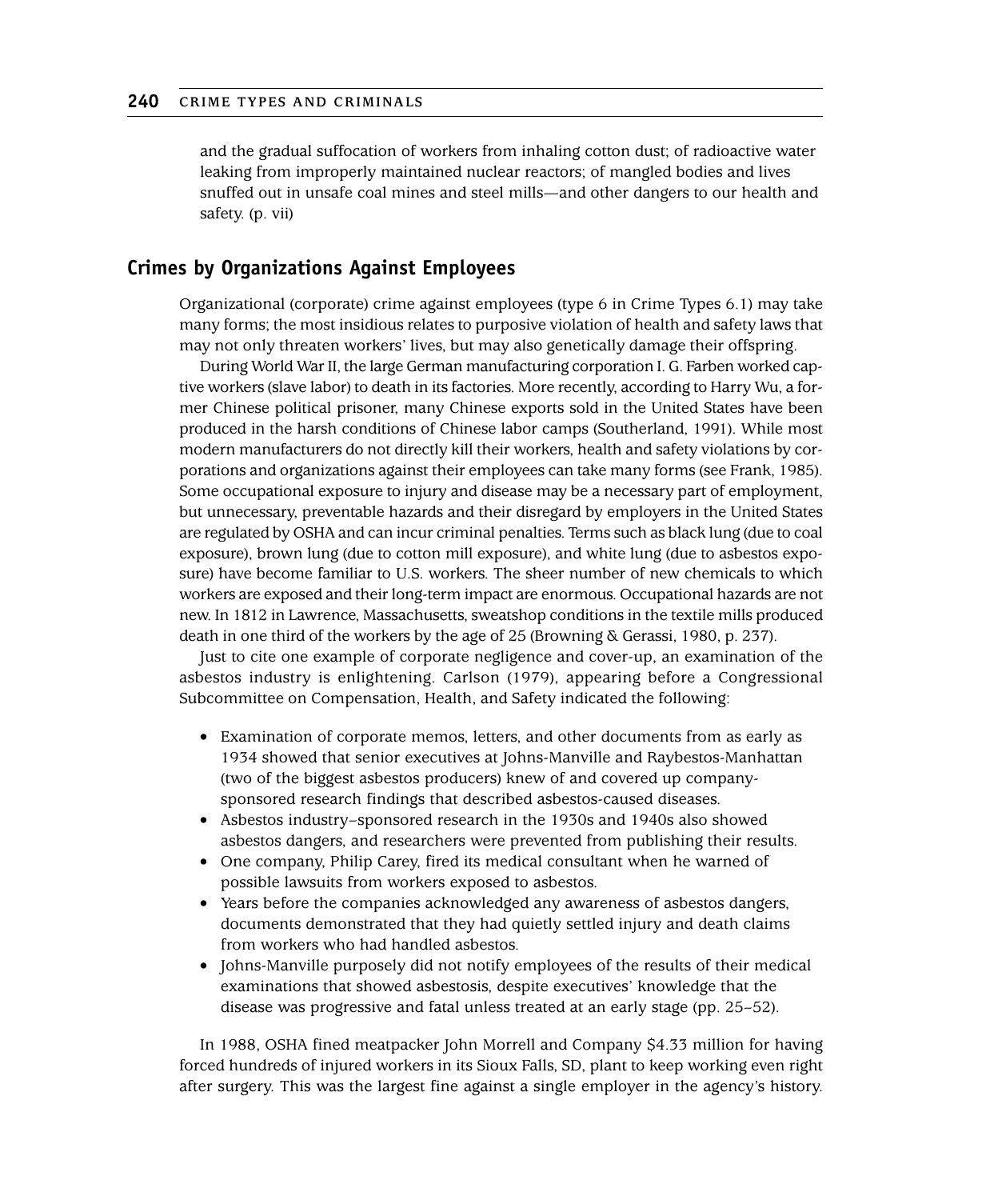and the gradual suffocation of workers from inhaling cotton dust; of radioactive water leaking from improperly maintained nuclear reactors; of mangled bodies and lives snuffed out in unsafe coal mines and steel mills—and other dangers to our health and safety. (p. vii)

## Crimes by Organizations Against Employees

Organizational (corporate) crime against employees (type 6 in Crime Types 6.1) may take many forms; the most insidious relates to purposive violation of health and safety laws that may not only threaten workers' lives, but may also genetically damage their offspring.

During World War II, the large German manufacturing corporation I. G. Farben worked captive workers (slave labor) to death in its factories. More recently, according to Harry Wu, a former Chinese political prisoner, many Chinese exports sold in the United States have been produced in the harsh conditions of Chinese labor camps (Southerland, 1991). While most modern manufacturers do not directly kill their workers, health and safety violations by corporations and organizations against their employees can take many forms (see Frank, 1985). Some occupational exposure to injury and disease may be a necessary part of employment, but unnecessary, preventable hazards and their disregard by employers in the United States are regulated by OSHA and can incur criminal penalties. Terms such as black lung (due to coal exposure), brown lung (due to cotton mill exposure), and white lung (due to asbestos exposure) have become familiar to U.S. workers. The sheer number of new chemicals to which workers are exposed and their long-term impact are enormous. Occupational hazards are not new. In 1812 in Lawrence, Massachusetts, sweatshop conditions in the textile mills produced death in one third of the workers by the age of 25 (Browning & Gerassi, 1980, p. 237).

Just to cite one example of corporate negligence and cover-up, an examination of the asbestos industry is enlightening. Carlson (1979), appearing before a Congressional Subcommittee on Compensation, Health, and Safety indicated the following:

- Examination of corporate memos, letters, and other documents from as early as 1934 showed that senior executives at Johns-Manville and Raybestos-Manhattan (two of the biggest asbestos producers) knew of and covered up company-sponsored research findings that described asbestos-caused diseases.
- Asbestos industry–sponsored research in the 1930s and 1940s also showed asbestos dangers, and researchers were prevented from publishing their results.
- One company, Philip Carey, fired its medical consultant when he warned of possible lawsuits from workers exposed to asbestos.
- Years before the companies acknowledged any awareness of asbestos dangers, documents demonstrated that they had quietly settled injury and death claims from workers who had handled asbestos.
- Johns-Manville purposely did not notify employees of the results of their medical examinations that showed asbestosis, despite executives' knowledge that the disease was progressive and fatal unless treated at an early stage (pp. 25–52).

In 1988, OSHA fined meatpacker John Morrell and Company $4.33 million for having forced hundreds of injured workers in its Sioux Falls, SD, plant to keep working even right after surgery. This was the largest fine against a single employer in the agency's history.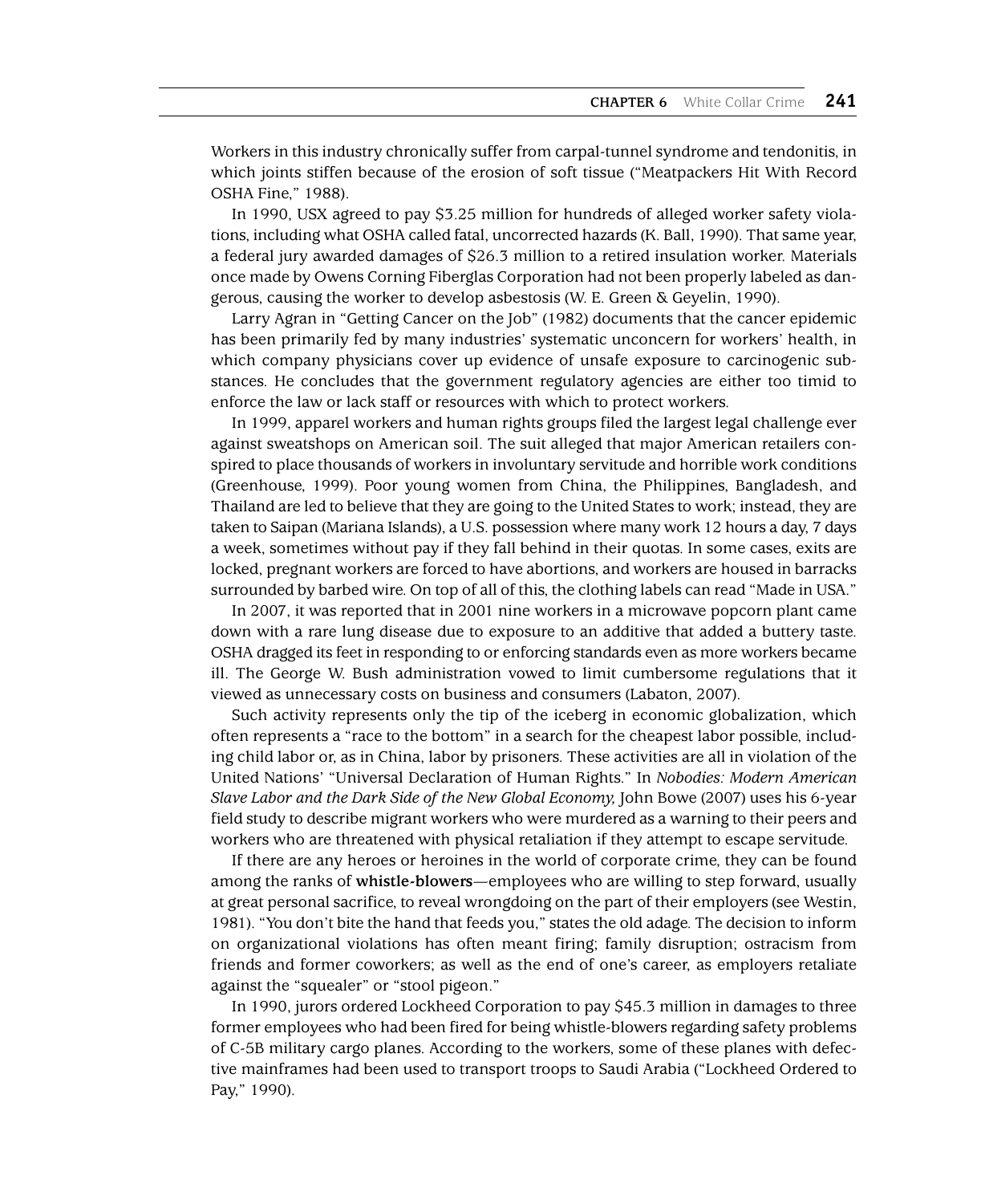Workers in this industry chronically suffer from carpal-tunnel syndrome and tendonitis, in which joints stiffen because of the erosion of soft tissue ("Meatpackers Hit With Record OSHA Fine," 1988).

In 1990, USX agreed to pay $3.25 million for hundreds of alleged worker safety violations, including what OSHA called fatal, uncorrected hazards (K. Ball, 1990). That same year, a federal jury awarded damages of $26.3 million to a retired insulation worker. Materials once made by Owens Corning Fiberglas Corporation had not been properly labeled as dangerous, causing the worker to develop asbestosis (W. E. Green & Geyelin, 1990).

Larry Agran in "Getting Cancer on the Job" (1982) documents that the cancer epidemic has been primarily fed by many industries' systematic unconcern for workers' health, in which company physicians cover up evidence of unsafe exposure to carcinogenic substances. He concludes that the government regulatory agencies are either too timid to enforce the law or lack staff or resources with which to protect workers.

In 1999, apparel workers and human rights groups filed the largest legal challenge ever against sweatshops on American soil. The suit alleged that major American retailers conspired to place thousands of workers in involuntary servitude and horrible work conditions (Greenhouse, 1999). Poor young women from China, the Philippines, Bangladesh, and Thailand are led to believe that they are going to the United States to work; instead, they are taken to Saipan (Mariana Islands), a U.S. possession where many work 12 hours a day, 7 days a week, sometimes without pay if they fall behind in their quotas. In some cases, exits are locked, pregnant workers are forced to have abortions, and workers are housed in barracks surrounded by barbed wire. On top of all of this, the clothing labels can read "Made in USA."

In 2007, it was reported that in 2001 nine workers in a microwave popcorn plant came down with a rare lung disease due to exposure to an additive that added a buttery taste. OSHA dragged its feet in responding to or enforcing standards even as more workers became ill. The George W. Bush administration vowed to limit cumbersome regulations that it viewed as unnecessary costs on business and consumers (Labaton, 2007).

Such activity represents only the tip of the iceberg in economic globalization, which often represents a "race to the bottom" in a search for the cheapest labor possible, including child labor or, as in China, labor by prisoners. These activities are all in violation of the United Nations' "Universal Declaration of Human Rights." In *Nobodies: Modern American Slave Labor and the Dark Side of the New Global Economy,* John Bowe (2007) uses his 6-year field study to describe migrant workers who were murdered as a warning to their peers and workers who are threatened with physical retaliation if they attempt to escape servitude.

If there are any heroes or heroines in the world of corporate crime, they can be found among the ranks of **whistle-blowers**—employees who are willing to step forward, usually at great personal sacrifice, to reveal wrongdoing on the part of their employers (see Westin, 1981). "You don't bite the hand that feeds you," states the old adage. The decision to inform on organizational violations has often meant firing; family disruption; ostracism from friends and former coworkers; as well as the end of one's career, as employers retaliate against the "squealer" or "stool pigeon."

In 1990, jurors ordered Lockheed Corporation to pay $45.3 million in damages to three former employees who had been fired for being whistle-blowers regarding safety problems of C-5B military cargo planes. According to the workers, some of these planes with defective mainframes had been used to transport troops to Saudi Arabia ("Lockheed Ordered to Pay," 1990).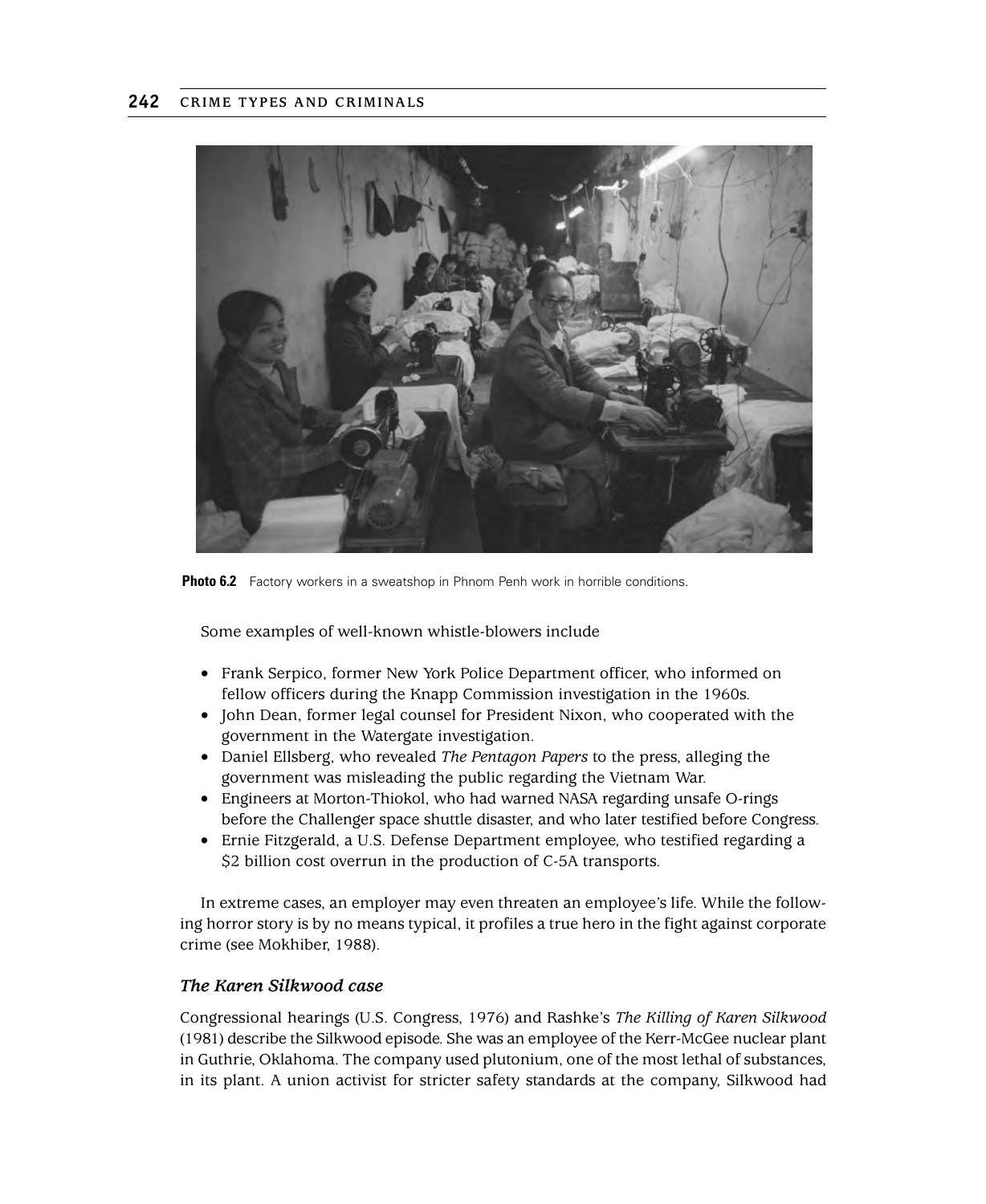**Photo 6.2** Factory workers in a sweatshop in Phnom Penh work in horrible conditions.

Some examples of well-known whistle-blowers include

- Frank Serpico, former New York Police Department officer, who informed on fellow officers during the Knapp Commission investigation in the 1960s.
- John Dean, former legal counsel for President Nixon, who cooperated with the government in the Watergate investigation.
- Daniel Ellsberg, who revealed *The Pentagon Papers* to the press, alleging the government was misleading the public regarding the Vietnam War.
- Engineers at Morton-Thiokol, who had warned NASA regarding unsafe O-rings before the Challenger space shuttle disaster, and who later testified before Congress.
- Ernie Fitzgerald, a U.S. Defense Department employee, who testified regarding a $2 billion cost overrun in the production of C-5A transports.

In extreme cases, an employer may even threaten an employee's life. While the following horror story is by no means typical, it profiles a true hero in the fight against corporate crime (see Mokhiber, 1988).

### *The Karen Silkwood case*

Congressional hearings (U.S. Congress, 1976) and Rashke's *The Killing of Karen Silkwood* (1981) describe the Silkwood episode. She was an employee of the Kerr-McGee nuclear plant in Guthrie, Oklahoma. The company used plutonium, one of the most lethal of substances, in its plant. A union activist for stricter safety standards at the company, Silkwood had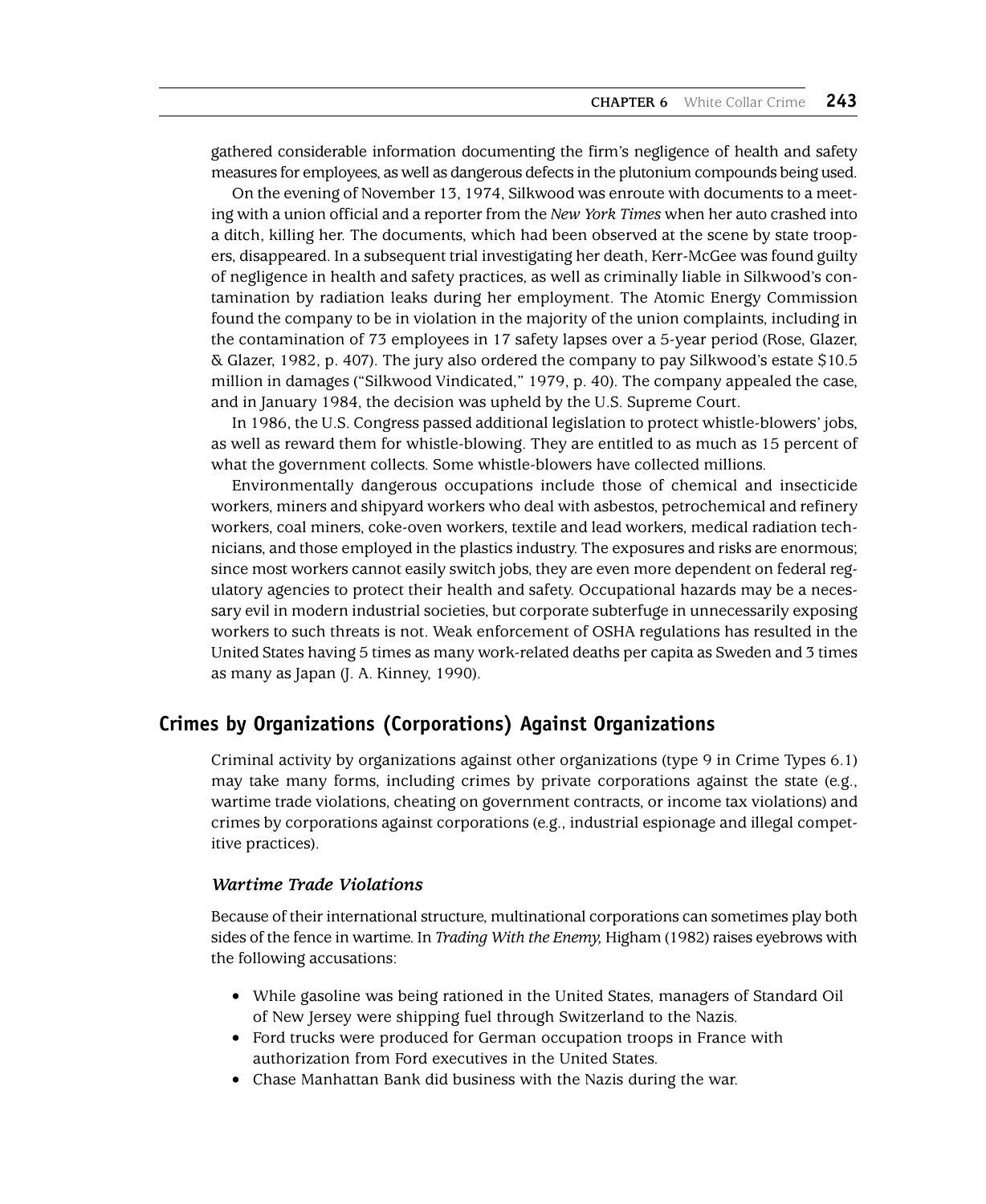gathered considerable information documenting the firm's negligence of health and safety measures for employees, as well as dangerous defects in the plutonium compounds being used.

On the evening of November 13, 1974, Silkwood was enroute with documents to a meeting with a union official and a reporter from the *New York Times* when her auto crashed into a ditch, killing her. The documents, which had been observed at the scene by state troopers, disappeared. In a subsequent trial investigating her death, Kerr-McGee was found guilty of negligence in health and safety practices, as well as criminally liable in Silkwood's contamination by radiation leaks during her employment. The Atomic Energy Commission found the company to be in violation in the majority of the union complaints, including in the contamination of 73 employees in 17 safety lapses over a 5-year period (Rose, Glazer, & Glazer, 1982, p. 407). The jury also ordered the company to pay Silkwood's estate $10.5 million in damages ("Silkwood Vindicated," 1979, p. 40). The company appealed the case, and in January 1984, the decision was upheld by the U.S. Supreme Court.

In 1986, the U.S. Congress passed additional legislation to protect whistle-blowers' jobs, as well as reward them for whistle-blowing. They are entitled to as much as 15 percent of what the government collects. Some whistle-blowers have collected millions.

Environmentally dangerous occupations include those of chemical and insecticide workers, miners and shipyard workers who deal with asbestos, petrochemical and refinery workers, coal miners, coke-oven workers, textile and lead workers, medical radiation technicians, and those employed in the plastics industry. The exposures and risks are enormous; since most workers cannot easily switch jobs, they are even more dependent on federal regulatory agencies to protect their health and safety. Occupational hazards may be a necessary evil in modern industrial societies, but corporate subterfuge in unnecessarily exposing workers to such threats is not. Weak enforcement of OSHA regulations has resulted in the United States having 5 times as many work-related deaths per capita as Sweden and 3 times as many as Japan (J. A. Kinney, 1990).

## Crimes by Organizations (Corporations) Against Organizations

Criminal activity by organizations against other organizations (type 9 in Crime Types 6.1) may take many forms, including crimes by private corporations against the state (e.g., wartime trade violations, cheating on government contracts, or income tax violations) and crimes by corporations against corporations (e.g., industrial espionage and illegal competitive practices).

### *Wartime Trade Violations*

Because of their international structure, multinational corporations can sometimes play both sides of the fence in wartime. In *Trading With the Enemy,* Higham (1982) raises eyebrows with the following accusations:

- While gasoline was being rationed in the United States, managers of Standard Oil of New Jersey were shipping fuel through Switzerland to the Nazis.
- Ford trucks were produced for German occupation troops in France with authorization from Ford executives in the United States.
- Chase Manhattan Bank did business with the Nazis during the war.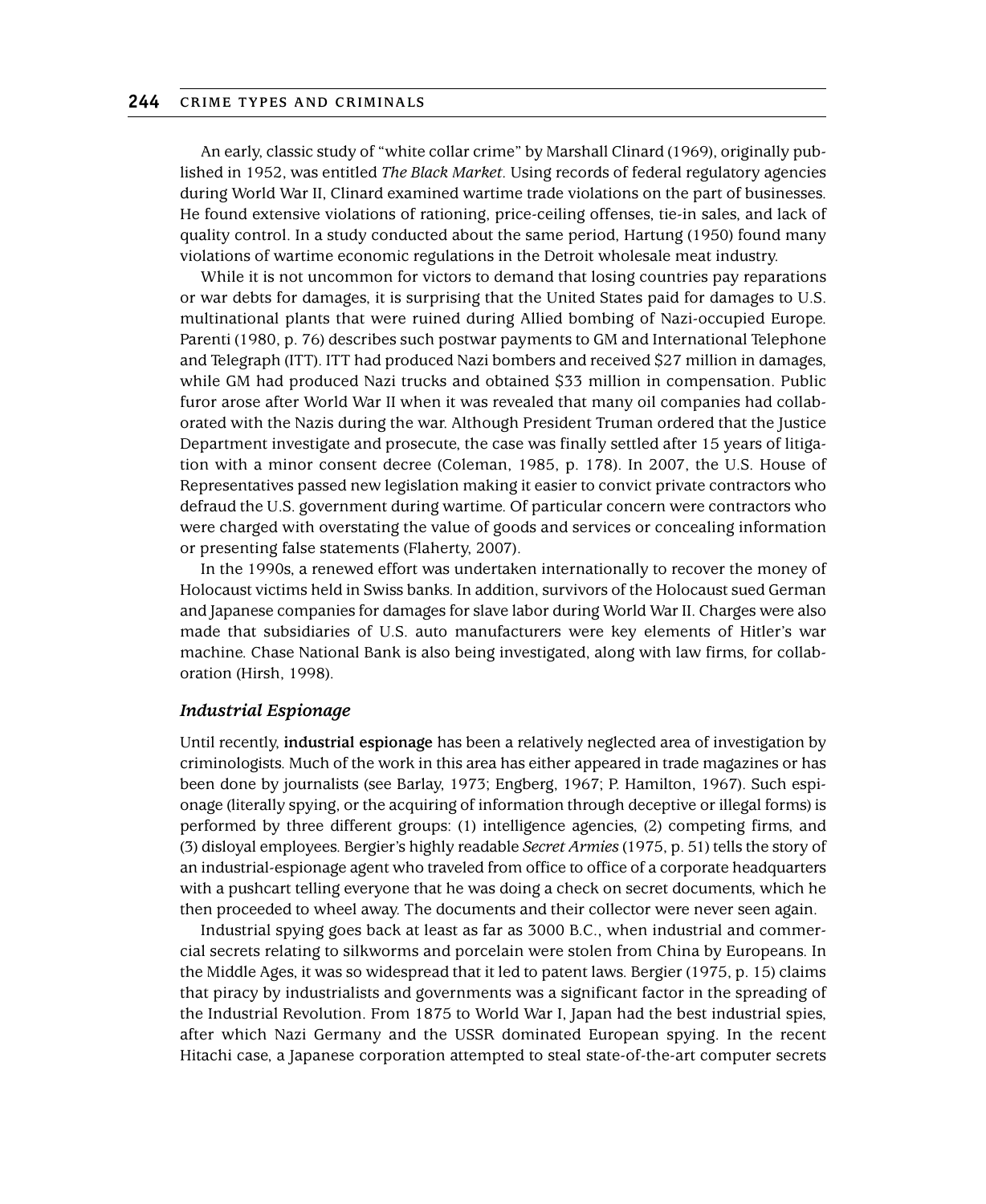An early, classic study of "white collar crime" by Marshall Clinard (1969), originally published in 1952, was entitled *The Black Market*. Using records of federal regulatory agencies during World War II, Clinard examined wartime trade violations on the part of businesses. He found extensive violations of rationing, price-ceiling offenses, tie-in sales, and lack of quality control. In a study conducted about the same period, Hartung (1950) found many violations of wartime economic regulations in the Detroit wholesale meat industry.

While it is not uncommon for victors to demand that losing countries pay reparations or war debts for damages, it is surprising that the United States paid for damages to U.S. multinational plants that were ruined during Allied bombing of Nazi-occupied Europe. Parenti (1980, p. 76) describes such postwar payments to GM and International Telephone and Telegraph (ITT). ITT had produced Nazi bombers and received $27 million in damages, while GM had produced Nazi trucks and obtained $33 million in compensation. Public furor arose after World War II when it was revealed that many oil companies had collaborated with the Nazis during the war. Although President Truman ordered that the Justice Department investigate and prosecute, the case was finally settled after 15 years of litigation with a minor consent decree (Coleman, 1985, p. 178). In 2007, the U.S. House of Representatives passed new legislation making it easier to convict private contractors who defraud the U.S. government during wartime. Of particular concern were contractors who were charged with overstating the value of goods and services or concealing information or presenting false statements (Flaherty, 2007).

In the 1990s, a renewed effort was undertaken internationally to recover the money of Holocaust victims held in Swiss banks. In addition, survivors of the Holocaust sued German and Japanese companies for damages for slave labor during World War II. Charges were also made that subsidiaries of U.S. auto manufacturers were key elements of Hitler's war machine. Chase National Bank is also being investigated, along with law firms, for collaboration (Hirsh, 1998).

### *Industrial Espionage*

Until recently, **industrial espionage** has been a relatively neglected area of investigation by criminologists. Much of the work in this area has either appeared in trade magazines or has been done by journalists (see Barlay, 1973; Engberg, 1967; P. Hamilton, 1967). Such espionage (literally spying, or the acquiring of information through deceptive or illegal forms) is performed by three different groups: (1) intelligence agencies, (2) competing firms, and (3) disloyal employees. Bergier's highly readable *Secret Armies* (1975, p. 51) tells the story of an industrial-espionage agent who traveled from office to office of a corporate headquarters with a pushcart telling everyone that he was doing a check on secret documents, which he then proceeded to wheel away. The documents and their collector were never seen again.

Industrial spying goes back at least as far as 3000 B.C., when industrial and commercial secrets relating to silkworms and porcelain were stolen from China by Europeans. In the Middle Ages, it was so widespread that it led to patent laws. Bergier (1975, p. 15) claims that piracy by industrialists and governments was a significant factor in the spreading of the Industrial Revolution. From 1875 to World War I, Japan had the best industrial spies, after which Nazi Germany and the USSR dominated European spying. In the recent Hitachi case, a Japanese corporation attempted to steal state-of-the-art computer secrets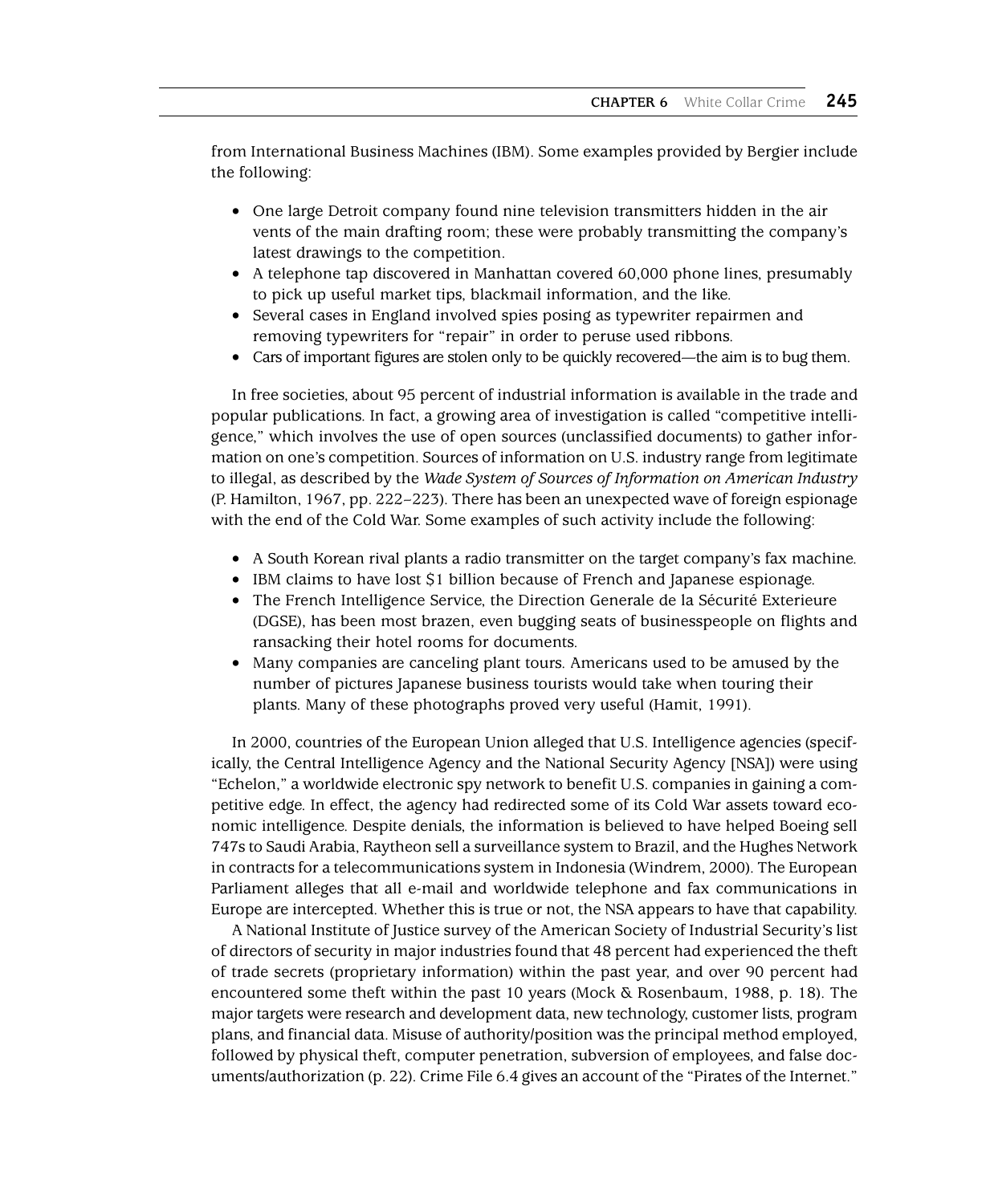from International Business Machines (IBM). Some examples provided by Bergier include the following:

- One large Detroit company found nine television transmitters hidden in the air vents of the main drafting room; these were probably transmitting the company's latest drawings to the competition.
- A telephone tap discovered in Manhattan covered 60,000 phone lines, presumably to pick up useful market tips, blackmail information, and the like.
- Several cases in England involved spies posing as typewriter repairmen and removing typewriters for "repair" in order to peruse used ribbons.
- Cars of important figures are stolen only to be quickly recovered—the aim is to bug them.

In free societies, about 95 percent of industrial information is available in the trade and popular publications. In fact, a growing area of investigation is called "competitive intelligence," which involves the use of open sources (unclassified documents) to gather information on one's competition. Sources of information on U.S. industry range from legitimate to illegal, as described by the *Wade System of Sources of Information on American Industry* (P. Hamilton, 1967, pp. 222–223). There has been an unexpected wave of foreign espionage with the end of the Cold War. Some examples of such activity include the following:

- A South Korean rival plants a radio transmitter on the target company's fax machine.
- IBM claims to have lost $1 billion because of French and Japanese espionage.
- The French Intelligence Service, the Direction Generale de la Sécurité Exterieure (DGSE), has been most brazen, even bugging seats of businesspeople on flights and ransacking their hotel rooms for documents.
- Many companies are canceling plant tours. Americans used to be amused by the number of pictures Japanese business tourists would take when touring their plants. Many of these photographs proved very useful (Hamit, 1991).

In 2000, countries of the European Union alleged that U.S. Intelligence agencies (specifically, the Central Intelligence Agency and the National Security Agency [NSA]) were using "Echelon," a worldwide electronic spy network to benefit U.S. companies in gaining a competitive edge. In effect, the agency had redirected some of its Cold War assets toward economic intelligence. Despite denials, the information is believed to have helped Boeing sell 747s to Saudi Arabia, Raytheon sell a surveillance system to Brazil, and the Hughes Network in contracts for a telecommunications system in Indonesia (Windrem, 2000). The European Parliament alleges that all e-mail and worldwide telephone and fax communications in Europe are intercepted. Whether this is true or not, the NSA appears to have that capability.

A National Institute of Justice survey of the American Society of Industrial Security's list of directors of security in major industries found that 48 percent had experienced the theft of trade secrets (proprietary information) within the past year, and over 90 percent had encountered some theft within the past 10 years (Mock & Rosenbaum, 1988, p. 18). The major targets were research and development data, new technology, customer lists, program plans, and financial data. Misuse of authority/position was the principal method employed, followed by physical theft, computer penetration, subversion of employees, and false documents/authorization (p. 22). Crime File 6.4 gives an account of the "Pirates of the Internet."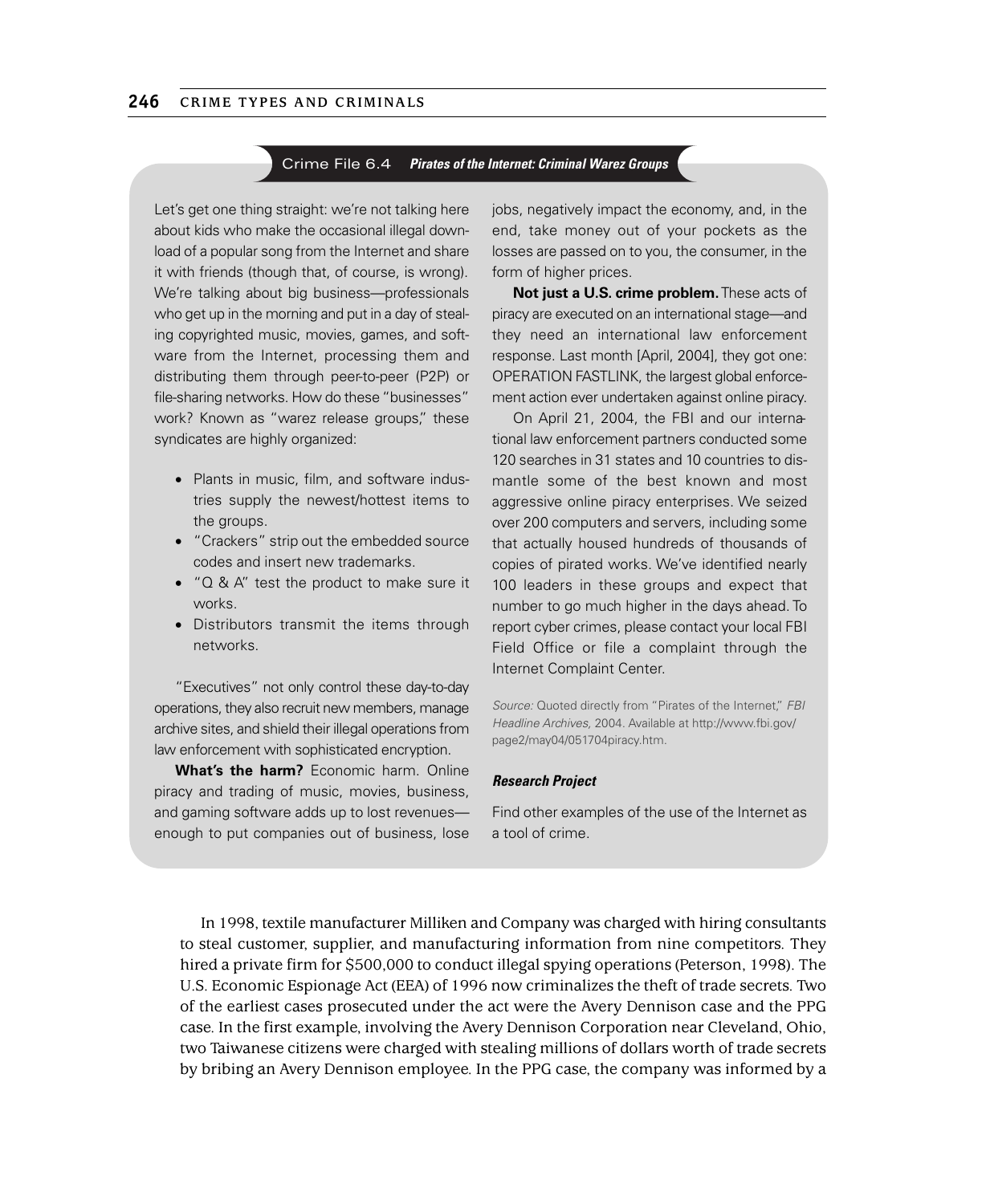## Crime File 6.4 *Pirates of the Internet: Criminal Warez Groups*

Let's get one thing straight: we're not talking here about kids who make the occasional illegal download of a popular song from the Internet and share it with friends (though that, of course, is wrong). We're talking about big business—professionals who get up in the morning and put in a day of stealing copyrighted music, movies, games, and software from the Internet, processing them and distributing them through peer-to-peer (P2P) or file-sharing networks. How do these "businesses" work? Known as "warez release groups," these syndicates are highly organized:

- Plants in music, film, and software industries supply the newest/hottest items to the groups.
- "Crackers" strip out the embedded source codes and insert new trademarks.
- "Q & A" test the product to make sure it works.
- Distributors transmit the items through networks.

"Executives" not only control these day-to-day operations, they also recruit new members, manage archive sites, and shield their illegal operations from law enforcement with sophisticated encryption.

**What's the harm?** Economic harm. Online piracy and trading of music, movies, business, and gaming software adds up to lost revenues—enough to put companies out of business, lose jobs, negatively impact the economy, and, in the end, take money out of your pockets as the losses are passed on to you, the consumer, in the form of higher prices.

**Not just a U.S. crime problem.** These acts of piracy are executed on an international stage—and they need an international law enforcement response. Last month [April, 2004], they got one: OPERATION FASTLINK, the largest global enforcement action ever undertaken against online piracy.

On April 21, 2004, the FBI and our international law enforcement partners conducted some 120 searches in 31 states and 10 countries to dismantle some of the best known and most aggressive online piracy enterprises. We seized over 200 computers and servers, including some that actually housed hundreds of thousands of copies of pirated works. We've identified nearly 100 leaders in these groups and expect that number to go much higher in the days ahead. To report cyber crimes, please contact your local FBI Field Office or file a complaint through the Internet Complaint Center.

*Source:* Quoted directly from "Pirates of the Internet," *FBI Headline Archives,* 2004. Available at http://www.fbi.gov/page2/may04/051704piracy.htm.

***Research Project***

Find other examples of the use of the Internet as a tool of crime.

In 1998, textile manufacturer Milliken and Company was charged with hiring consultants to steal customer, supplier, and manufacturing information from nine competitors. They hired a private firm for $500,000 to conduct illegal spying operations (Peterson, 1998). The U.S. Economic Espionage Act (EEA) of 1996 now criminalizes the theft of trade secrets. Two of the earliest cases prosecuted under the act were the Avery Dennison case and the PPG case. In the first example, involving the Avery Dennison Corporation near Cleveland, Ohio, two Taiwanese citizens were charged with stealing millions of dollars worth of trade secrets by bribing an Avery Dennison employee. In the PPG case, the company was informed by a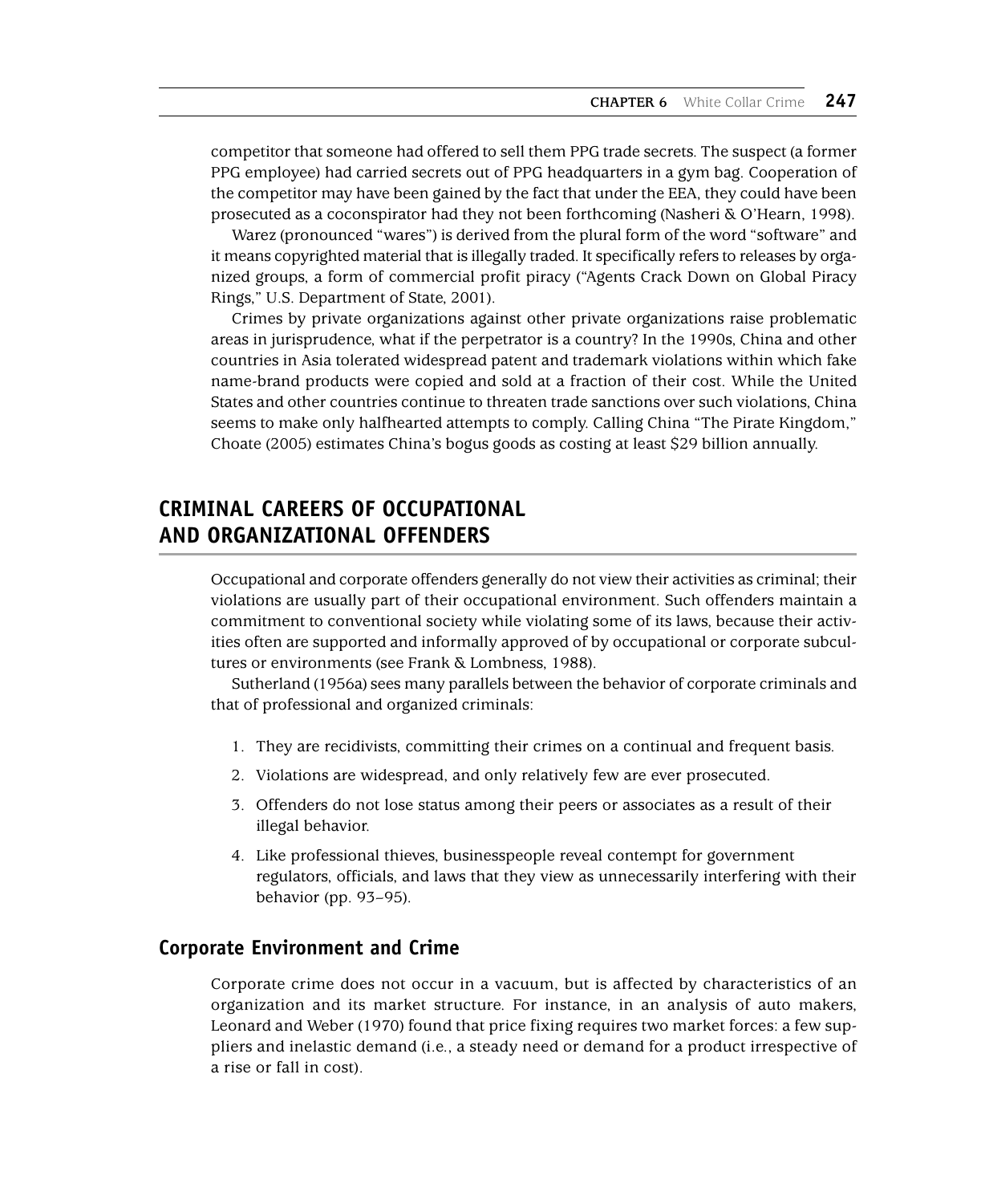competitor that someone had offered to sell them PPG trade secrets. The suspect (a former PPG employee) had carried secrets out of PPG headquarters in a gym bag. Cooperation of the competitor may have been gained by the fact that under the EEA, they could have been prosecuted as a coconspirator had they not been forthcoming (Nasheri & O'Hearn, 1998).

Warez (pronounced "wares") is derived from the plural form of the word "software" and it means copyrighted material that is illegally traded. It specifically refers to releases by organized groups, a form of commercial profit piracy ("Agents Crack Down on Global Piracy Rings," U.S. Department of State, 2001).

Crimes by private organizations against other private organizations raise problematic areas in jurisprudence, what if the perpetrator is a country? In the 1990s, China and other countries in Asia tolerated widespread patent and trademark violations within which fake name-brand products were copied and sold at a fraction of their cost. While the United States and other countries continue to threaten trade sanctions over such violations, China seems to make only halfhearted attempts to comply. Calling China "The Pirate Kingdom," Choate (2005) estimates China's bogus goods as costing at least $29 billion annually.

## CRIMINAL CAREERS OF OCCUPATIONAL AND ORGANIZATIONAL OFFENDERS

Occupational and corporate offenders generally do not view their activities as criminal; their violations are usually part of their occupational environment. Such offenders maintain a commitment to conventional society while violating some of its laws, because their activities often are supported and informally approved of by occupational or corporate subcultures or environments (see Frank & Lombness, 1988).

Sutherland (1956a) sees many parallels between the behavior of corporate criminals and that of professional and organized criminals:

1. They are recidivists, committing their crimes on a continual and frequent basis.
2. Violations are widespread, and only relatively few are ever prosecuted.
3. Offenders do not lose status among their peers or associates as a result of their illegal behavior.
4. Like professional thieves, businesspeople reveal contempt for government regulators, officials, and laws that they view as unnecessarily interfering with their behavior (pp. 93–95).

### Corporate Environment and Crime

Corporate crime does not occur in a vacuum, but is affected by characteristics of an organization and its market structure. For instance, in an analysis of auto makers, Leonard and Weber (1970) found that price fixing requires two market forces: a few suppliers and inelastic demand (i.e., a steady need or demand for a product irrespective of a rise or fall in cost).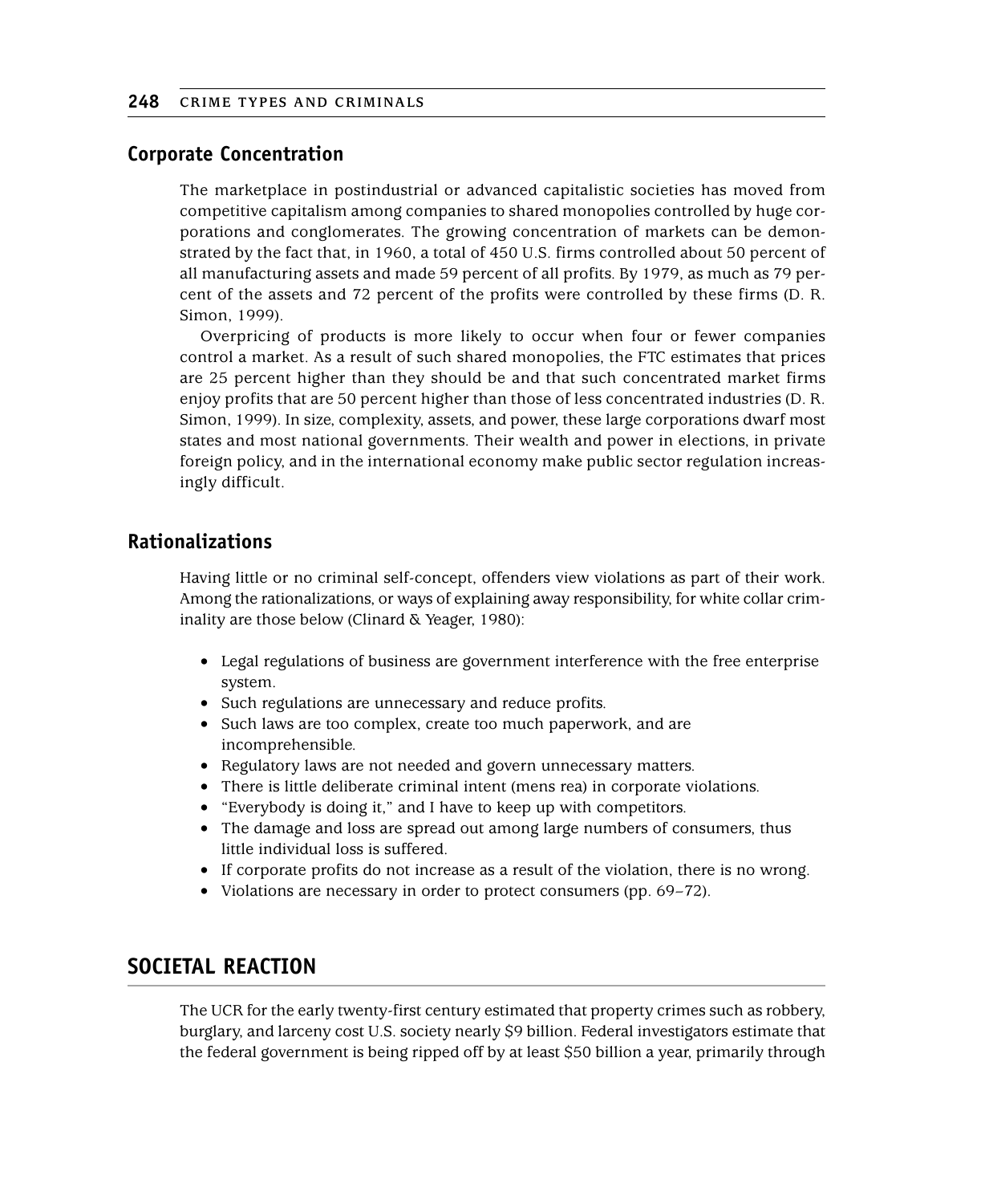## Corporate Concentration

The marketplace in postindustrial or advanced capitalistic societies has moved from competitive capitalism among companies to shared monopolies controlled by huge corporations and conglomerates. The growing concentration of markets can be demonstrated by the fact that, in 1960, a total of 450 U.S. firms controlled about 50 percent of all manufacturing assets and made 59 percent of all profits. By 1979, as much as 79 percent of the assets and 72 percent of the profits were controlled by these firms (D. R. Simon, 1999).

Overpricing of products is more likely to occur when four or fewer companies control a market. As a result of such shared monopolies, the FTC estimates that prices are 25 percent higher than they should be and that such concentrated market firms enjoy profits that are 50 percent higher than those of less concentrated industries (D. R. Simon, 1999). In size, complexity, assets, and power, these large corporations dwarf most states and most national governments. Their wealth and power in elections, in private foreign policy, and in the international economy make public sector regulation increasingly difficult.

## Rationalizations

Having little or no criminal self-concept, offenders view violations as part of their work. Among the rationalizations, or ways of explaining away responsibility, for white collar criminality are those below (Clinard & Yeager, 1980):

- Legal regulations of business are government interference with the free enterprise system.
- Such regulations are unnecessary and reduce profits.
- Such laws are too complex, create too much paperwork, and are incomprehensible.
- Regulatory laws are not needed and govern unnecessary matters.
- There is little deliberate criminal intent (mens rea) in corporate violations.
- "Everybody is doing it," and I have to keep up with competitors.
- The damage and loss are spread out among large numbers of consumers, thus little individual loss is suffered.
- If corporate profits do not increase as a result of the violation, there is no wrong.
- Violations are necessary in order to protect consumers (pp. 69–72).

# SOCIETAL REACTION

The UCR for the early twenty-first century estimated that property crimes such as robbery, burglary, and larceny cost U.S. society nearly $9 billion. Federal investigators estimate that the federal government is being ripped off by at least $50 billion a year, primarily through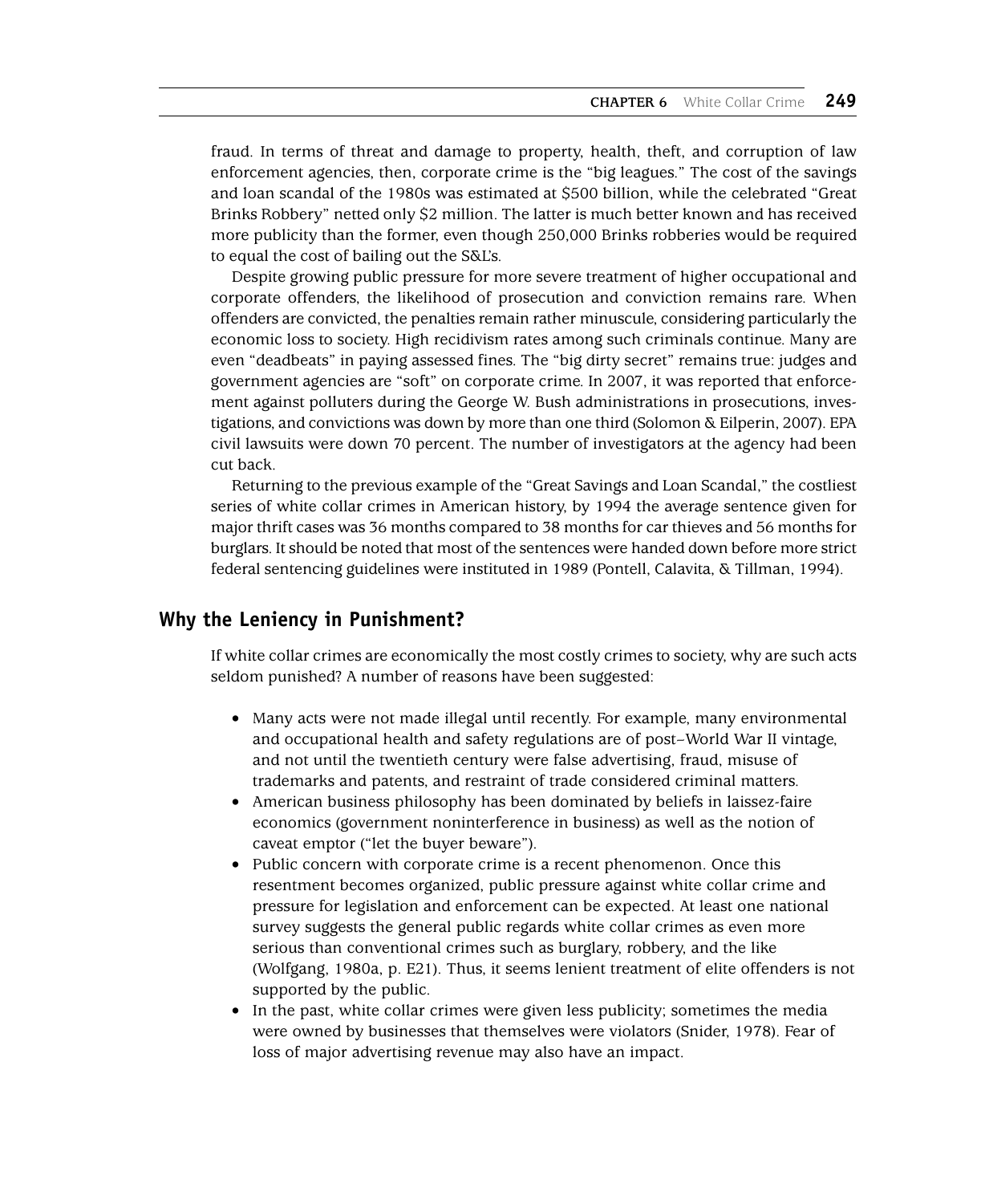fraud. In terms of threat and damage to property, health, theft, and corruption of law enforcement agencies, then, corporate crime is the "big leagues." The cost of the savings and loan scandal of the 1980s was estimated at $500 billion, while the celebrated "Great Brinks Robbery" netted only $2 million. The latter is much better known and has received more publicity than the former, even though 250,000 Brinks robberies would be required to equal the cost of bailing out the S&L's.

Despite growing public pressure for more severe treatment of higher occupational and corporate offenders, the likelihood of prosecution and conviction remains rare. When offenders are convicted, the penalties remain rather minuscule, considering particularly the economic loss to society. High recidivism rates among such criminals continue. Many are even "deadbeats" in paying assessed fines. The "big dirty secret" remains true: judges and government agencies are "soft" on corporate crime. In 2007, it was reported that enforcement against polluters during the George W. Bush administrations in prosecutions, investigations, and convictions was down by more than one third (Solomon & Eilperin, 2007). EPA civil lawsuits were down 70 percent. The number of investigators at the agency had been cut back.

Returning to the previous example of the "Great Savings and Loan Scandal," the costliest series of white collar crimes in American history, by 1994 the average sentence given for major thrift cases was 36 months compared to 38 months for car thieves and 56 months for burglars. It should be noted that most of the sentences were handed down before more strict federal sentencing guidelines were instituted in 1989 (Pontell, Calavita, & Tillman, 1994).

## Why the Leniency in Punishment?

If white collar crimes are economically the most costly crimes to society, why are such acts seldom punished? A number of reasons have been suggested:

- Many acts were not made illegal until recently. For example, many environmental and occupational health and safety regulations are of post–World War II vintage, and not until the twentieth century were false advertising, fraud, misuse of trademarks and patents, and restraint of trade considered criminal matters.
- American business philosophy has been dominated by beliefs in laissez-faire economics (government noninterference in business) as well as the notion of caveat emptor ("let the buyer beware").
- Public concern with corporate crime is a recent phenomenon. Once this resentment becomes organized, public pressure against white collar crime and pressure for legislation and enforcement can be expected. At least one national survey suggests the general public regards white collar crimes as even more serious than conventional crimes such as burglary, robbery, and the like (Wolfgang, 1980a, p. E21). Thus, it seems lenient treatment of elite offenders is not supported by the public.
- In the past, white collar crimes were given less publicity; sometimes the media were owned by businesses that themselves were violators (Snider, 1978). Fear of loss of major advertising revenue may also have an impact.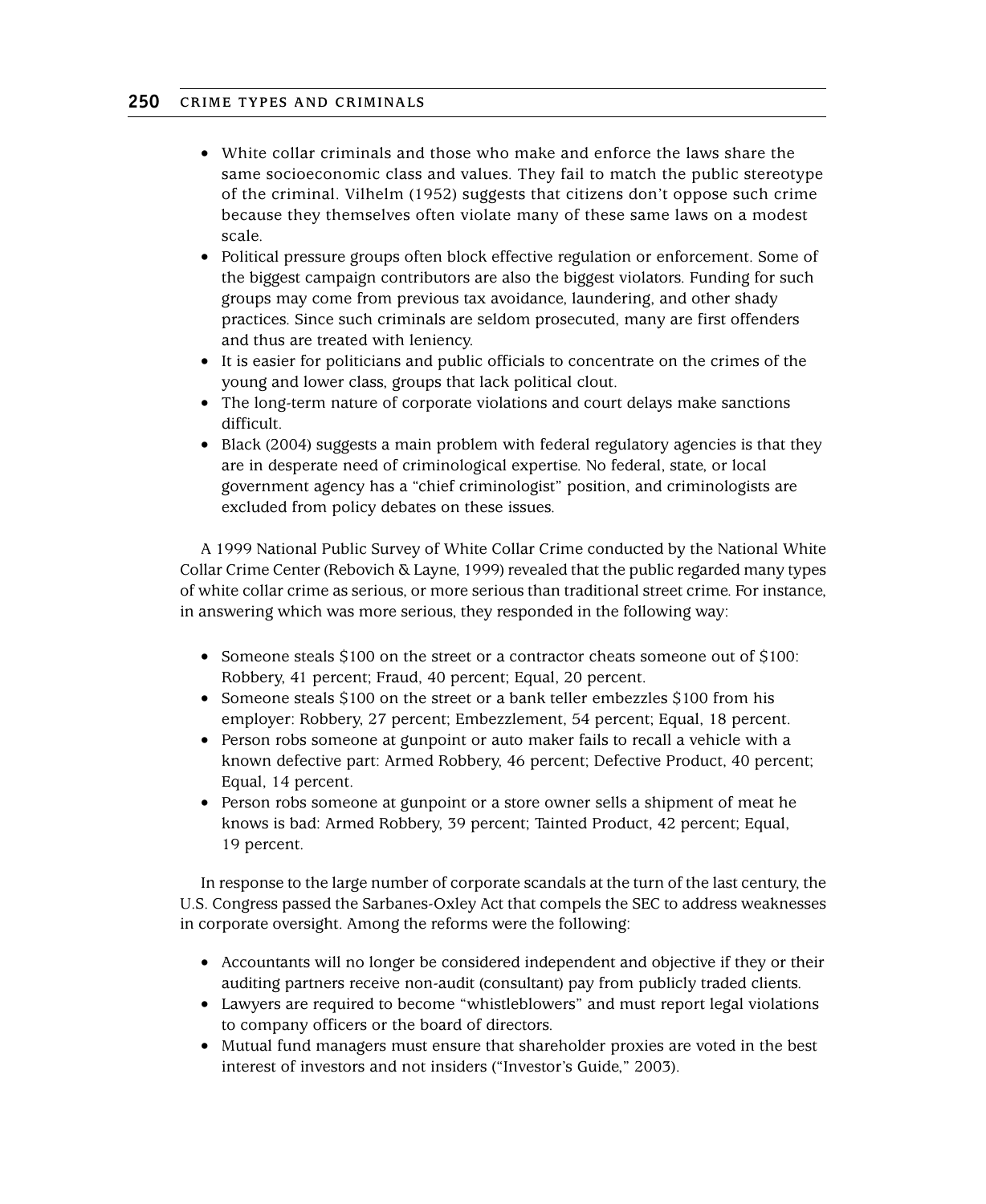- White collar criminals and those who make and enforce the laws share the same socioeconomic class and values. They fail to match the public stereotype of the criminal. Vilhelm (1952) suggests that citizens don't oppose such crime because they themselves often violate many of these same laws on a modest scale.
- Political pressure groups often block effective regulation or enforcement. Some of the biggest campaign contributors are also the biggest violators. Funding for such groups may come from previous tax avoidance, laundering, and other shady practices. Since such criminals are seldom prosecuted, many are first offenders and thus are treated with leniency.
- It is easier for politicians and public officials to concentrate on the crimes of the young and lower class, groups that lack political clout.
- The long-term nature of corporate violations and court delays make sanctions difficult.
- Black (2004) suggests a main problem with federal regulatory agencies is that they are in desperate need of criminological expertise. No federal, state, or local government agency has a "chief criminologist" position, and criminologists are excluded from policy debates on these issues.

A 1999 National Public Survey of White Collar Crime conducted by the National White Collar Crime Center (Rebovich & Layne, 1999) revealed that the public regarded many types of white collar crime as serious, or more serious than traditional street crime. For instance, in answering which was more serious, they responded in the following way:

- Someone steals $100 on the street or a contractor cheats someone out of $100: Robbery, 41 percent; Fraud, 40 percent; Equal, 20 percent.
- Someone steals $100 on the street or a bank teller embezzles $100 from his employer: Robbery, 27 percent; Embezzlement, 54 percent; Equal, 18 percent.
- Person robs someone at gunpoint or auto maker fails to recall a vehicle with a known defective part: Armed Robbery, 46 percent; Defective Product, 40 percent; Equal, 14 percent.
- Person robs someone at gunpoint or a store owner sells a shipment of meat he knows is bad: Armed Robbery, 39 percent; Tainted Product, 42 percent; Equal, 19 percent.

In response to the large number of corporate scandals at the turn of the last century, the U.S. Congress passed the Sarbanes-Oxley Act that compels the SEC to address weaknesses in corporate oversight. Among the reforms were the following:

- Accountants will no longer be considered independent and objective if they or their auditing partners receive non-audit (consultant) pay from publicly traded clients.
- Lawyers are required to become "whistleblowers" and must report legal violations to company officers or the board of directors.
- Mutual fund managers must ensure that shareholder proxies are voted in the best interest of investors and not insiders ("Investor's Guide," 2003).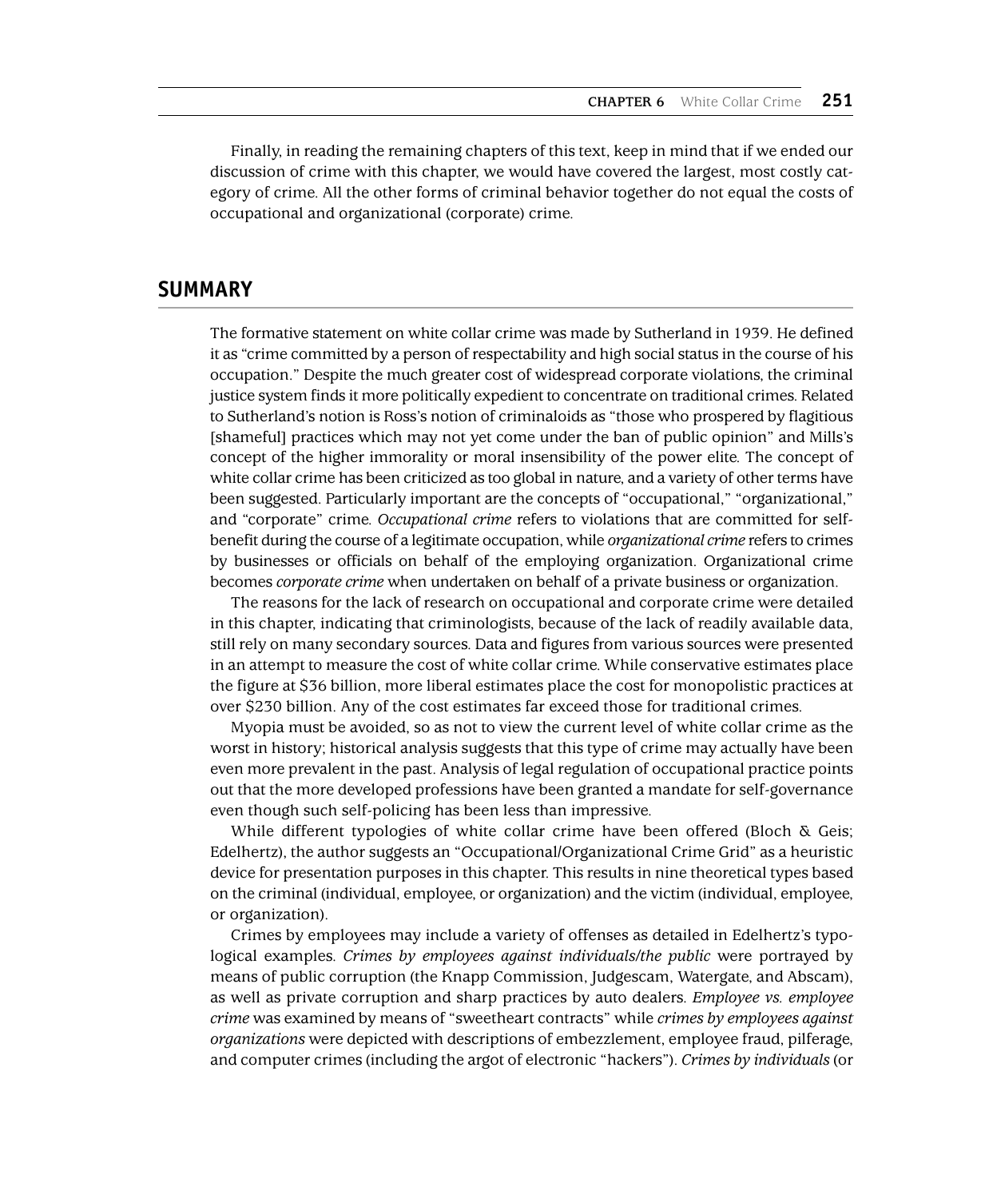Finally, in reading the remaining chapters of this text, keep in mind that if we ended our discussion of crime with this chapter, we would have covered the largest, most costly category of crime. All the other forms of criminal behavior together do not equal the costs of occupational and organizational (corporate) crime.

## SUMMARY

The formative statement on white collar crime was made by Sutherland in 1939. He defined it as "crime committed by a person of respectability and high social status in the course of his occupation." Despite the much greater cost of widespread corporate violations, the criminal justice system finds it more politically expedient to concentrate on traditional crimes. Related to Sutherland's notion is Ross's notion of criminaloids as "those who prospered by flagitious [shameful] practices which may not yet come under the ban of public opinion" and Mills's concept of the higher immorality or moral insensibility of the power elite. The concept of white collar crime has been criticized as too global in nature, and a variety of other terms have been suggested. Particularly important are the concepts of "occupational," "organizational," and "corporate" crime. *Occupational crime* refers to violations that are committed for self-benefit during the course of a legitimate occupation, while *organizational crime* refers to crimes by businesses or officials on behalf of the employing organization. Organizational crime becomes *corporate crime* when undertaken on behalf of a private business or organization.

The reasons for the lack of research on occupational and corporate crime were detailed in this chapter, indicating that criminologists, because of the lack of readily available data, still rely on many secondary sources. Data and figures from various sources were presented in an attempt to measure the cost of white collar crime. While conservative estimates place the figure at $36 billion, more liberal estimates place the cost for monopolistic practices at over $230 billion. Any of the cost estimates far exceed those for traditional crimes.

Myopia must be avoided, so as not to view the current level of white collar crime as the worst in history; historical analysis suggests that this type of crime may actually have been even more prevalent in the past. Analysis of legal regulation of occupational practice points out that the more developed professions have been granted a mandate for self-governance even though such self-policing has been less than impressive.

While different typologies of white collar crime have been offered (Bloch & Geis; Edelhertz), the author suggests an "Occupational/Organizational Crime Grid" as a heuristic device for presentation purposes in this chapter. This results in nine theoretical types based on the criminal (individual, employee, or organization) and the victim (individual, employee, or organization).

Crimes by employees may include a variety of offenses as detailed in Edelhertz's typological examples. *Crimes by employees against individuals/the public* were portrayed by means of public corruption (the Knapp Commission, Judgescam, Watergate, and Abscam), as well as private corruption and sharp practices by auto dealers. *Employee vs. employee crime* was examined by means of "sweetheart contracts" while *crimes by employees against organizations* were depicted with descriptions of embezzlement, employee fraud, pilferage, and computer crimes (including the argot of electronic "hackers"). *Crimes by individuals* (or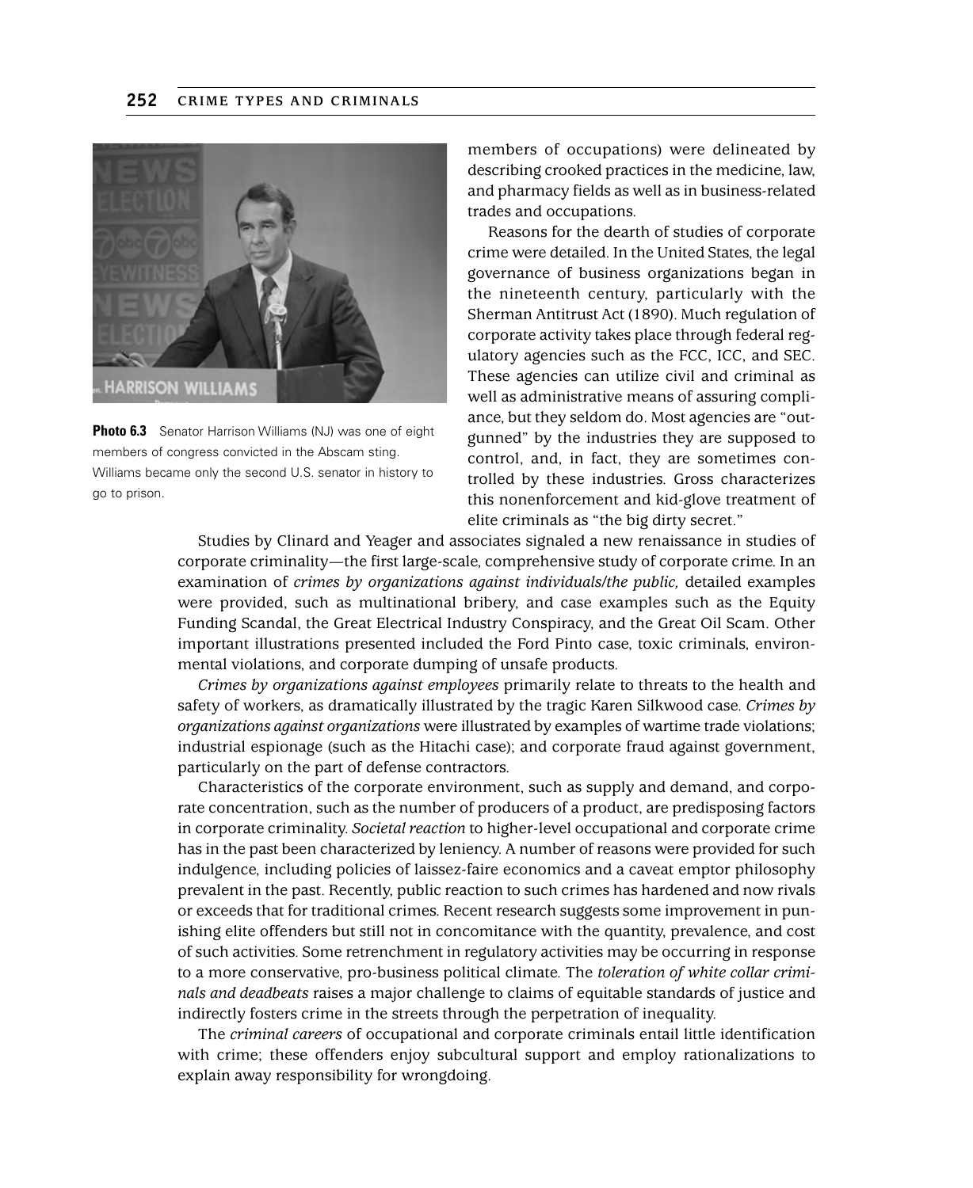members of occupations) were delineated by describing crooked practices in the medicine, law, and pharmacy fields as well as in business-related trades and occupations.

Reasons for the dearth of studies of corporate crime were detailed. In the United States, the legal governance of business organizations began in the nineteenth century, particularly with the Sherman Antitrust Act (1890). Much regulation of corporate activity takes place through federal regulatory agencies such as the FCC, ICC, and SEC. These agencies can utilize civil and criminal as well as administrative means of assuring compliance, but they seldom do. Most agencies are "outgunned" by the industries they are supposed to control, and, in fact, they are sometimes controlled by these industries. Gross characterizes this nonenforcement and kid-glove treatment of elite criminals as "the big dirty secret."

**Photo 6.3** Senator Harrison Williams (NJ) was one of eight members of congress convicted in the Abscam sting. Williams became only the second U.S. senator in history to go to prison.

Studies by Clinard and Yeager and associates signaled a new renaissance in studies of corporate criminality—the first large-scale, comprehensive study of corporate crime. In an examination of *crimes by organizations against individuals/the public,* detailed examples were provided, such as multinational bribery, and case examples such as the Equity Funding Scandal, the Great Electrical Industry Conspiracy, and the Great Oil Scam. Other important illustrations presented included the Ford Pinto case, toxic criminals, environmental violations, and corporate dumping of unsafe products.

*Crimes by organizations against employees* primarily relate to threats to the health and safety of workers, as dramatically illustrated by the tragic Karen Silkwood case. *Crimes by organizations against organizations* were illustrated by examples of wartime trade violations; industrial espionage (such as the Hitachi case); and corporate fraud against government, particularly on the part of defense contractors.

Characteristics of the corporate environment, such as supply and demand, and corporate concentration, such as the number of producers of a product, are predisposing factors in corporate criminality. *Societal reaction* to higher-level occupational and corporate crime has in the past been characterized by leniency. A number of reasons were provided for such indulgence, including policies of laissez-faire economics and a caveat emptor philosophy prevalent in the past. Recently, public reaction to such crimes has hardened and now rivals or exceeds that for traditional crimes. Recent research suggests some improvement in punishing elite offenders but still not in concomitance with the quantity, prevalence, and cost of such activities. Some retrenchment in regulatory activities may be occurring in response to a more conservative, pro-business political climate. The *toleration of white collar criminals and deadbeats* raises a major challenge to claims of equitable standards of justice and indirectly fosters crime in the streets through the perpetration of inequality.

The *criminal careers* of occupational and corporate criminals entail little identification with crime; these offenders enjoy subcultural support and employ rationalizations to explain away responsibility for wrongdoing.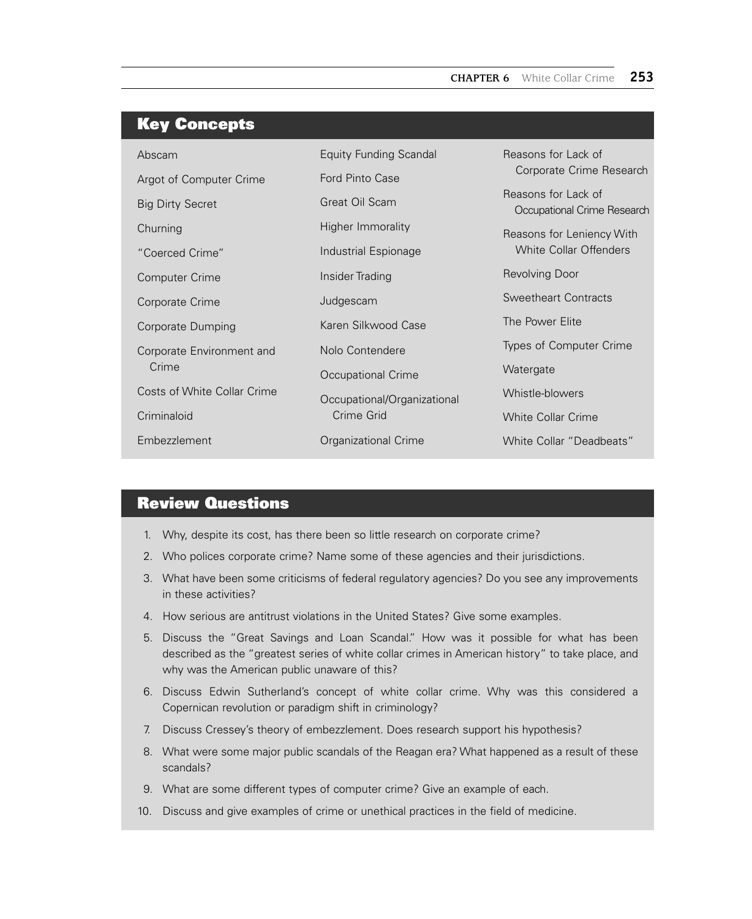## Key Concepts

- Abscam
- Argot of Computer Crime
- Big Dirty Secret
- Churning
- "Coerced Crime"
- Computer Crime
- Corporate Crime
- Corporate Dumping
- Corporate Environment and Crime
- Costs of White Collar Crime
- Criminaloid
- Embezzlement
- Equity Funding Scandal
- Ford Pinto Case
- Great Oil Scam
- Higher Immorality
- Industrial Espionage
- Insider Trading
- Judgescam
- Karen Silkwood Case
- Nolo Contendere
- Occupational Crime
- Occupational/Organizational Crime Grid
- Organizational Crime
- Reasons for Lack of Corporate Crime Research
- Reasons for Lack of Occupational Crime Research
- Reasons for Leniency With White Collar Offenders
- Revolving Door
- Sweetheart Contracts
- The Power Elite
- Types of Computer Crime
- Watergate
- Whistle-blowers
- White Collar Crime
- White Collar "Deadbeats"

## Review Questions

1. Why, despite its cost, has there been so little research on corporate crime?
2. Who polices corporate crime? Name some of these agencies and their jurisdictions.
3. What have been some criticisms of federal regulatory agencies? Do you see any improvements in these activities?
4. How serious are antitrust violations in the United States? Give some examples.
5. Discuss the "Great Savings and Loan Scandal." How was it possible for what has been described as the "greatest series of white collar crimes in American history" to take place, and why was the American public unaware of this?
6. Discuss Edwin Sutherland's concept of white collar crime. Why was this considered a Copernican revolution or paradigm shift in criminology?
7. Discuss Cressey's theory of embezzlement. Does research support his hypothesis?
8. What were some major public scandals of the Reagan era? What happened as a result of these scandals?
9. What are some different types of computer crime? Give an example of each.
10. Discuss and give examples of crime or unethical practices in the field of medicine.